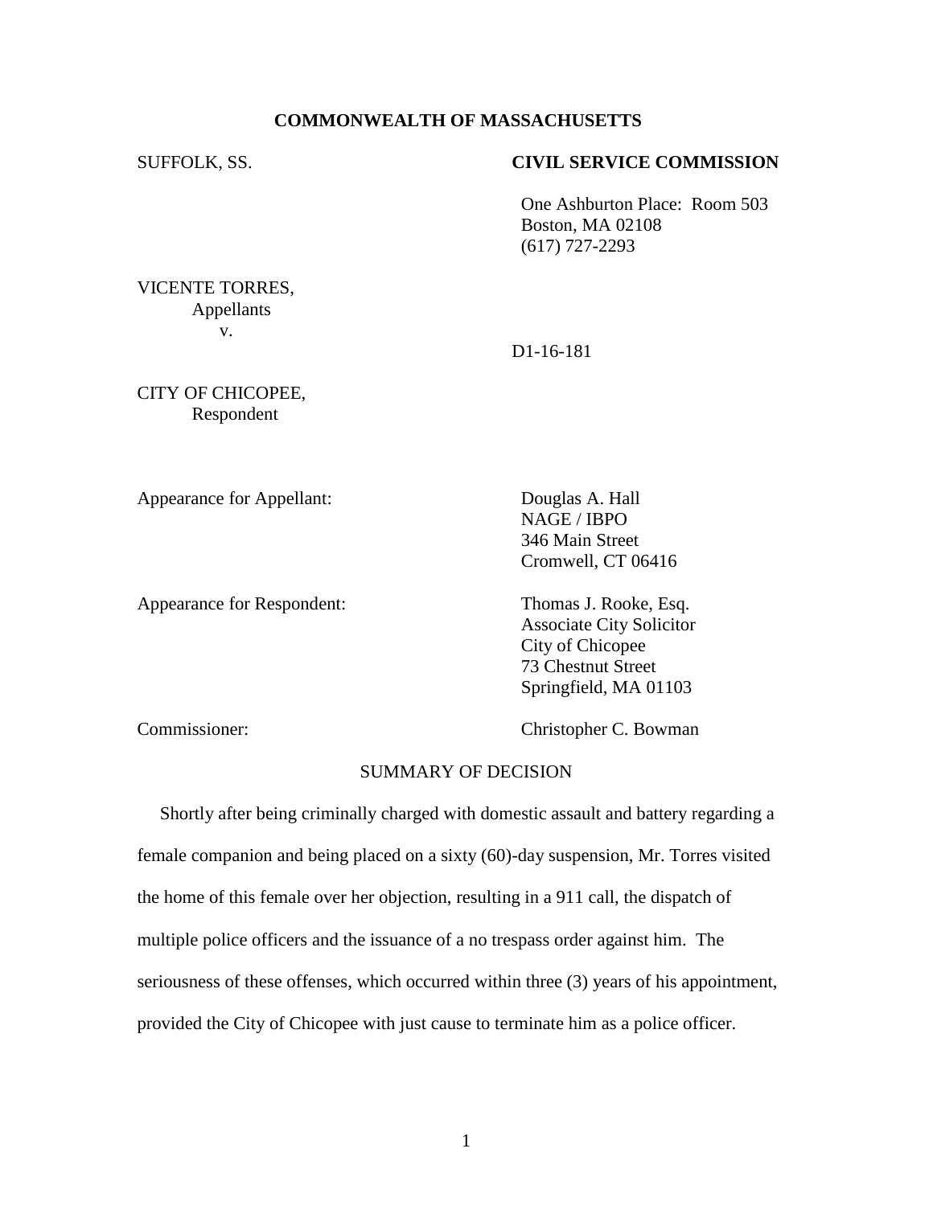**COMMONWEALTH OF MASSACHUSETTS**

SUFFOLK, SS.

**CIVIL SERVICE COMMISSION**

One Ashburton Place: Room 503
Boston, MA 02108
(617) 727-2293

VICENTE TORRES,
Appellants
v.

D1-16-181

CITY OF CHICOPEE,
Respondent

Appearance for Appellant: Douglas A. Hall
NAGE / IBPO
346 Main Street
Cromwell, CT 06416

Appearance for Respondent: Thomas J. Rooke, Esq.
Associate City Solicitor
City of Chicopee
73 Chestnut Street
Springfield, MA 01103

Commissioner: Christopher C. Bowman

SUMMARY OF DECISION

Shortly after being criminally charged with domestic assault and battery regarding a female companion and being placed on a sixty (60)-day suspension, Mr. Torres visited the home of this female over her objection, resulting in a 911 call, the dispatch of multiple police officers and the issuance of a no trespass order against him. The seriousness of these offenses, which occurred within three (3) years of his appointment, provided the City of Chicopee with just cause to terminate him as a police officer.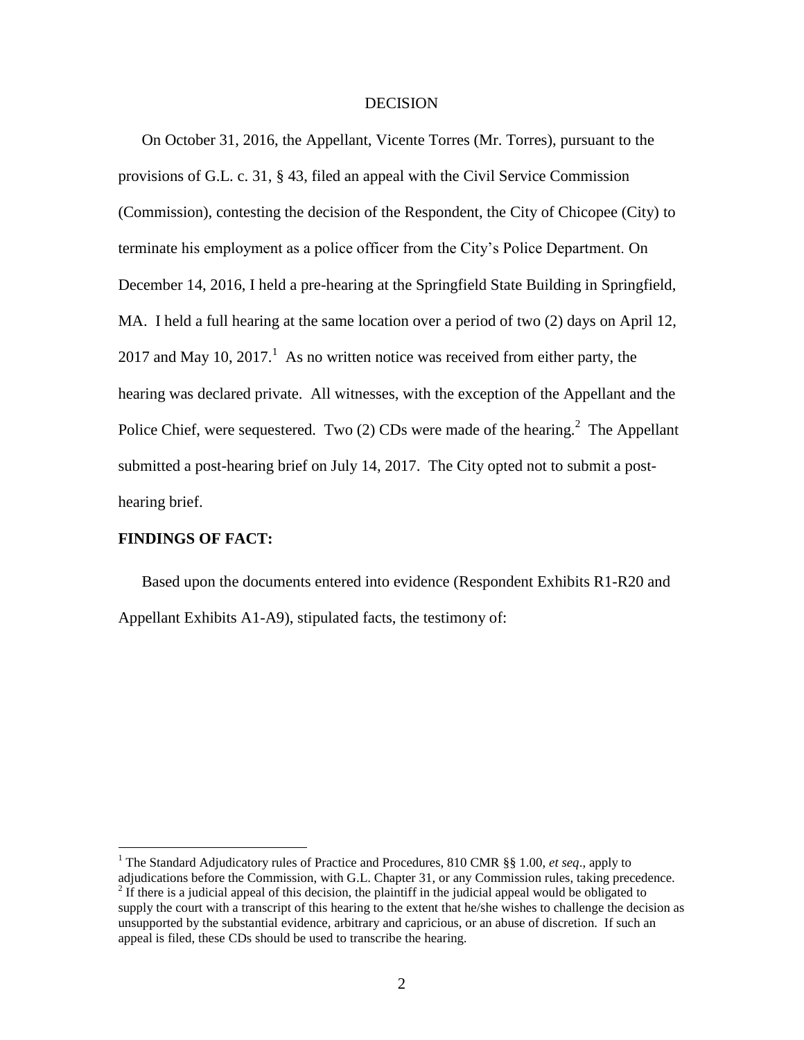DECISION

On October 31, 2016, the Appellant, Vicente Torres (Mr. Torres), pursuant to the provisions of G.L. c. 31, § 43, filed an appeal with the Civil Service Commission (Commission), contesting the decision of the Respondent, the City of Chicopee (City) to terminate his employment as a police officer from the City's Police Department. On December 14, 2016, I held a pre-hearing at the Springfield State Building in Springfield, MA. I held a full hearing at the same location over a period of two (2) days on April 12, 2017 and May 10, 2017.[1] As no written notice was received from either party, the hearing was declared private. All witnesses, with the exception of the Appellant and the Police Chief, were sequestered. Two (2) CDs were made of the hearing.[2] The Appellant submitted a post-hearing brief on July 14, 2017. The City opted not to submit a post-hearing brief.

**FINDINGS OF FACT:**

Based upon the documents entered into evidence (Respondent Exhibits R1-R20 and Appellant Exhibits A1-A9), stipulated facts, the testimony of:

[1] The Standard Adjudicatory rules of Practice and Procedures, 810 CMR §§ 1.00, *et seq*., apply to adjudications before the Commission, with G.L. Chapter 31, or any Commission rules, taking precedence.

[2] If there is a judicial appeal of this decision, the plaintiff in the judicial appeal would be obligated to supply the court with a transcript of this hearing to the extent that he/she wishes to challenge the decision as unsupported by the substantial evidence, arbitrary and capricious, or an abuse of discretion. If such an appeal is filed, these CDs should be used to transcribe the hearing.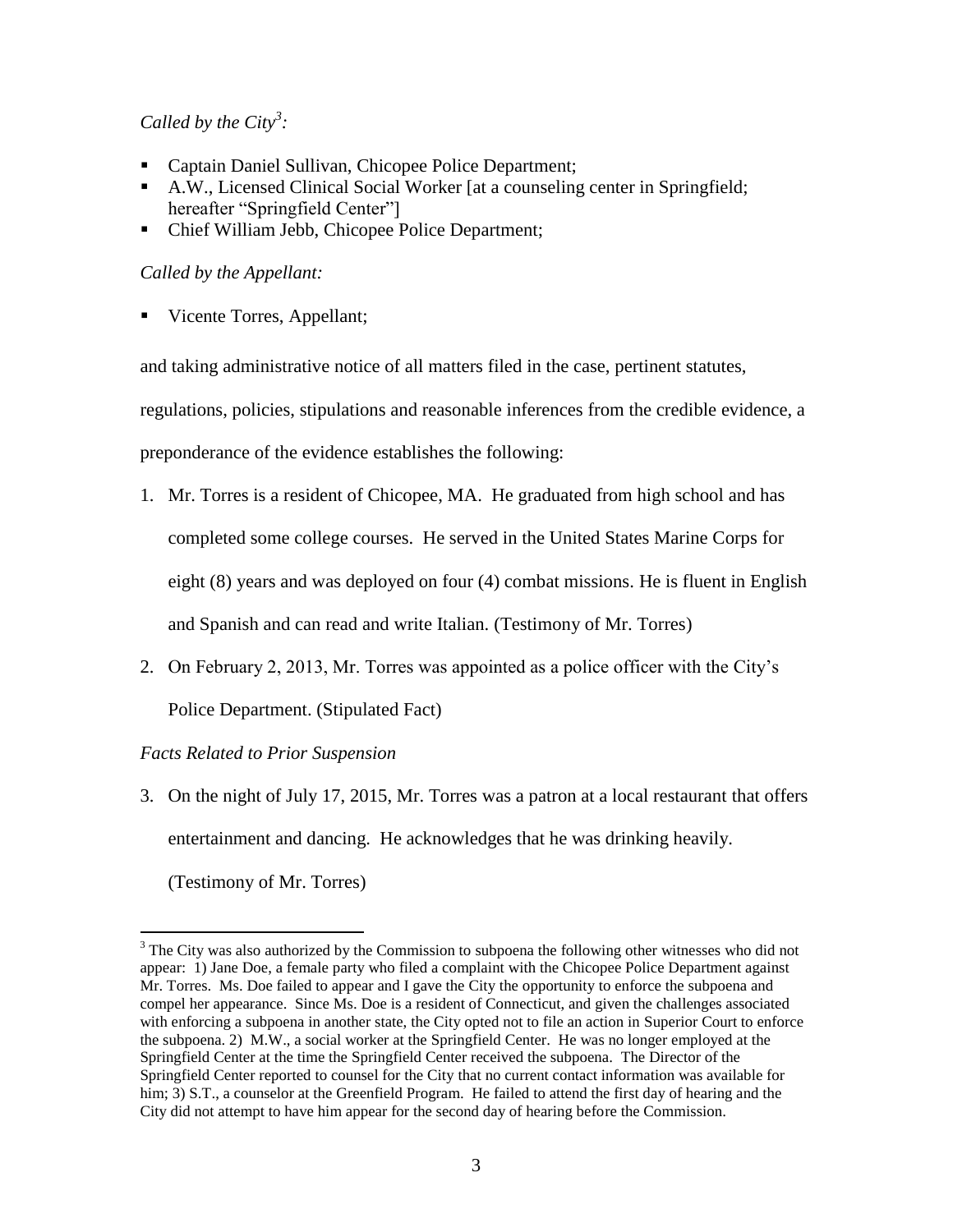*Called by the City[3]:*

- Captain Daniel Sullivan, Chicopee Police Department;
- A.W., Licensed Clinical Social Worker [at a counseling center in Springfield; hereafter "Springfield Center"]
- Chief William Jebb, Chicopee Police Department;

*Called by the Appellant:*

- Vicente Torres, Appellant;

and taking administrative notice of all matters filed in the case, pertinent statutes, regulations, policies, stipulations and reasonable inferences from the credible evidence, a preponderance of the evidence establishes the following:

1. Mr. Torres is a resident of Chicopee, MA. He graduated from high school and has completed some college courses. He served in the United States Marine Corps for eight (8) years and was deployed on four (4) combat missions. He is fluent in English and Spanish and can read and write Italian. (Testimony of Mr. Torres)
2. On February 2, 2013, Mr. Torres was appointed as a police officer with the City's Police Department. (Stipulated Fact)

*Facts Related to Prior Suspension*

3. On the night of July 17, 2015, Mr. Torres was a patron at a local restaurant that offers entertainment and dancing. He acknowledges that he was drinking heavily. (Testimony of Mr. Torres)

[3] The City was also authorized by the Commission to subpoena the following other witnesses who did not appear: 1) Jane Doe, a female party who filed a complaint with the Chicopee Police Department against Mr. Torres. Ms. Doe failed to appear and I gave the City the opportunity to enforce the subpoena and compel her appearance. Since Ms. Doe is a resident of Connecticut, and given the challenges associated with enforcing a subpoena in another state, the City opted not to file an action in Superior Court to enforce the subpoena. 2) M.W., a social worker at the Springfield Center. He was no longer employed at the Springfield Center at the time the Springfield Center received the subpoena. The Director of the Springfield Center reported to counsel for the City that no current contact information was available for him; 3) S.T., a counselor at the Greenfield Program. He failed to attend the first day of hearing and the City did not attempt to have him appear for the second day of hearing before the Commission.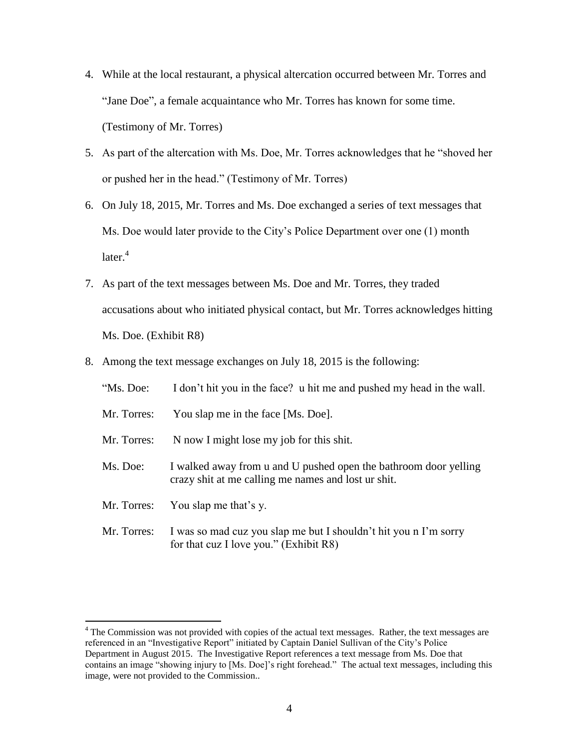4. While at the local restaurant, a physical altercation occurred between Mr. Torres and "Jane Doe", a female acquaintance who Mr. Torres has known for some time. (Testimony of Mr. Torres)

5. As part of the altercation with Ms. Doe, Mr. Torres acknowledges that he "shoved her or pushed her in the head." (Testimony of Mr. Torres)

6. On July 18, 2015, Mr. Torres and Ms. Doe exchanged a series of text messages that Ms. Doe would later provide to the City's Police Department over one (1) month later.[4]

7. As part of the text messages between Ms. Doe and Mr. Torres, they traded accusations about who initiated physical contact, but Mr. Torres acknowledges hitting Ms. Doe. (Exhibit R8)

8. Among the text message exchanges on July 18, 2015 is the following:

   "Ms. Doe: I don't hit you in the face? u hit me and pushed my head in the wall.

   Mr. Torres: You slap me in the face [Ms. Doe].

   Mr. Torres: N now I might lose my job for this shit.

   Ms. Doe: I walked away from u and U pushed open the bathroom door yelling crazy shit at me calling me names and lost ur shit.

   Mr. Torres: You slap me that's y.

   Mr. Torres: I was so mad cuz you slap me but I shouldn't hit you n I'm sorry for that cuz I love you." (Exhibit R8)

---

[4] The Commission was not provided with copies of the actual text messages. Rather, the text messages are referenced in an "Investigative Report" initiated by Captain Daniel Sullivan of the City's Police Department in August 2015. The Investigative Report references a text message from Ms. Doe that contains an image "showing injury to [Ms. Doe]'s right forehead." The actual text messages, including this image, were not provided to the Commission..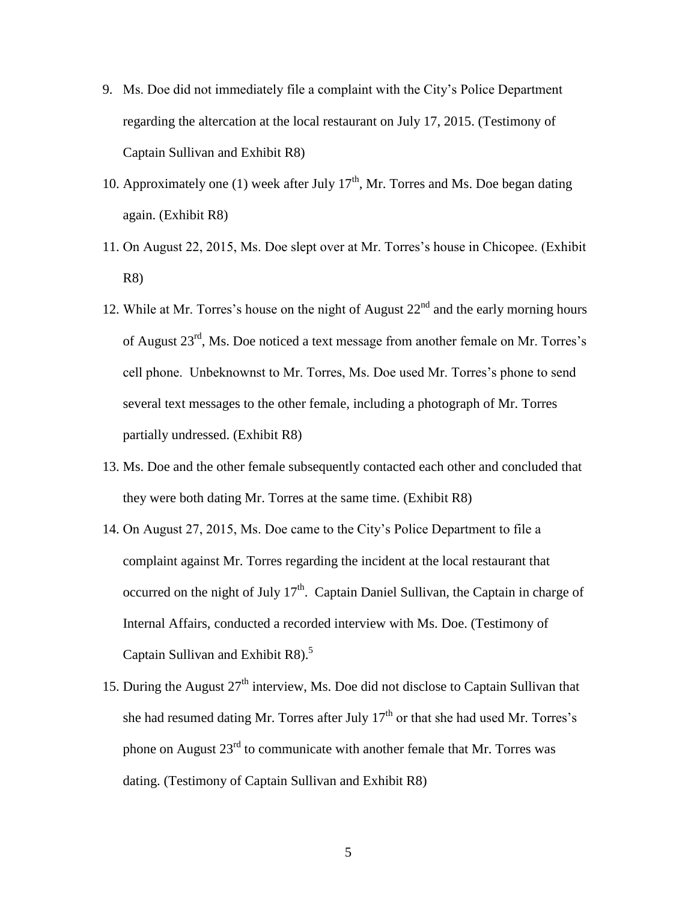9. Ms. Doe did not immediately file a complaint with the City's Police Department regarding the altercation at the local restaurant on July 17, 2015. (Testimony of Captain Sullivan and Exhibit R8)
10. Approximately one (1) week after July 17th, Mr. Torres and Ms. Doe began dating again. (Exhibit R8)
11. On August 22, 2015, Ms. Doe slept over at Mr. Torres's house in Chicopee. (Exhibit R8)
12. While at Mr. Torres's house on the night of August 22nd and the early morning hours of August 23rd, Ms. Doe noticed a text message from another female on Mr. Torres's cell phone. Unbeknownst to Mr. Torres, Ms. Doe used Mr. Torres's phone to send several text messages to the other female, including a photograph of Mr. Torres partially undressed. (Exhibit R8)
13. Ms. Doe and the other female subsequently contacted each other and concluded that they were both dating Mr. Torres at the same time. (Exhibit R8)
14. On August 27, 2015, Ms. Doe came to the City's Police Department to file a complaint against Mr. Torres regarding the incident at the local restaurant that occurred on the night of July 17th. Captain Daniel Sullivan, the Captain in charge of Internal Affairs, conducted a recorded interview with Ms. Doe. (Testimony of Captain Sullivan and Exhibit R8).[5]
15. During the August 27th interview, Ms. Doe did not disclose to Captain Sullivan that she had resumed dating Mr. Torres after July 17th or that she had used Mr. Torres's phone on August 23rd to communicate with another female that Mr. Torres was dating. (Testimony of Captain Sullivan and Exhibit R8)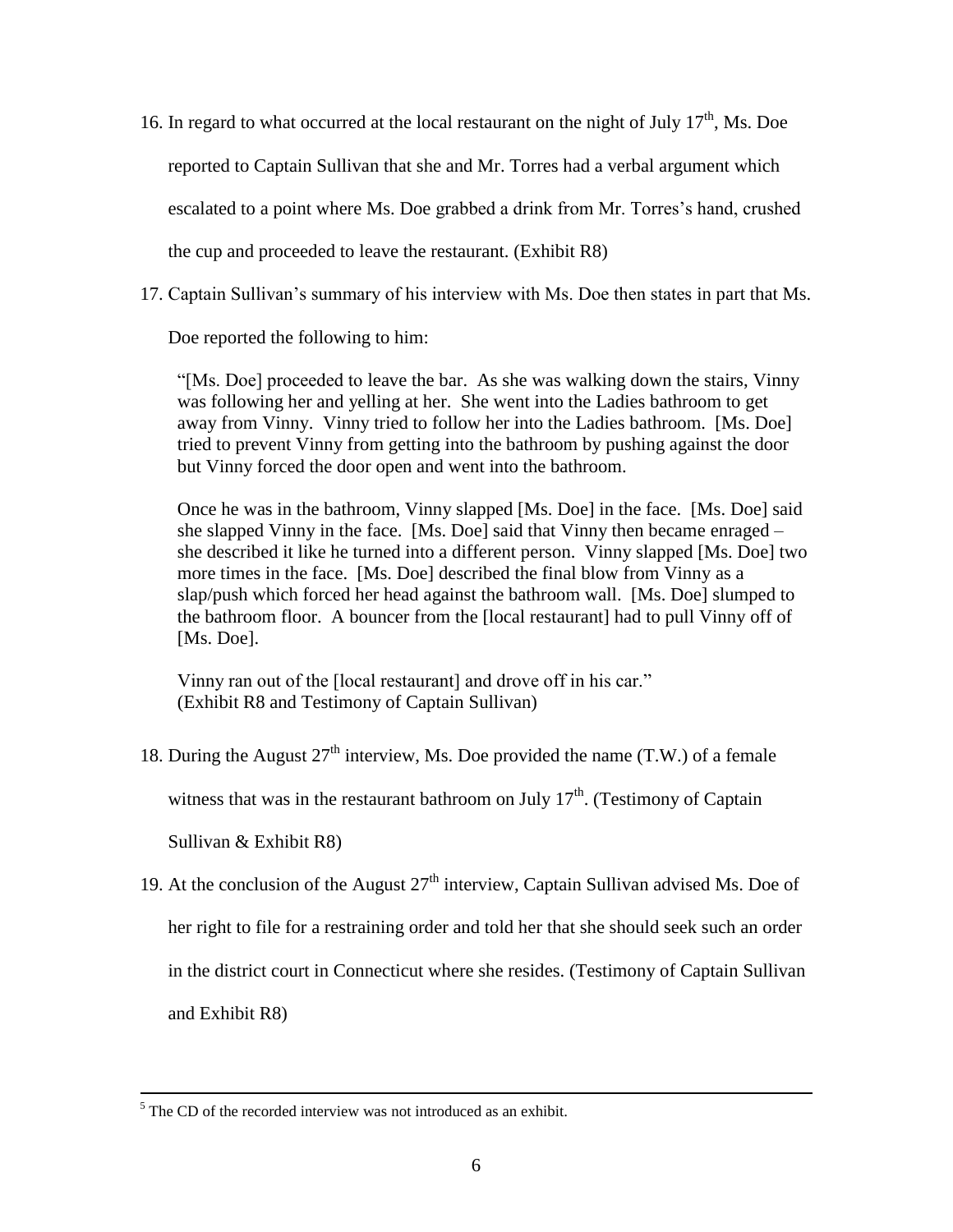16. In regard to what occurred at the local restaurant on the night of July 17th, Ms. Doe reported to Captain Sullivan that she and Mr. Torres had a verbal argument which escalated to a point where Ms. Doe grabbed a drink from Mr. Torres's hand, crushed the cup and proceeded to leave the restaurant. (Exhibit R8)

17. Captain Sullivan's summary of his interview with Ms. Doe then states in part that Ms. Doe reported the following to him:

 > "[Ms. Doe] proceeded to leave the bar. As she was walking down the stairs, Vinny was following her and yelling at her. She went into the Ladies bathroom to get away from Vinny. Vinny tried to follow her into the Ladies bathroom. [Ms. Doe] tried to prevent Vinny from getting into the bathroom by pushing against the door but Vinny forced the door open and went into the bathroom.
 >
 > Once he was in the bathroom, Vinny slapped [Ms. Doe] in the face. [Ms. Doe] said she slapped Vinny in the face. [Ms. Doe] said that Vinny then became enraged – she described it like he turned into a different person. Vinny slapped [Ms. Doe] two more times in the face. [Ms. Doe] described the final blow from Vinny as a slap/push which forced her head against the bathroom wall. [Ms. Doe] slumped to the bathroom floor. A bouncer from the [local restaurant] had to pull Vinny off of [Ms. Doe].
 >
 > Vinny ran out of the [local restaurant] and drove off in his car."
 > (Exhibit R8 and Testimony of Captain Sullivan)

18. During the August 27th interview, Ms. Doe provided the name (T.W.) of a female witness that was in the restaurant bathroom on July 17th. (Testimony of Captain Sullivan & Exhibit R8)

19. At the conclusion of the August 27th interview, Captain Sullivan advised Ms. Doe of her right to file for a restraining order and told her that she should seek such an order in the district court in Connecticut where she resides. (Testimony of Captain Sullivan and Exhibit R8)

---

[5] The CD of the recorded interview was not introduced as an exhibit.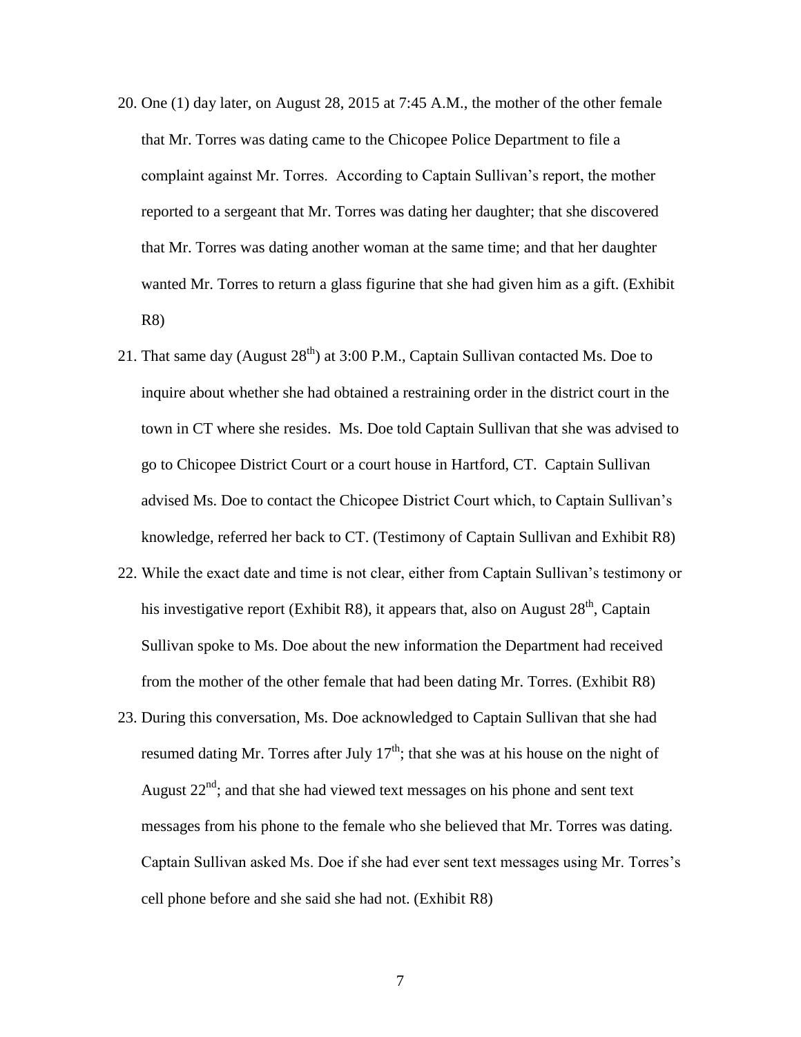20. One (1) day later, on August 28, 2015 at 7:45 A.M., the mother of the other female that Mr. Torres was dating came to the Chicopee Police Department to file a complaint against Mr. Torres. According to Captain Sullivan's report, the mother reported to a sergeant that Mr. Torres was dating her daughter; that she discovered that Mr. Torres was dating another woman at the same time; and that her daughter wanted Mr. Torres to return a glass figurine that she had given him as a gift. (Exhibit R8)

21. That same day (August 28th) at 3:00 P.M., Captain Sullivan contacted Ms. Doe to inquire about whether she had obtained a restraining order in the district court in the town in CT where she resides. Ms. Doe told Captain Sullivan that she was advised to go to Chicopee District Court or a court house in Hartford, CT. Captain Sullivan advised Ms. Doe to contact the Chicopee District Court which, to Captain Sullivan's knowledge, referred her back to CT. (Testimony of Captain Sullivan and Exhibit R8)

22. While the exact date and time is not clear, either from Captain Sullivan's testimony or his investigative report (Exhibit R8), it appears that, also on August 28th, Captain Sullivan spoke to Ms. Doe about the new information the Department had received from the mother of the other female that had been dating Mr. Torres. (Exhibit R8)

23. During this conversation, Ms. Doe acknowledged to Captain Sullivan that she had resumed dating Mr. Torres after July 17th; that she was at his house on the night of August 22nd; and that she had viewed text messages on his phone and sent text messages from his phone to the female who she believed that Mr. Torres was dating. Captain Sullivan asked Ms. Doe if she had ever sent text messages using Mr. Torres's cell phone before and she said she had not. (Exhibit R8)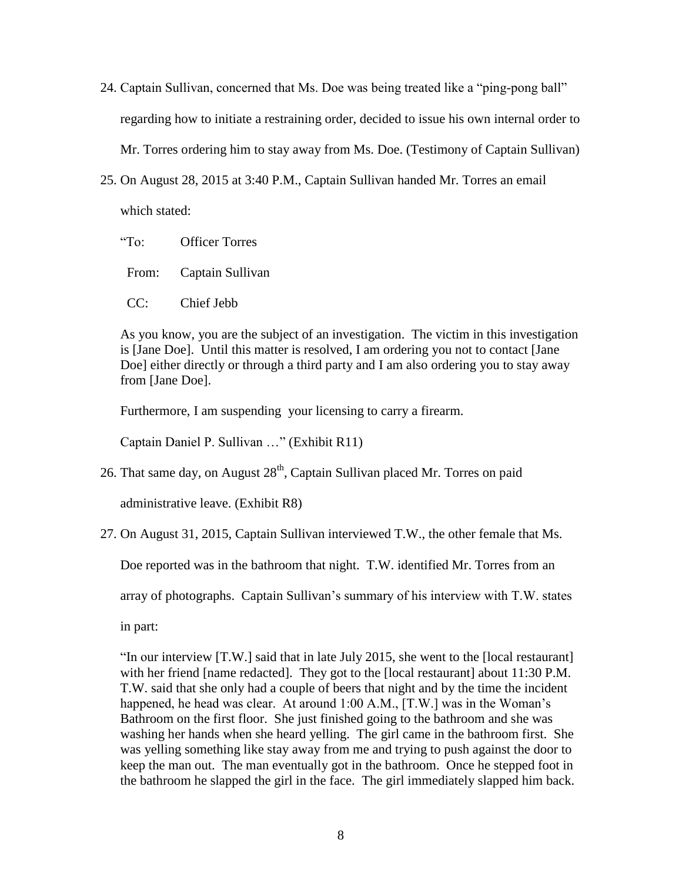24. Captain Sullivan, concerned that Ms. Doe was being treated like a "ping-pong ball" regarding how to initiate a restraining order, decided to issue his own internal order to Mr. Torres ordering him to stay away from Ms. Doe. (Testimony of Captain Sullivan)

25. On August 28, 2015 at 3:40 P.M., Captain Sullivan handed Mr. Torres an email which stated:

> "To: Officer Torres
>
> From: Captain Sullivan
>
> CC: Chief Jebb
>
> As you know, you are the subject of an investigation. The victim in this investigation is [Jane Doe]. Until this matter is resolved, I am ordering you not to contact [Jane Doe] either directly or through a third party and I am also ordering you to stay away from [Jane Doe].
>
> Furthermore, I am suspending your licensing to carry a firearm.
>
> Captain Daniel P. Sullivan …" (Exhibit R11)

26. That same day, on August 28th, Captain Sullivan placed Mr. Torres on paid administrative leave. (Exhibit R8)

27. On August 31, 2015, Captain Sullivan interviewed T.W., the other female that Ms. Doe reported was in the bathroom that night. T.W. identified Mr. Torres from an array of photographs. Captain Sullivan's summary of his interview with T.W. states in part:

> "In our interview [T.W.] said that in late July 2015, she went to the [local restaurant] with her friend [name redacted]. They got to the [local restaurant] about 11:30 P.M. T.W. said that she only had a couple of beers that night and by the time the incident happened, he head was clear. At around 1:00 A.M., [T.W.] was in the Woman's Bathroom on the first floor. She just finished going to the bathroom and she was washing her hands when she heard yelling. The girl came in the bathroom first. She was yelling something like stay away from me and trying to push against the door to keep the man out. The man eventually got in the bathroom. Once he stepped foot in the bathroom he slapped the girl in the face. The girl immediately slapped him back.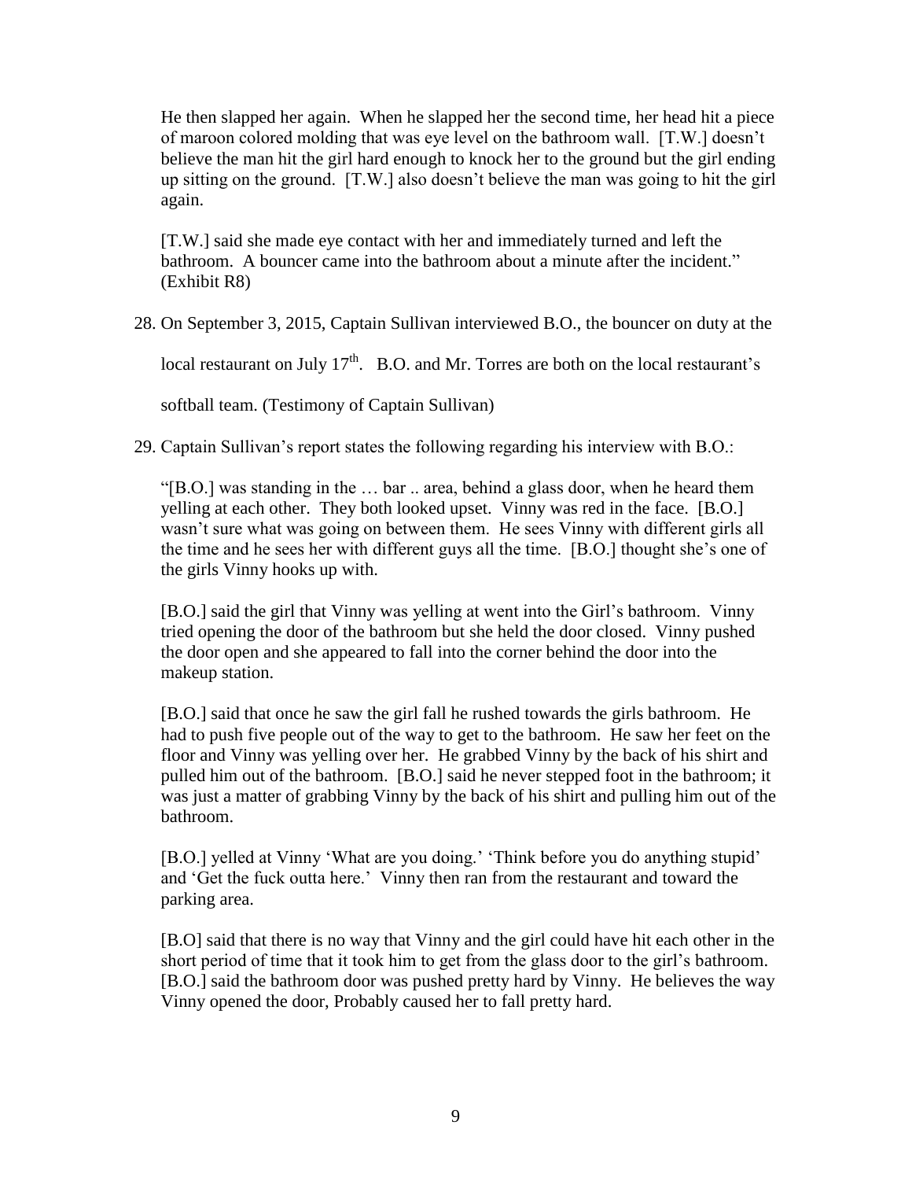He then slapped her again. When he slapped her the second time, her head hit a piece of maroon colored molding that was eye level on the bathroom wall. [T.W.] doesn't believe the man hit the girl hard enough to knock her to the ground but the girl ending up sitting on the ground. [T.W.] also doesn't believe the man was going to hit the girl again.

[T.W.] said she made eye contact with her and immediately turned and left the bathroom. A bouncer came into the bathroom about a minute after the incident." (Exhibit R8)

28. On September 3, 2015, Captain Sullivan interviewed B.O., the bouncer on duty at the local restaurant on July 17th. B.O. and Mr. Torres are both on the local restaurant's softball team. (Testimony of Captain Sullivan)

29. Captain Sullivan's report states the following regarding his interview with B.O.:

"[B.O.] was standing in the … bar .. area, behind a glass door, when he heard them yelling at each other. They both looked upset. Vinny was red in the face. [B.O.] wasn't sure what was going on between them. He sees Vinny with different girls all the time and he sees her with different guys all the time. [B.O.] thought she's one of the girls Vinny hooks up with.

[B.O.] said the girl that Vinny was yelling at went into the Girl's bathroom. Vinny tried opening the door of the bathroom but she held the door closed. Vinny pushed the door open and she appeared to fall into the corner behind the door into the makeup station.

[B.O.] said that once he saw the girl fall he rushed towards the girls bathroom. He had to push five people out of the way to get to the bathroom. He saw her feet on the floor and Vinny was yelling over her. He grabbed Vinny by the back of his shirt and pulled him out of the bathroom. [B.O.] said he never stepped foot in the bathroom; it was just a matter of grabbing Vinny by the back of his shirt and pulling him out of the bathroom.

[B.O.] yelled at Vinny 'What are you doing.' 'Think before you do anything stupid' and 'Get the fuck outta here.' Vinny then ran from the restaurant and toward the parking area.

[B.O] said that there is no way that Vinny and the girl could have hit each other in the short period of time that it took him to get from the glass door to the girl's bathroom. [B.O.] said the bathroom door was pushed pretty hard by Vinny. He believes the way Vinny opened the door, Probably caused her to fall pretty hard.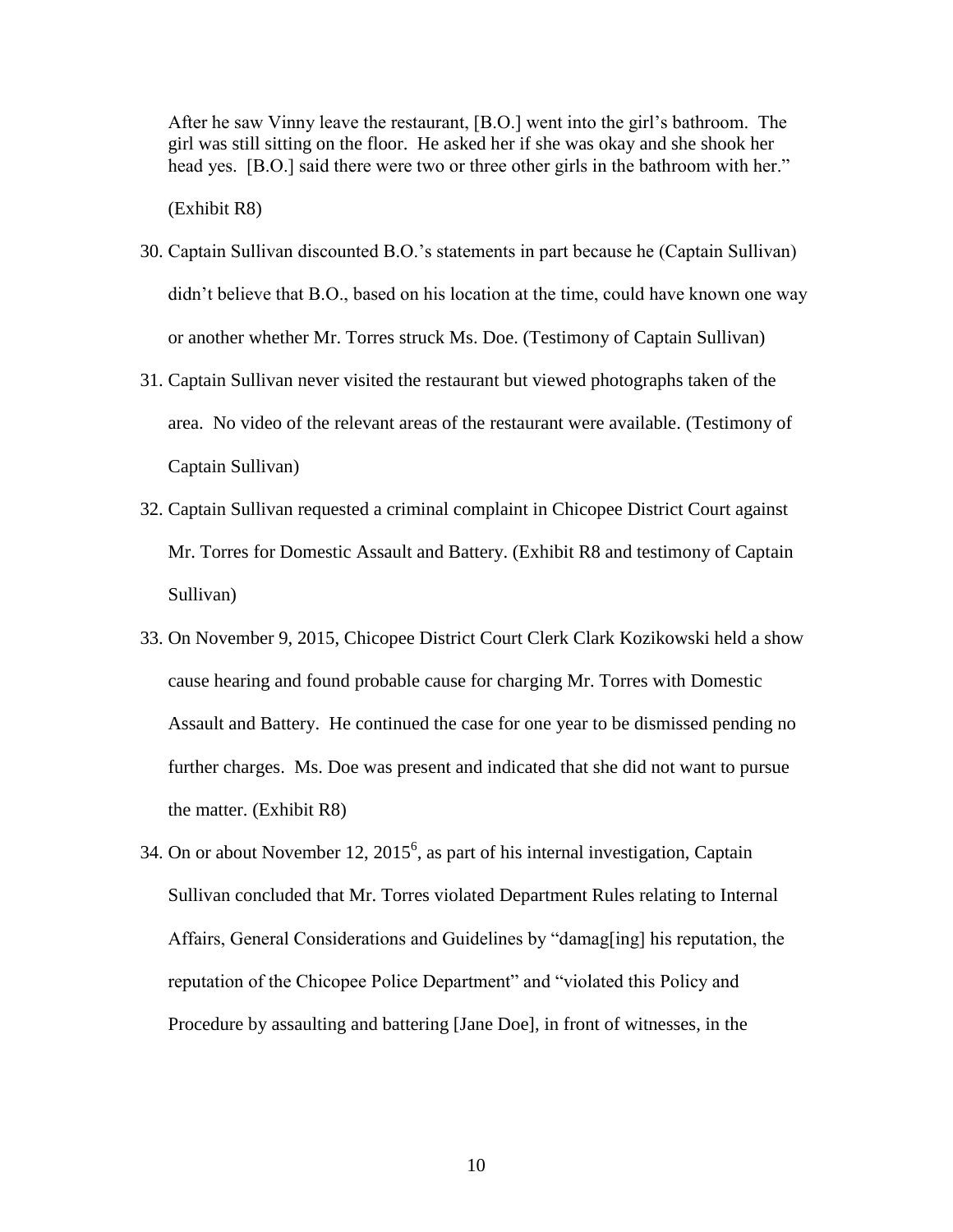After he saw Vinny leave the restaurant, [B.O.] went into the girl's bathroom. The girl was still sitting on the floor. He asked her if she was okay and she shook her head yes. [B.O.] said there were two or three other girls in the bathroom with her."

(Exhibit R8)

30. Captain Sullivan discounted B.O.'s statements in part because he (Captain Sullivan) didn't believe that B.O., based on his location at the time, could have known one way or another whether Mr. Torres struck Ms. Doe. (Testimony of Captain Sullivan)

31. Captain Sullivan never visited the restaurant but viewed photographs taken of the area. No video of the relevant areas of the restaurant were available. (Testimony of Captain Sullivan)

32. Captain Sullivan requested a criminal complaint in Chicopee District Court against Mr. Torres for Domestic Assault and Battery. (Exhibit R8 and testimony of Captain Sullivan)

33. On November 9, 2015, Chicopee District Court Clerk Clark Kozikowski held a show cause hearing and found probable cause for charging Mr. Torres with Domestic Assault and Battery. He continued the case for one year to be dismissed pending no further charges. Ms. Doe was present and indicated that she did not want to pursue the matter. (Exhibit R8)

34. On or about November 12, 2015[6], as part of his internal investigation, Captain Sullivan concluded that Mr. Torres violated Department Rules relating to Internal Affairs, General Considerations and Guidelines by "damag[ing] his reputation, the reputation of the Chicopee Police Department" and "violated this Policy and Procedure by assaulting and battering [Jane Doe], in front of witnesses, in the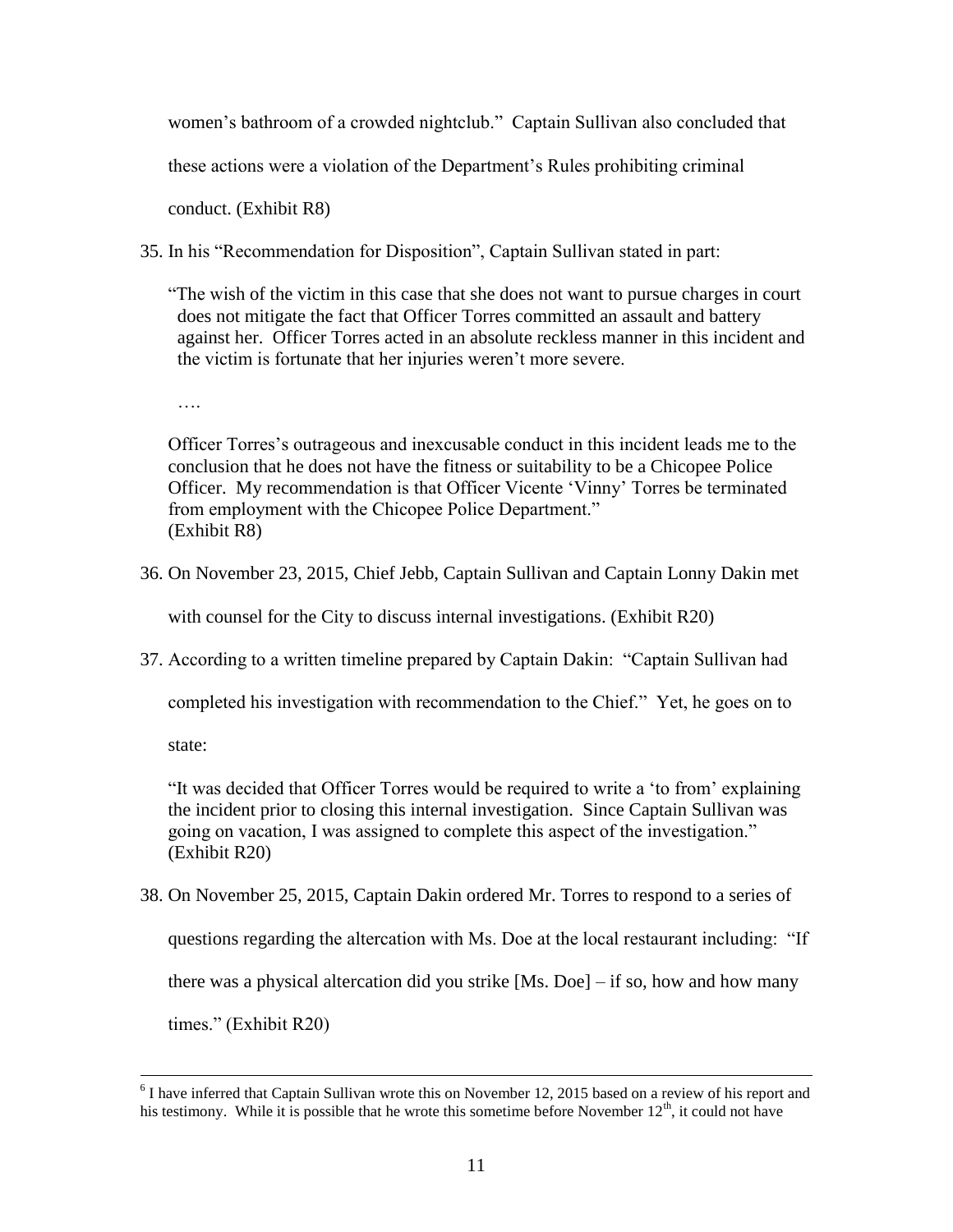women's bathroom of a crowded nightclub." Captain Sullivan also concluded that these actions were a violation of the Department's Rules prohibiting criminal conduct. (Exhibit R8)

35. In his "Recommendation for Disposition", Captain Sullivan stated in part:

   "The wish of the victim in this case that she does not want to pursue charges in court does not mitigate the fact that Officer Torres committed an assault and battery against her. Officer Torres acted in an absolute reckless manner in this incident and the victim is fortunate that her injuries weren't more severe.

   ….

   Officer Torres's outrageous and inexcusable conduct in this incident leads me to the conclusion that he does not have the fitness or suitability to be a Chicopee Police Officer. My recommendation is that Officer Vicente 'Vinny' Torres be terminated from employment with the Chicopee Police Department."
   (Exhibit R8)

36. On November 23, 2015, Chief Jebb, Captain Sullivan and Captain Lonny Dakin met with counsel for the City to discuss internal investigations. (Exhibit R20)

37. According to a written timeline prepared by Captain Dakin: "Captain Sullivan had completed his investigation with recommendation to the Chief." Yet, he goes on to state:

   "It was decided that Officer Torres would be required to write a 'to from' explaining the incident prior to closing this internal investigation. Since Captain Sullivan was going on vacation, I was assigned to complete this aspect of the investigation." (Exhibit R20)

38. On November 25, 2015, Captain Dakin ordered Mr. Torres to respond to a series of questions regarding the altercation with Ms. Doe at the local restaurant including: "If there was a physical altercation did you strike [Ms. Doe] – if so, how and how many times." (Exhibit R20)

---

[6] I have inferred that Captain Sullivan wrote this on November 12, 2015 based on a review of his report and his testimony. While it is possible that he wrote this sometime before November 12th, it could not have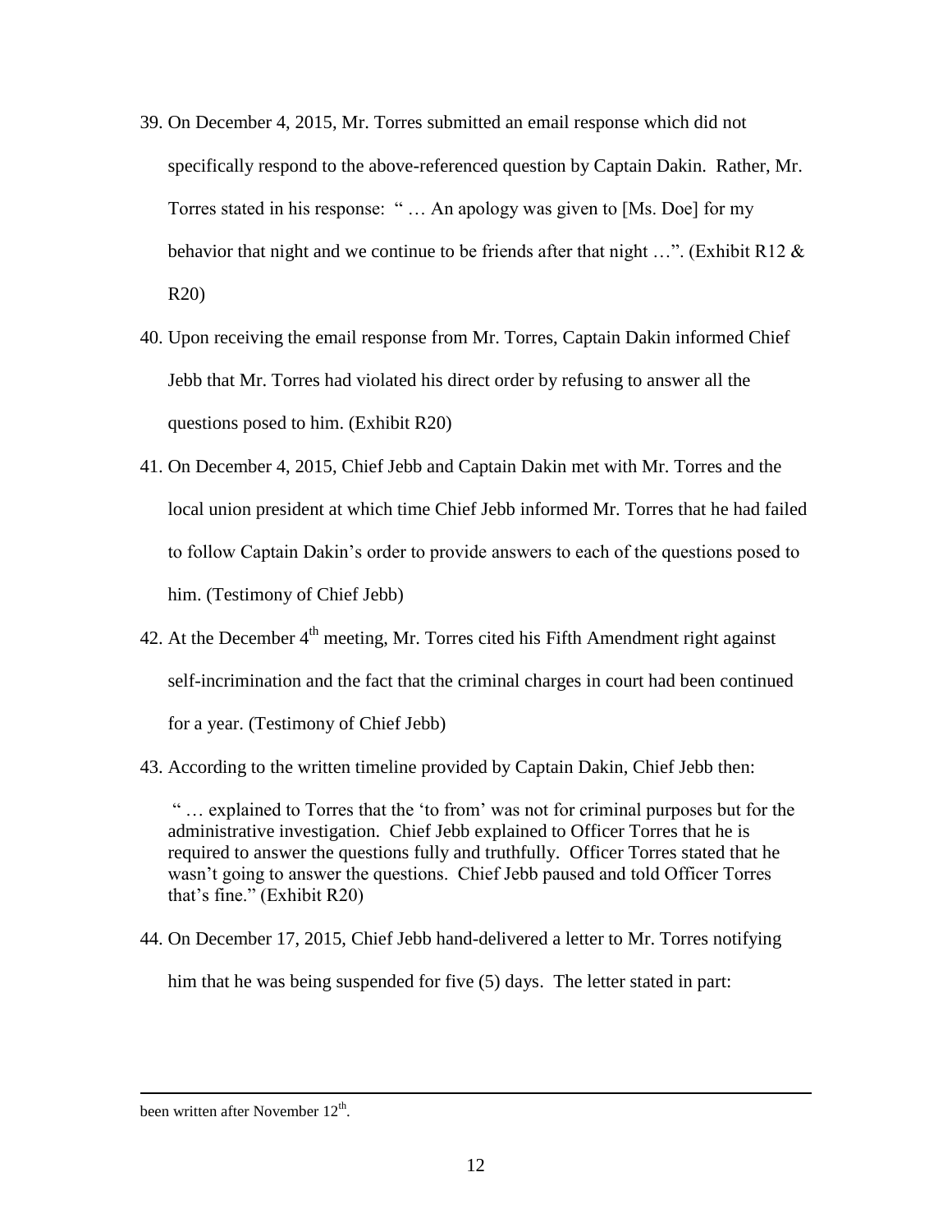39. On December 4, 2015, Mr. Torres submitted an email response which did not specifically respond to the above-referenced question by Captain Dakin. Rather, Mr. Torres stated in his response: " … An apology was given to [Ms. Doe] for my behavior that night and we continue to be friends after that night …". (Exhibit R12 & R20)

40. Upon receiving the email response from Mr. Torres, Captain Dakin informed Chief Jebb that Mr. Torres had violated his direct order by refusing to answer all the questions posed to him. (Exhibit R20)

41. On December 4, 2015, Chief Jebb and Captain Dakin met with Mr. Torres and the local union president at which time Chief Jebb informed Mr. Torres that he had failed to follow Captain Dakin's order to provide answers to each of the questions posed to him. (Testimony of Chief Jebb)

42. At the December 4th meeting, Mr. Torres cited his Fifth Amendment right against self-incrimination and the fact that the criminal charges in court had been continued for a year. (Testimony of Chief Jebb)

43. According to the written timeline provided by Captain Dakin, Chief Jebb then:

> " … explained to Torres that the 'to from' was not for criminal purposes but for the administrative investigation. Chief Jebb explained to Officer Torres that he is required to answer the questions fully and truthfully. Officer Torres stated that he wasn't going to answer the questions. Chief Jebb paused and told Officer Torres that's fine." (Exhibit R20)

44. On December 17, 2015, Chief Jebb hand-delivered a letter to Mr. Torres notifying him that he was being suspended for five (5) days. The letter stated in part:

---

been written after November 12th.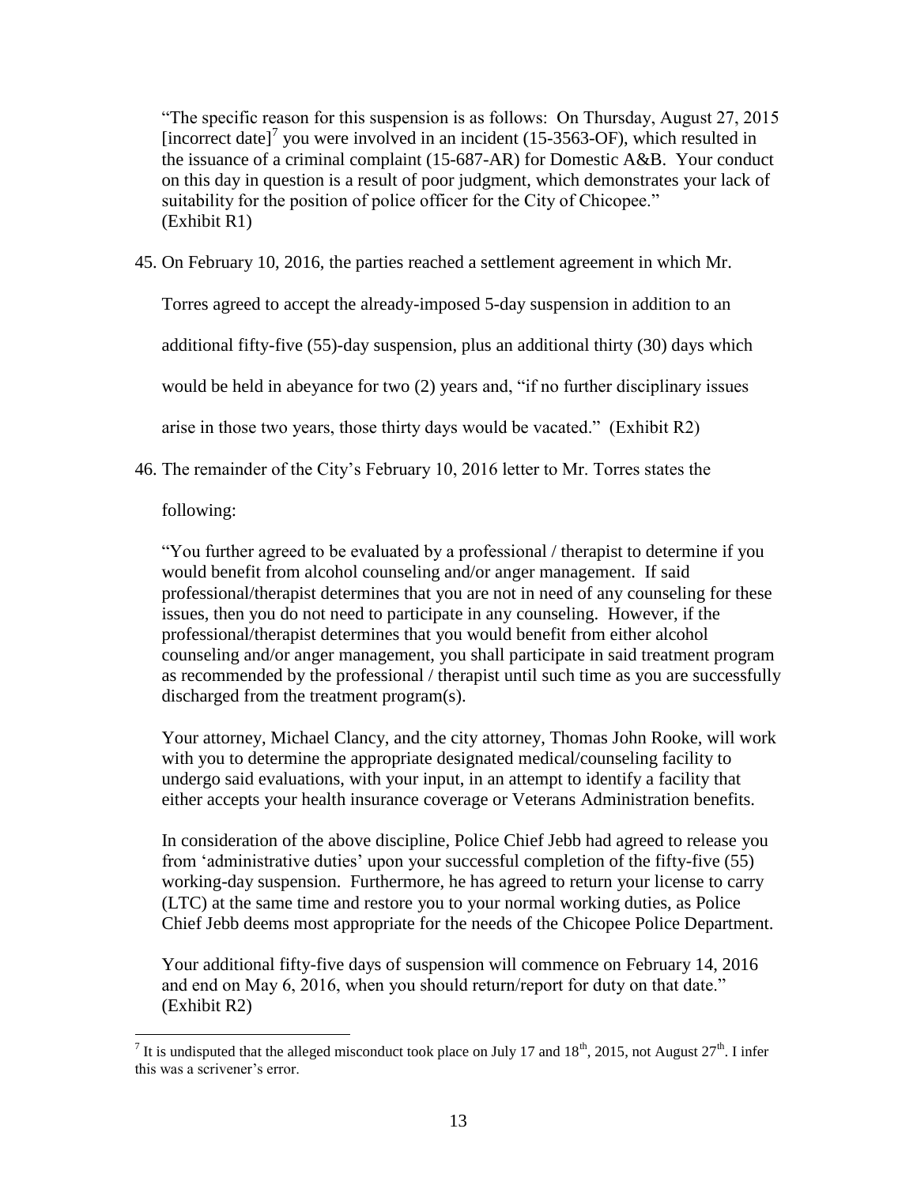"The specific reason for this suspension is as follows: On Thursday, August 27, 2015 [incorrect date][7] you were involved in an incident (15-3563-OF), which resulted in the issuance of a criminal complaint (15-687-AR) for Domestic A&B. Your conduct on this day in question is a result of poor judgment, which demonstrates your lack of suitability for the position of police officer for the City of Chicopee." (Exhibit R1)

45. On February 10, 2016, the parties reached a settlement agreement in which Mr. Torres agreed to accept the already-imposed 5-day suspension in addition to an additional fifty-five (55)-day suspension, plus an additional thirty (30) days which would be held in abeyance for two (2) years and, "if no further disciplinary issues arise in those two years, those thirty days would be vacated." (Exhibit R2)

46. The remainder of the City's February 10, 2016 letter to Mr. Torres states the following:

"You further agreed to be evaluated by a professional / therapist to determine if you would benefit from alcohol counseling and/or anger management. If said professional/therapist determines that you are not in need of any counseling for these issues, then you do not need to participate in any counseling. However, if the professional/therapist determines that you would benefit from either alcohol counseling and/or anger management, you shall participate in said treatment program as recommended by the professional / therapist until such time as you are successfully discharged from the treatment program(s).

Your attorney, Michael Clancy, and the city attorney, Thomas John Rooke, will work with you to determine the appropriate designated medical/counseling facility to undergo said evaluations, with your input, in an attempt to identify a facility that either accepts your health insurance coverage or Veterans Administration benefits.

In consideration of the above discipline, Police Chief Jebb had agreed to release you from 'administrative duties' upon your successful completion of the fifty-five (55) working-day suspension. Furthermore, he has agreed to return your license to carry (LTC) at the same time and restore you to your normal working duties, as Police Chief Jebb deems most appropriate for the needs of the Chicopee Police Department.

Your additional fifty-five days of suspension will commence on February 14, 2016 and end on May 6, 2016, when you should return/report for duty on that date." (Exhibit R2)

---

[7] It is undisputed that the alleged misconduct took place on July 17 and 18th, 2015, not August 27th. I infer this was a scrivener's error.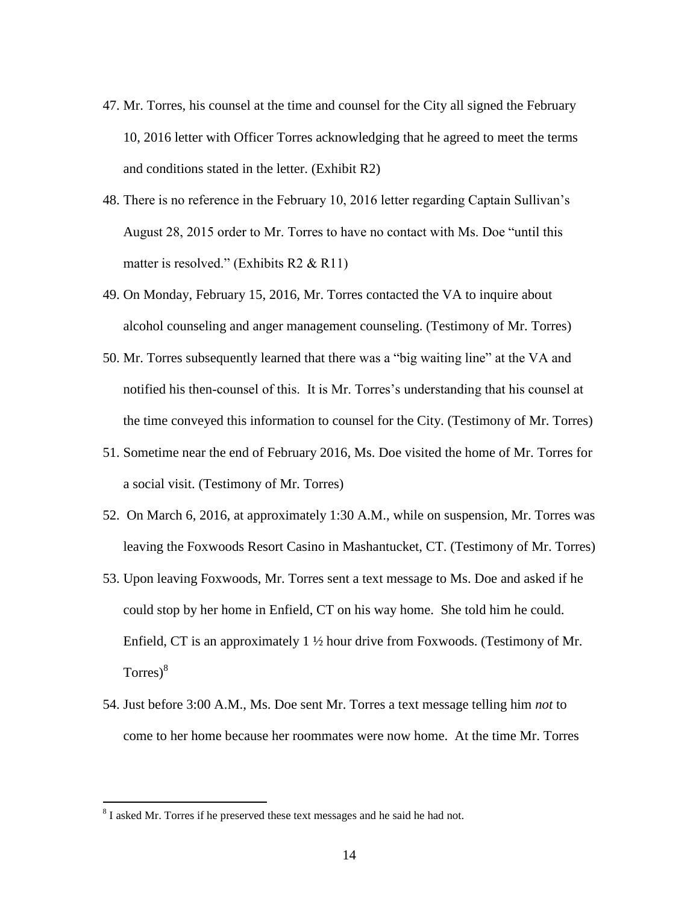47. Mr. Torres, his counsel at the time and counsel for the City all signed the February 10, 2016 letter with Officer Torres acknowledging that he agreed to meet the terms and conditions stated in the letter. (Exhibit R2)

48. There is no reference in the February 10, 2016 letter regarding Captain Sullivan's August 28, 2015 order to Mr. Torres to have no contact with Ms. Doe "until this matter is resolved." (Exhibits R2 & R11)

49. On Monday, February 15, 2016, Mr. Torres contacted the VA to inquire about alcohol counseling and anger management counseling. (Testimony of Mr. Torres)

50. Mr. Torres subsequently learned that there was a "big waiting line" at the VA and notified his then-counsel of this. It is Mr. Torres's understanding that his counsel at the time conveyed this information to counsel for the City. (Testimony of Mr. Torres)

51. Sometime near the end of February 2016, Ms. Doe visited the home of Mr. Torres for a social visit. (Testimony of Mr. Torres)

52. On March 6, 2016, at approximately 1:30 A.M., while on suspension, Mr. Torres was leaving the Foxwoods Resort Casino in Mashantucket, CT. (Testimony of Mr. Torres)

53. Upon leaving Foxwoods, Mr. Torres sent a text message to Ms. Doe and asked if he could stop by her home in Enfield, CT on his way home. She told him he could. Enfield, CT is an approximately 1 ½ hour drive from Foxwoods. (Testimony of Mr. Torres)[8]

54. Just before 3:00 A.M., Ms. Doe sent Mr. Torres a text message telling him *not* to come to her home because her roommates were now home. At the time Mr. Torres

[8] I asked Mr. Torres if he preserved these text messages and he said he had not.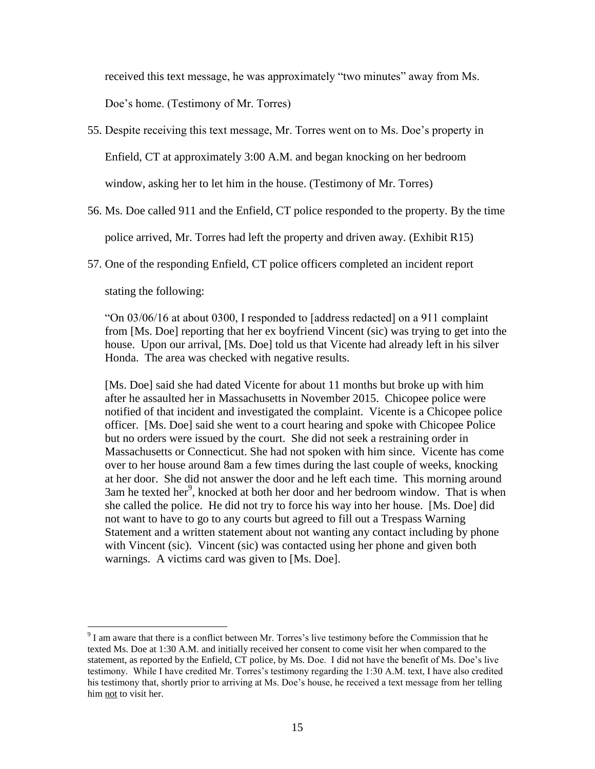received this text message, he was approximately "two minutes" away from Ms. Doe's home. (Testimony of Mr. Torres)

55. Despite receiving this text message, Mr. Torres went on to Ms. Doe's property in Enfield, CT at approximately 3:00 A.M. and began knocking on her bedroom window, asking her to let him in the house. (Testimony of Mr. Torres)

56. Ms. Doe called 911 and the Enfield, CT police responded to the property. By the time police arrived, Mr. Torres had left the property and driven away. (Exhibit R15)

57. One of the responding Enfield, CT police officers completed an incident report stating the following:

> "On 03/06/16 at about 0300, I responded to [address redacted] on a 911 complaint from [Ms. Doe] reporting that her ex boyfriend Vincent (sic) was trying to get into the house. Upon our arrival, [Ms. Doe] told us that Vicente had already left in his silver Honda. The area was checked with negative results.
>
> [Ms. Doe] said she had dated Vicente for about 11 months but broke up with him after he assaulted her in Massachusetts in November 2015. Chicopee police were notified of that incident and investigated the complaint. Vicente is a Chicopee police officer. [Ms. Doe] said she went to a court hearing and spoke with Chicopee Police but no orders were issued by the court. She did not seek a restraining order in Massachusetts or Connecticut. She had not spoken with him since. Vicente has come over to her house around 8am a few times during the last couple of weeks, knocking at her door. She did not answer the door and he left each time. This morning around 3am he texted her[9], knocked at both her door and her bedroom window. That is when she called the police. He did not try to force his way into her house. [Ms. Doe] did not want to have to go to any courts but agreed to fill out a Trespass Warning Statement and a written statement about not wanting any contact including by phone with Vincent (sic). Vincent (sic) was contacted using her phone and given both warnings. A victims card was given to [Ms. Doe].

---

[9] I am aware that there is a conflict between Mr. Torres's live testimony before the Commission that he texted Ms. Doe at 1:30 A.M. and initially received her consent to come visit her when compared to the statement, as reported by the Enfield, CT police, by Ms. Doe. I did not have the benefit of Ms. Doe's live testimony. While I have credited Mr. Torres's testimony regarding the 1:30 A.M. text, I have also credited his testimony that, shortly prior to arriving at Ms. Doe's house, he received a text message from her telling him <u>not</u> to visit her.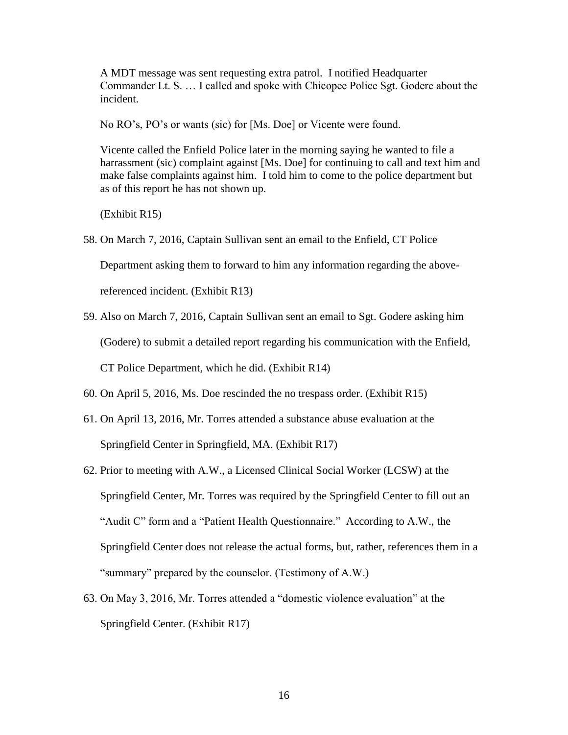> A MDT message was sent requesting extra patrol. I notified Headquarter Commander Lt. S. … I called and spoke with Chicopee Police Sgt. Godere about the incident.
>
> No RO's, PO's or wants (sic) for [Ms. Doe] or Vicente were found.
>
> Vicente called the Enfield Police later in the morning saying he wanted to file a harrassment (sic) complaint against [Ms. Doe] for continuing to call and text him and make false complaints against him. I told him to come to the police department but as of this report he has not shown up.
>
> (Exhibit R15)

58. On March 7, 2016, Captain Sullivan sent an email to the Enfield, CT Police Department asking them to forward to him any information regarding the above-referenced incident. (Exhibit R13)

59. Also on March 7, 2016, Captain Sullivan sent an email to Sgt. Godere asking him (Godere) to submit a detailed report regarding his communication with the Enfield, CT Police Department, which he did. (Exhibit R14)

60. On April 5, 2016, Ms. Doe rescinded the no trespass order. (Exhibit R15)

61. On April 13, 2016, Mr. Torres attended a substance abuse evaluation at the Springfield Center in Springfield, MA. (Exhibit R17)

62. Prior to meeting with A.W., a Licensed Clinical Social Worker (LCSW) at the Springfield Center, Mr. Torres was required by the Springfield Center to fill out an "Audit C" form and a "Patient Health Questionnaire." According to A.W., the Springfield Center does not release the actual forms, but, rather, references them in a "summary" prepared by the counselor. (Testimony of A.W.)

63. On May 3, 2016, Mr. Torres attended a "domestic violence evaluation" at the Springfield Center. (Exhibit R17)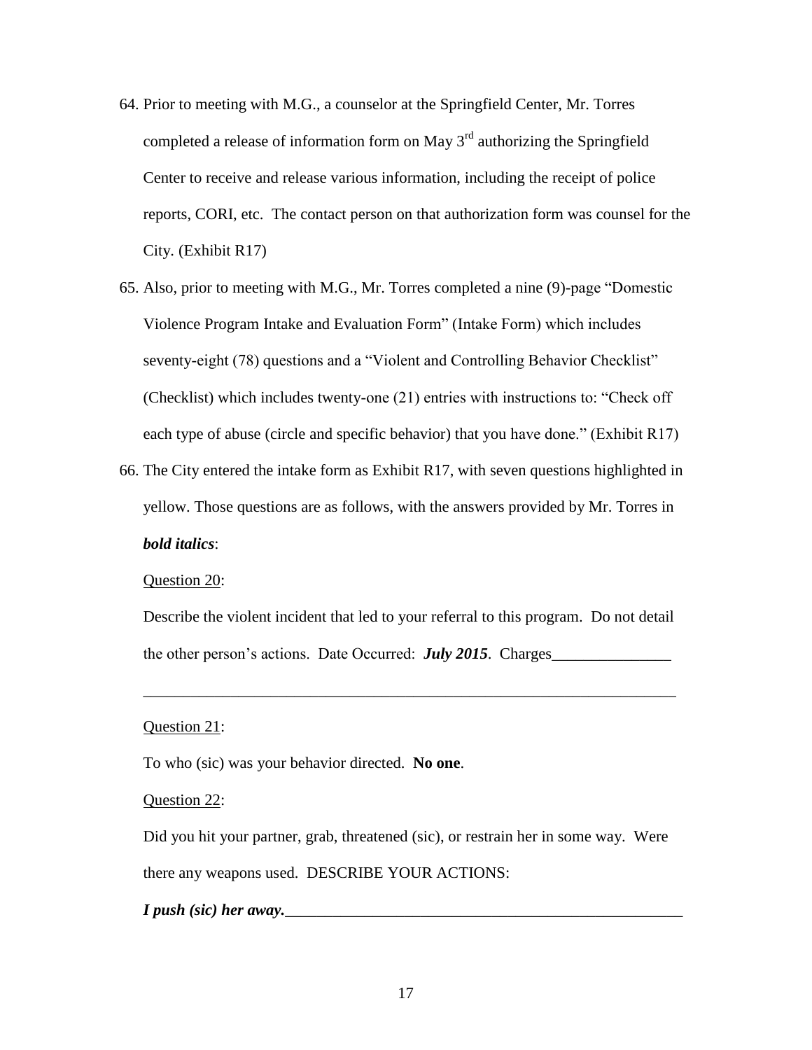64. Prior to meeting with M.G., a counselor at the Springfield Center, Mr. Torres completed a release of information form on May 3rd authorizing the Springfield Center to receive and release various information, including the receipt of police reports, CORI, etc. The contact person on that authorization form was counsel for the City. (Exhibit R17)

65. Also, prior to meeting with M.G., Mr. Torres completed a nine (9)-page "Domestic Violence Program Intake and Evaluation Form" (Intake Form) which includes seventy-eight (78) questions and a "Violent and Controlling Behavior Checklist" (Checklist) which includes twenty-one (21) entries with instructions to: "Check off each type of abuse (circle and specific behavior) that you have done." (Exhibit R17)

66. The City entered the intake form as Exhibit R17, with seven questions highlighted in yellow. Those questions are as follows, with the answers provided by Mr. Torres in ***bold italics***:

    Question 20:

    Describe the violent incident that led to your referral to this program. Do not detail the other person's actions. Date Occurred: ***July 2015***. Charges_______________

    _____________________________________________________________________

    Question 21:

    To who (sic) was your behavior directed. **No one**.

    Question 22:

    Did you hit your partner, grab, threatened (sic), or restrain her in some way. Were there any weapons used. DESCRIBE YOUR ACTIONS:

    ***I push (sic) her away.***_____________________________________________________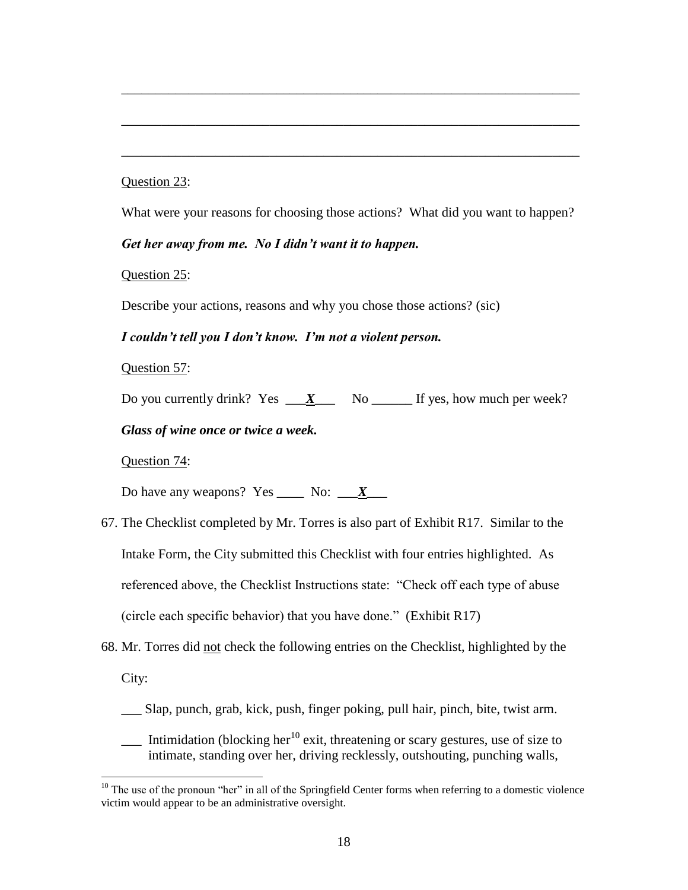\_\_\_\_\_\_\_\_\_\_\_\_\_\_\_\_\_\_\_\_\_\_\_\_\_\_\_\_\_\_\_\_\_\_\_\_\_\_\_\_\_\_\_\_\_\_\_\_\_\_\_\_\_\_\_\_\_\_\_\_\_\_\_\_\_\_\_\_

\_\_\_\_\_\_\_\_\_\_\_\_\_\_\_\_\_\_\_\_\_\_\_\_\_\_\_\_\_\_\_\_\_\_\_\_\_\_\_\_\_\_\_\_\_\_\_\_\_\_\_\_\_\_\_\_\_\_\_\_\_\_\_\_\_\_\_\_

\_\_\_\_\_\_\_\_\_\_\_\_\_\_\_\_\_\_\_\_\_\_\_\_\_\_\_\_\_\_\_\_\_\_\_\_\_\_\_\_\_\_\_\_\_\_\_\_\_\_\_\_\_\_\_\_\_\_\_\_\_\_\_\_\_\_\_\_

<u>Question 23</u>:

What were your reasons for choosing those actions? What did you want to happen?

***Get her away from me. No I didn't want it to happen.***

<u>Question 25</u>:

Describe your actions, reasons and why you chose those actions? (sic)

***I couldn't tell you I don't know. I'm not a violent person.***

<u>Question 57</u>:

Do you currently drink? Yes \_\_\_***X***\_\_\_ No \_\_\_\_\_\_ If yes, how much per week?

***Glass of wine once or twice a week.***

<u>Question 74</u>:

Do have any weapons? Yes \_\_\_\_ No: \_\_\_***X***\_\_\_

67. The Checklist completed by Mr. Torres is also part of Exhibit R17. Similar to the Intake Form, the City submitted this Checklist with four entries highlighted. As referenced above, the Checklist Instructions state: "Check off each type of abuse (circle each specific behavior) that you have done." (Exhibit R17)

68. Mr. Torres did <u>not</u> check the following entries on the Checklist, highlighted by the City:

\_\_\_ Slap, punch, grab, kick, push, finger poking, pull hair, pinch, bite, twist arm.

\_\_\_ Intimidation (blocking her[10] exit, threatening or scary gestures, use of size to intimate, standing over her, driving recklessly, outshouting, punching walls,

[10] The use of the pronoun "her" in all of the Springfield Center forms when referring to a domestic violence victim would appear to be an administrative oversight.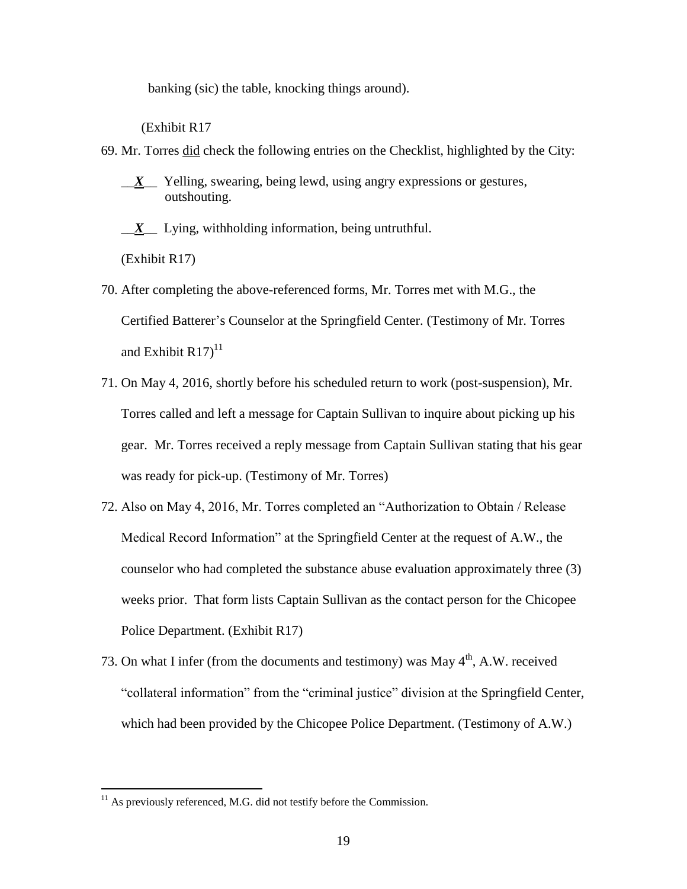banking (sic) the table, knocking things around).

(Exhibit R17

69. Mr. Torres <u>did</u> check the following entries on the Checklist, highlighted by the City:

    __*X*__ Yelling, swearing, being lewd, using angry expressions or gestures, outshouting.

    __*X*__ Lying, withholding information, being untruthful.

    (Exhibit R17)

70. After completing the above-referenced forms, Mr. Torres met with M.G., the Certified Batterer's Counselor at the Springfield Center. (Testimony of Mr. Torres and Exhibit R17)[11]

71. On May 4, 2016, shortly before his scheduled return to work (post-suspension), Mr. Torres called and left a message for Captain Sullivan to inquire about picking up his gear. Mr. Torres received a reply message from Captain Sullivan stating that his gear was ready for pick-up. (Testimony of Mr. Torres)

72. Also on May 4, 2016, Mr. Torres completed an "Authorization to Obtain / Release Medical Record Information" at the Springfield Center at the request of A.W., the counselor who had completed the substance abuse evaluation approximately three (3) weeks prior. That form lists Captain Sullivan as the contact person for the Chicopee Police Department. (Exhibit R17)

73. On what I infer (from the documents and testimony) was May 4th, A.W. received "collateral information" from the "criminal justice" division at the Springfield Center, which had been provided by the Chicopee Police Department. (Testimony of A.W.)

---

[11] As previously referenced, M.G. did not testify before the Commission.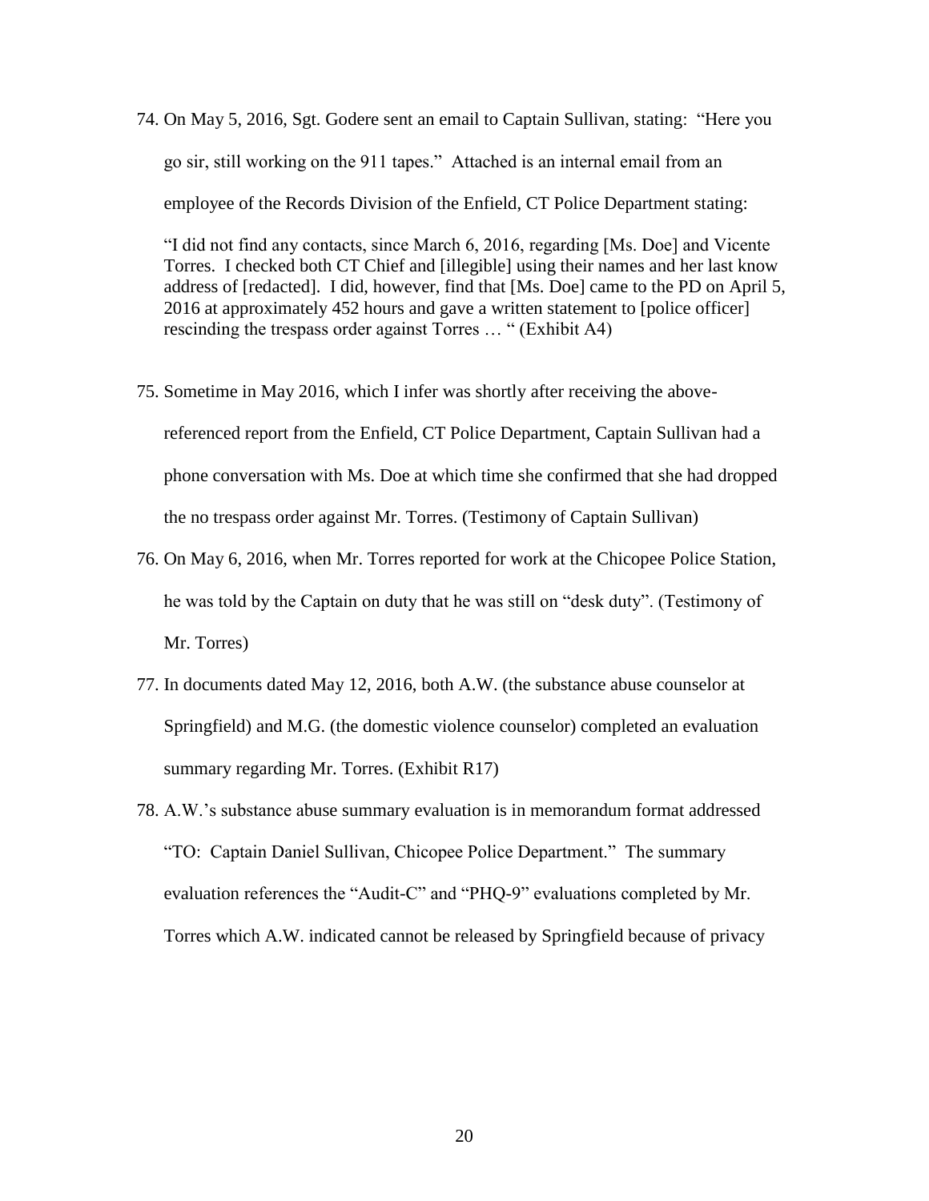74. On May 5, 2016, Sgt. Godere sent an email to Captain Sullivan, stating: "Here you go sir, still working on the 911 tapes." Attached is an internal email from an employee of the Records Division of the Enfield, CT Police Department stating:

    > "I did not find any contacts, since March 6, 2016, regarding [Ms. Doe] and Vicente Torres. I checked both CT Chief and [illegible] using their names and her last know address of [redacted]. I did, however, find that [Ms. Doe] came to the PD on April 5, 2016 at approximately 452 hours and gave a written statement to [police officer] rescinding the trespass order against Torres … " (Exhibit A4)

75. Sometime in May 2016, which I infer was shortly after receiving the above-referenced report from the Enfield, CT Police Department, Captain Sullivan had a phone conversation with Ms. Doe at which time she confirmed that she had dropped the no trespass order against Mr. Torres. (Testimony of Captain Sullivan)

76. On May 6, 2016, when Mr. Torres reported for work at the Chicopee Police Station, he was told by the Captain on duty that he was still on "desk duty". (Testimony of Mr. Torres)

77. In documents dated May 12, 2016, both A.W. (the substance abuse counselor at Springfield) and M.G. (the domestic violence counselor) completed an evaluation summary regarding Mr. Torres. (Exhibit R17)

78. A.W.'s substance abuse summary evaluation is in memorandum format addressed "TO: Captain Daniel Sullivan, Chicopee Police Department." The summary evaluation references the "Audit-C" and "PHQ-9" evaluations completed by Mr. Torres which A.W. indicated cannot be released by Springfield because of privacy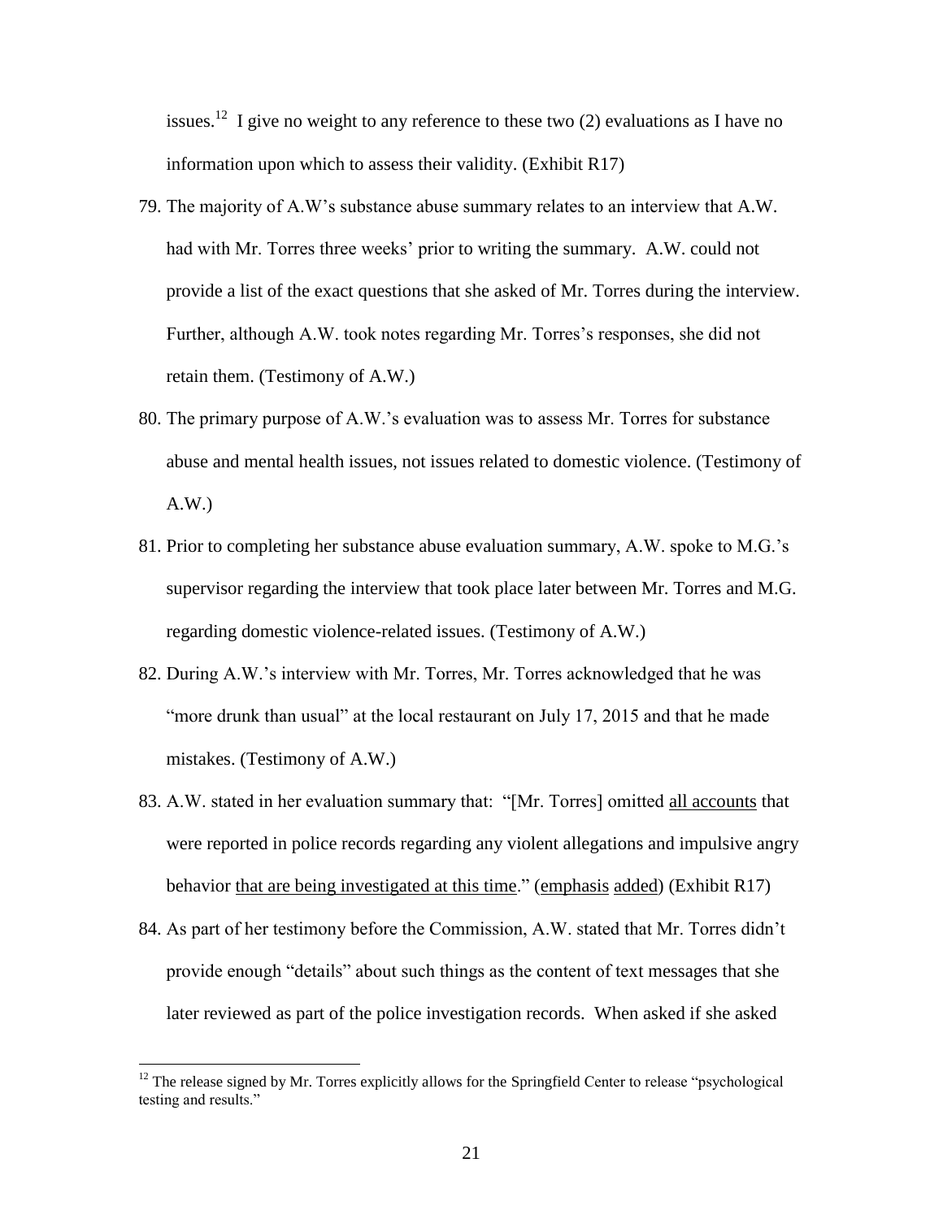issues.[12] I give no weight to any reference to these two (2) evaluations as I have no information upon which to assess their validity. (Exhibit R17)

79. The majority of A.W's substance abuse summary relates to an interview that A.W. had with Mr. Torres three weeks' prior to writing the summary. A.W. could not provide a list of the exact questions that she asked of Mr. Torres during the interview. Further, although A.W. took notes regarding Mr. Torres's responses, she did not retain them. (Testimony of A.W.)

80. The primary purpose of A.W.'s evaluation was to assess Mr. Torres for substance abuse and mental health issues, not issues related to domestic violence. (Testimony of A.W.)

81. Prior to completing her substance abuse evaluation summary, A.W. spoke to M.G.'s supervisor regarding the interview that took place later between Mr. Torres and M.G. regarding domestic violence-related issues. (Testimony of A.W.)

82. During A.W.'s interview with Mr. Torres, Mr. Torres acknowledged that he was "more drunk than usual" at the local restaurant on July 17, 2015 and that he made mistakes. (Testimony of A.W.)

83. A.W. stated in her evaluation summary that: "[Mr. Torres] omitted <u>all accounts</u> that were reported in police records regarding any violent allegations and impulsive angry behavior <u>that are being investigated at this time</u>." (<u>emphasis</u> <u>added</u>) (Exhibit R17)

84. As part of her testimony before the Commission, A.W. stated that Mr. Torres didn't provide enough "details" about such things as the content of text messages that she later reviewed as part of the police investigation records. When asked if she asked

---

[12] The release signed by Mr. Torres explicitly allows for the Springfield Center to release "psychological testing and results."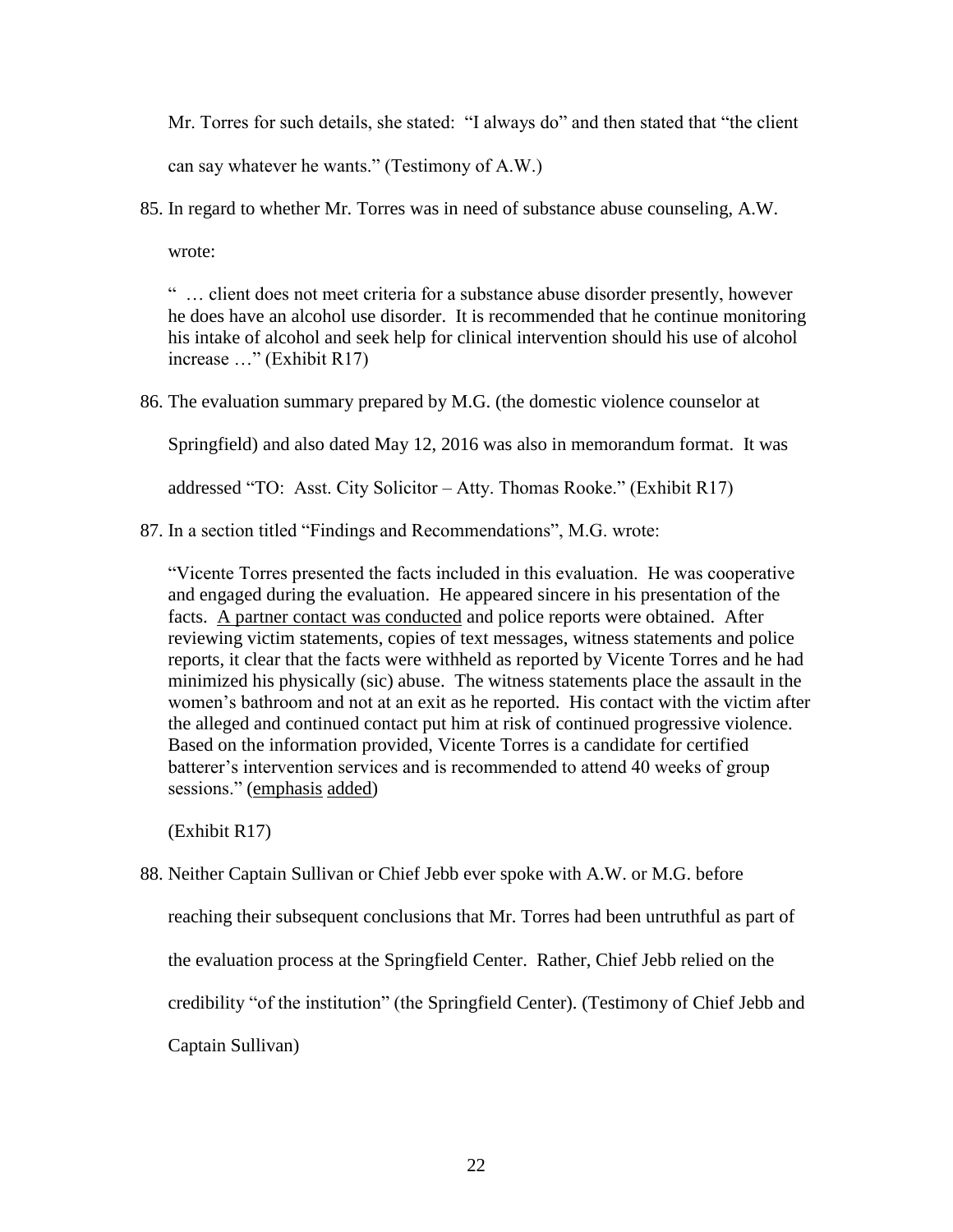Mr. Torres for such details, she stated: "I always do" and then stated that "the client can say whatever he wants." (Testimony of A.W.)

85. In regard to whether Mr. Torres was in need of substance abuse counseling, A.W. wrote:

   " … client does not meet criteria for a substance abuse disorder presently, however he does have an alcohol use disorder. It is recommended that he continue monitoring his intake of alcohol and seek help for clinical intervention should his use of alcohol increase …" (Exhibit R17)

86. The evaluation summary prepared by M.G. (the domestic violence counselor at Springfield) and also dated May 12, 2016 was also in memorandum format. It was addressed "TO: Asst. City Solicitor – Atty. Thomas Rooke." (Exhibit R17)

87. In a section titled "Findings and Recommendations", M.G. wrote:

   "Vicente Torres presented the facts included in this evaluation. He was cooperative and engaged during the evaluation. He appeared sincere in his presentation of the facts. <u>A partner contact was conducted</u> and police reports were obtained. After reviewing victim statements, copies of text messages, witness statements and police reports, it clear that the facts were withheld as reported by Vicente Torres and he had minimized his physically (sic) abuse. The witness statements place the assault in the women's bathroom and not at an exit as he reported. His contact with the victim after the alleged and continued contact put him at risk of continued progressive violence. Based on the information provided, Vicente Torres is a candidate for certified batterer's intervention services and is recommended to attend 40 weeks of group sessions." (<u>emphasis</u> <u>added</u>)

   (Exhibit R17)

88. Neither Captain Sullivan or Chief Jebb ever spoke with A.W. or M.G. before reaching their subsequent conclusions that Mr. Torres had been untruthful as part of the evaluation process at the Springfield Center. Rather, Chief Jebb relied on the credibility "of the institution" (the Springfield Center). (Testimony of Chief Jebb and Captain Sullivan)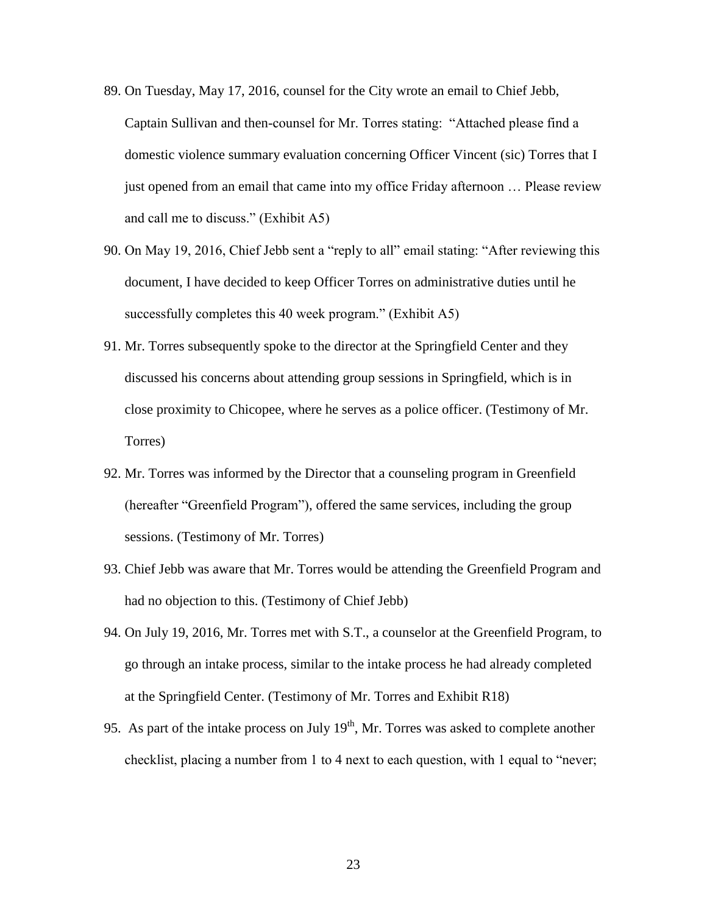89. On Tuesday, May 17, 2016, counsel for the City wrote an email to Chief Jebb, Captain Sullivan and then-counsel for Mr. Torres stating: "Attached please find a domestic violence summary evaluation concerning Officer Vincent (sic) Torres that I just opened from an email that came into my office Friday afternoon … Please review and call me to discuss." (Exhibit A5)

90. On May 19, 2016, Chief Jebb sent a "reply to all" email stating: "After reviewing this document, I have decided to keep Officer Torres on administrative duties until he successfully completes this 40 week program." (Exhibit A5)

91. Mr. Torres subsequently spoke to the director at the Springfield Center and they discussed his concerns about attending group sessions in Springfield, which is in close proximity to Chicopee, where he serves as a police officer. (Testimony of Mr. Torres)

92. Mr. Torres was informed by the Director that a counseling program in Greenfield (hereafter "Greenfield Program"), offered the same services, including the group sessions. (Testimony of Mr. Torres)

93. Chief Jebb was aware that Mr. Torres would be attending the Greenfield Program and had no objection to this. (Testimony of Chief Jebb)

94. On July 19, 2016, Mr. Torres met with S.T., a counselor at the Greenfield Program, to go through an intake process, similar to the intake process he had already completed at the Springfield Center. (Testimony of Mr. Torres and Exhibit R18)

95. As part of the intake process on July 19th, Mr. Torres was asked to complete another checklist, placing a number from 1 to 4 next to each question, with 1 equal to "never;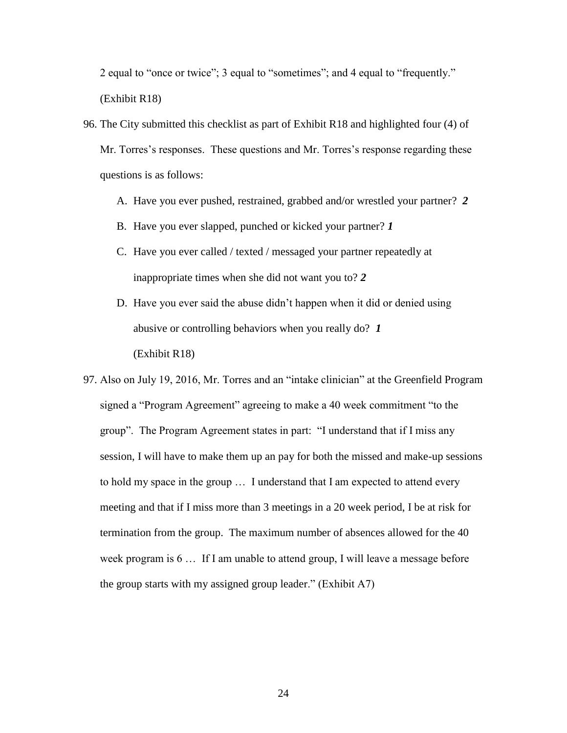2 equal to "once or twice"; 3 equal to "sometimes"; and 4 equal to "frequently." (Exhibit R18)

96. The City submitted this checklist as part of Exhibit R18 and highlighted four (4) of Mr. Torres's responses. These questions and Mr. Torres's response regarding these questions is as follows:

    A. Have you ever pushed, restrained, grabbed and/or wrestled your partner? ***2***

    B. Have you ever slapped, punched or kicked your partner? ***1***

    C. Have you ever called / texted / messaged your partner repeatedly at inappropriate times when she did not want you to? ***2***

    D. Have you ever said the abuse didn't happen when it did or denied using abusive or controlling behaviors when you really do? ***1***

    (Exhibit R18)

97. Also on July 19, 2016, Mr. Torres and an "intake clinician" at the Greenfield Program signed a "Program Agreement" agreeing to make a 40 week commitment "to the group". The Program Agreement states in part: "I understand that if I miss any session, I will have to make them up an pay for both the missed and make-up sessions to hold my space in the group … I understand that I am expected to attend every meeting and that if I miss more than 3 meetings in a 20 week period, I be at risk for termination from the group. The maximum number of absences allowed for the 40 week program is 6 … If I am unable to attend group, I will leave a message before the group starts with my assigned group leader." (Exhibit A7)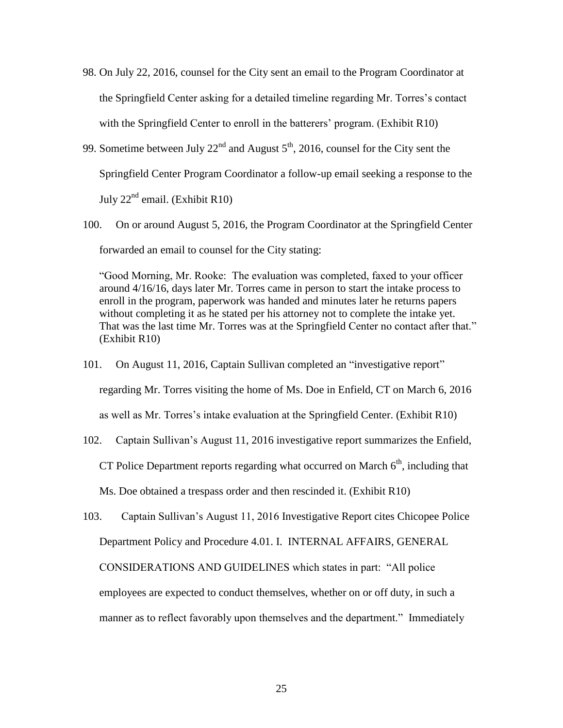98. On July 22, 2016, counsel for the City sent an email to the Program Coordinator at the Springfield Center asking for a detailed timeline regarding Mr. Torres's contact with the Springfield Center to enroll in the batterers' program. (Exhibit R10)

99. Sometime between July 22nd and August 5th, 2016, counsel for the City sent the Springfield Center Program Coordinator a follow-up email seeking a response to the July 22nd email. (Exhibit R10)

100. On or around August 5, 2016, the Program Coordinator at the Springfield Center forwarded an email to counsel for the City stating:

> "Good Morning, Mr. Rooke: The evaluation was completed, faxed to your officer around 4/16/16, days later Mr. Torres came in person to start the intake process to enroll in the program, paperwork was handed and minutes later he returns papers without completing it as he stated per his attorney not to complete the intake yet. That was the last time Mr. Torres was at the Springfield Center no contact after that." (Exhibit R10)

101. On August 11, 2016, Captain Sullivan completed an "investigative report" regarding Mr. Torres visiting the home of Ms. Doe in Enfield, CT on March 6, 2016 as well as Mr. Torres's intake evaluation at the Springfield Center. (Exhibit R10)

102. Captain Sullivan's August 11, 2016 investigative report summarizes the Enfield, CT Police Department reports regarding what occurred on March 6th, including that Ms. Doe obtained a trespass order and then rescinded it. (Exhibit R10)

103. Captain Sullivan's August 11, 2016 Investigative Report cites Chicopee Police Department Policy and Procedure 4.01. I. INTERNAL AFFAIRS, GENERAL CONSIDERATIONS AND GUIDELINES which states in part: "All police employees are expected to conduct themselves, whether on or off duty, in such a manner as to reflect favorably upon themselves and the department." Immediately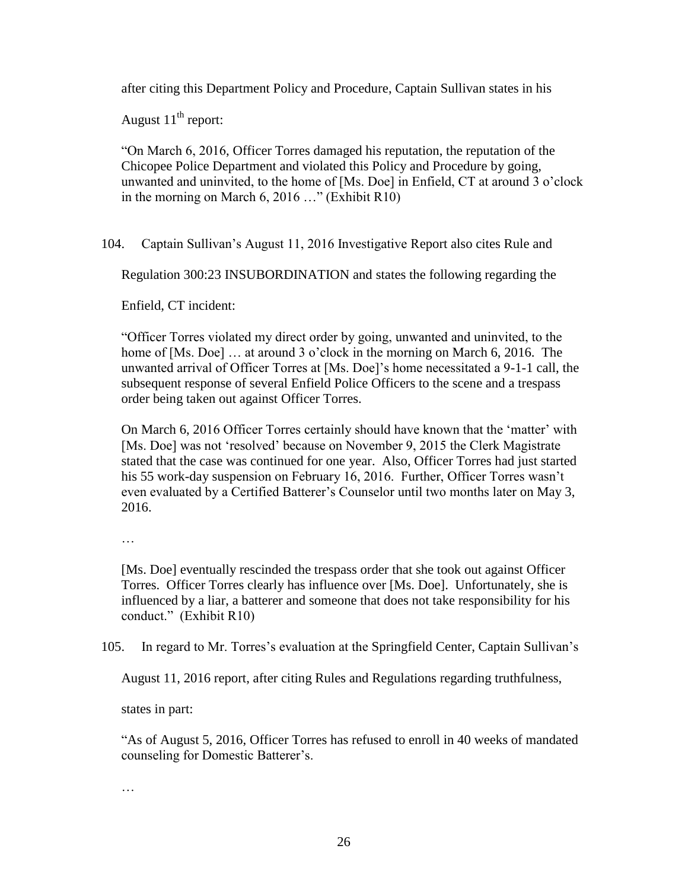after citing this Department Policy and Procedure, Captain Sullivan states in his August 11th report:

> "On March 6, 2016, Officer Torres damaged his reputation, the reputation of the Chicopee Police Department and violated this Policy and Procedure by going, unwanted and uninvited, to the home of [Ms. Doe] in Enfield, CT at around 3 o'clock in the morning on March 6, 2016 …" (Exhibit R10)

104. Captain Sullivan's August 11, 2016 Investigative Report also cites Rule and Regulation 300:23 INSUBORDINATION and states the following regarding the Enfield, CT incident:

> "Officer Torres violated my direct order by going, unwanted and uninvited, to the home of [Ms. Doe] … at around 3 o'clock in the morning on March 6, 2016. The unwanted arrival of Officer Torres at [Ms. Doe]'s home necessitated a 9-1-1 call, the subsequent response of several Enfield Police Officers to the scene and a trespass order being taken out against Officer Torres.
>
> On March 6, 2016 Officer Torres certainly should have known that the 'matter' with [Ms. Doe] was not 'resolved' because on November 9, 2015 the Clerk Magistrate stated that the case was continued for one year. Also, Officer Torres had just started his 55 work-day suspension on February 16, 2016. Further, Officer Torres wasn't even evaluated by a Certified Batterer's Counselor until two months later on May 3, 2016.
>
> …
>
> [Ms. Doe] eventually rescinded the trespass order that she took out against Officer Torres. Officer Torres clearly has influence over [Ms. Doe]. Unfortunately, she is influenced by a liar, a batterer and someone that does not take responsibility for his conduct." (Exhibit R10)

105. In regard to Mr. Torres's evaluation at the Springfield Center, Captain Sullivan's August 11, 2016 report, after citing Rules and Regulations regarding truthfulness, states in part:

> "As of August 5, 2016, Officer Torres has refused to enroll in 40 weeks of mandated counseling for Domestic Batterer's.
>
> …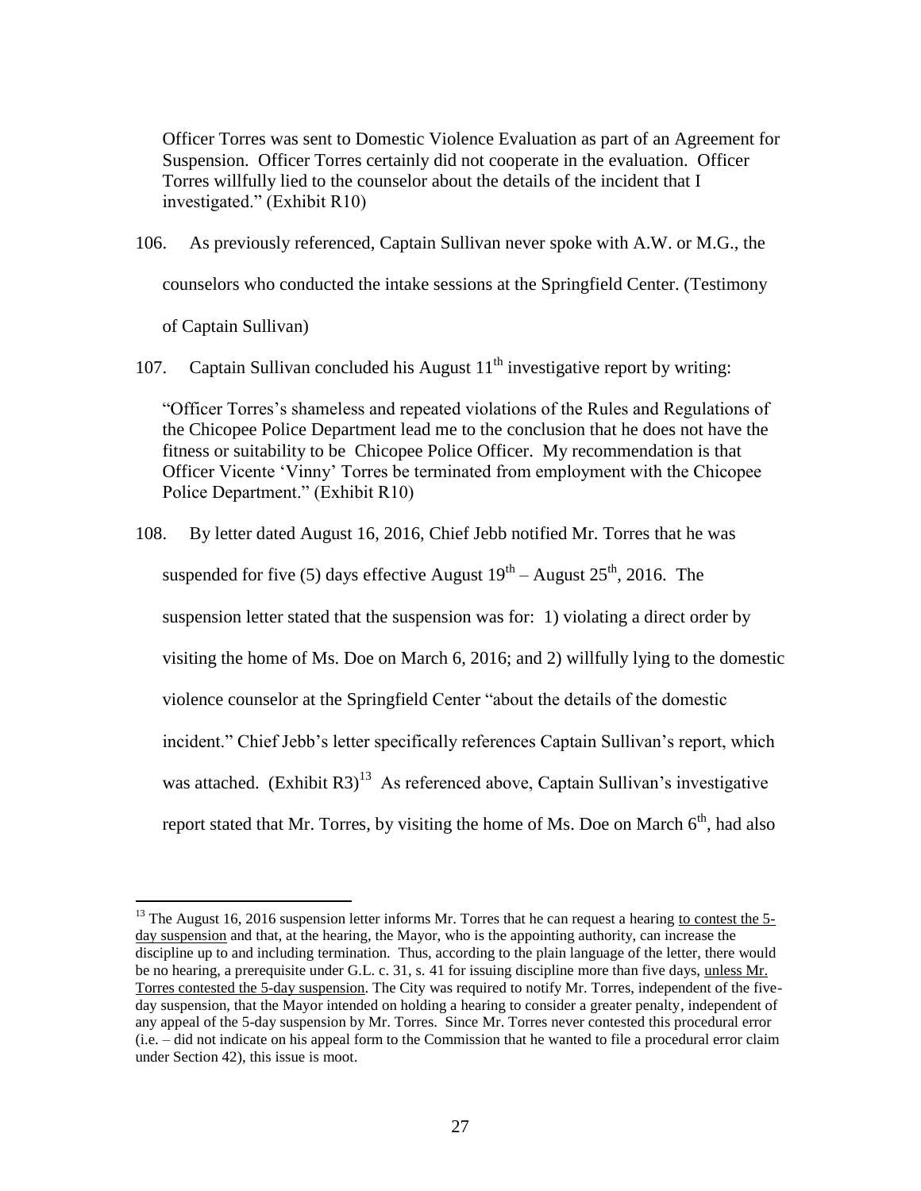Officer Torres was sent to Domestic Violence Evaluation as part of an Agreement for Suspension. Officer Torres certainly did not cooperate in the evaluation. Officer Torres willfully lied to the counselor about the details of the incident that I investigated." (Exhibit R10)

106. As previously referenced, Captain Sullivan never spoke with A.W. or M.G., the counselors who conducted the intake sessions at the Springfield Center. (Testimony of Captain Sullivan)

107. Captain Sullivan concluded his August 11th investigative report by writing:

> "Officer Torres's shameless and repeated violations of the Rules and Regulations of the Chicopee Police Department lead me to the conclusion that he does not have the fitness or suitability to be Chicopee Police Officer. My recommendation is that Officer Vicente 'Vinny' Torres be terminated from employment with the Chicopee Police Department." (Exhibit R10)

108. By letter dated August 16, 2016, Chief Jebb notified Mr. Torres that he was suspended for five (5) days effective August 19th – August 25th, 2016. The suspension letter stated that the suspension was for: 1) violating a direct order by visiting the home of Ms. Doe on March 6, 2016; and 2) willfully lying to the domestic violence counselor at the Springfield Center "about the details of the domestic incident." Chief Jebb's letter specifically references Captain Sullivan's report, which was attached. (Exhibit R3)[13] As referenced above, Captain Sullivan's investigative report stated that Mr. Torres, by visiting the home of Ms. Doe on March 6th, had also

---

[13] The August 16, 2016 suspension letter informs Mr. Torres that he can request a hearing to contest the 5-day suspension and that, at the hearing, the Mayor, who is the appointing authority, can increase the discipline up to and including termination. Thus, according to the plain language of the letter, there would be no hearing, a prerequisite under G.L. c. 31, s. 41 for issuing discipline more than five days, unless Mr. Torres contested the 5-day suspension. The City was required to notify Mr. Torres, independent of the five-day suspension, that the Mayor intended on holding a hearing to consider a greater penalty, independent of any appeal of the 5-day suspension by Mr. Torres. Since Mr. Torres never contested this procedural error (i.e. – did not indicate on his appeal form to the Commission that he wanted to file a procedural error claim under Section 42), this issue is moot.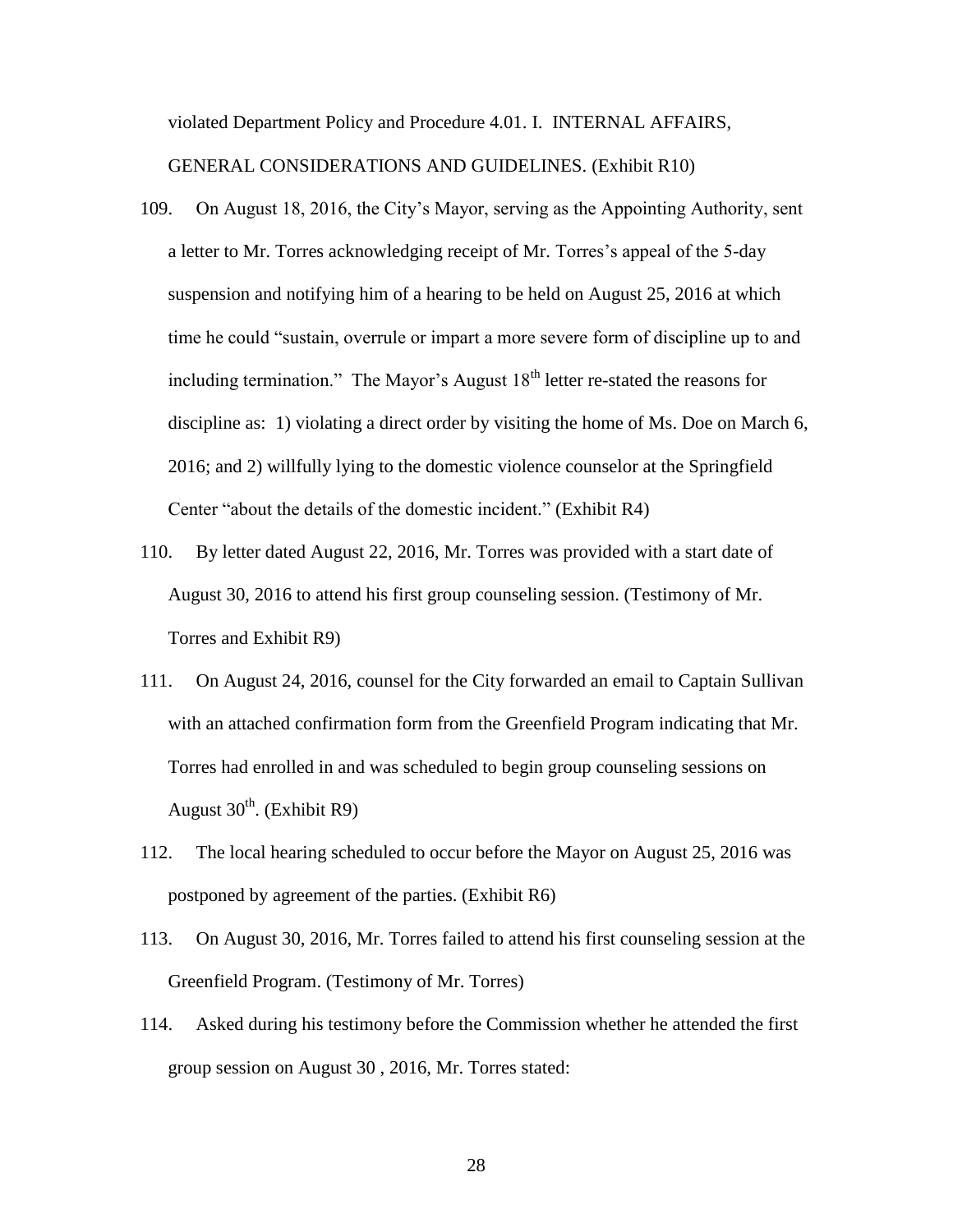violated Department Policy and Procedure 4.01. I. INTERNAL AFFAIRS, GENERAL CONSIDERATIONS AND GUIDELINES. (Exhibit R10)

109. On August 18, 2016, the City's Mayor, serving as the Appointing Authority, sent a letter to Mr. Torres acknowledging receipt of Mr. Torres's appeal of the 5-day suspension and notifying him of a hearing to be held on August 25, 2016 at which time he could "sustain, overrule or impart a more severe form of discipline up to and including termination." The Mayor's August 18th letter re-stated the reasons for discipline as: 1) violating a direct order by visiting the home of Ms. Doe on March 6, 2016; and 2) willfully lying to the domestic violence counselor at the Springfield Center "about the details of the domestic incident." (Exhibit R4)

110. By letter dated August 22, 2016, Mr. Torres was provided with a start date of August 30, 2016 to attend his first group counseling session. (Testimony of Mr. Torres and Exhibit R9)

111. On August 24, 2016, counsel for the City forwarded an email to Captain Sullivan with an attached confirmation form from the Greenfield Program indicating that Mr. Torres had enrolled in and was scheduled to begin group counseling sessions on August 30th. (Exhibit R9)

112. The local hearing scheduled to occur before the Mayor on August 25, 2016 was postponed by agreement of the parties. (Exhibit R6)

113. On August 30, 2016, Mr. Torres failed to attend his first counseling session at the Greenfield Program. (Testimony of Mr. Torres)

114. Asked during his testimony before the Commission whether he attended the first group session on August 30 , 2016, Mr. Torres stated: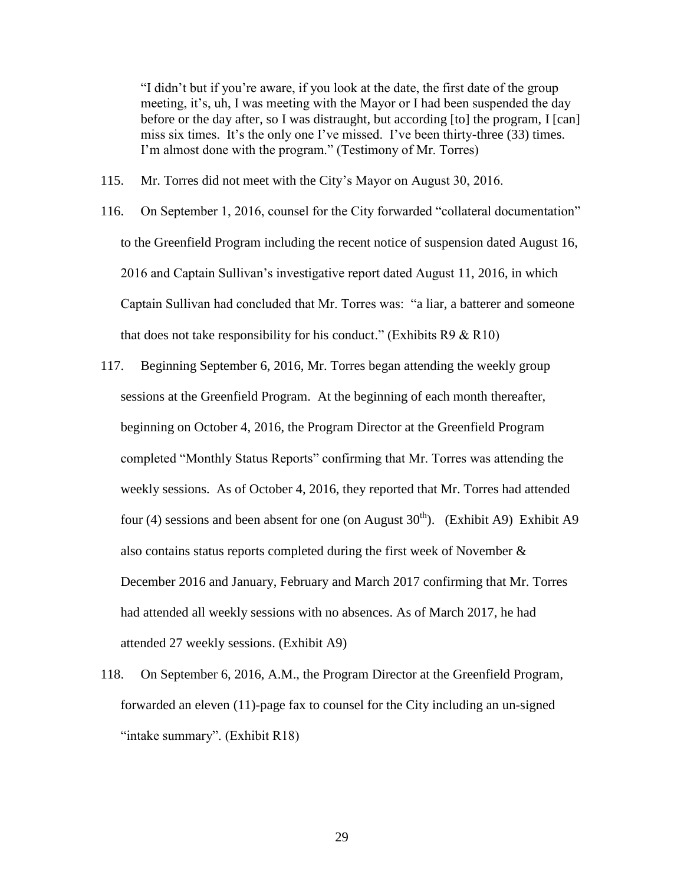> "I didn't but if you're aware, if you look at the date, the first date of the group meeting, it's, uh, I was meeting with the Mayor or I had been suspended the day before or the day after, so I was distraught, but according [to] the program, I [can] miss six times. It's the only one I've missed. I've been thirty-three (33) times. I'm almost done with the program." (Testimony of Mr. Torres)

115. Mr. Torres did not meet with the City's Mayor on August 30, 2016.

116. On September 1, 2016, counsel for the City forwarded "collateral documentation" to the Greenfield Program including the recent notice of suspension dated August 16, 2016 and Captain Sullivan's investigative report dated August 11, 2016, in which Captain Sullivan had concluded that Mr. Torres was: "a liar, a batterer and someone that does not take responsibility for his conduct." (Exhibits R9 & R10)

117. Beginning September 6, 2016, Mr. Torres began attending the weekly group sessions at the Greenfield Program. At the beginning of each month thereafter, beginning on October 4, 2016, the Program Director at the Greenfield Program completed "Monthly Status Reports" confirming that Mr. Torres was attending the weekly sessions. As of October 4, 2016, they reported that Mr. Torres had attended four (4) sessions and been absent for one (on August 30th). (Exhibit A9) Exhibit A9 also contains status reports completed during the first week of November & December 2016 and January, February and March 2017 confirming that Mr. Torres had attended all weekly sessions with no absences. As of March 2017, he had attended 27 weekly sessions. (Exhibit A9)

118. On September 6, 2016, A.M., the Program Director at the Greenfield Program, forwarded an eleven (11)-page fax to counsel for the City including an un-signed "intake summary". (Exhibit R18)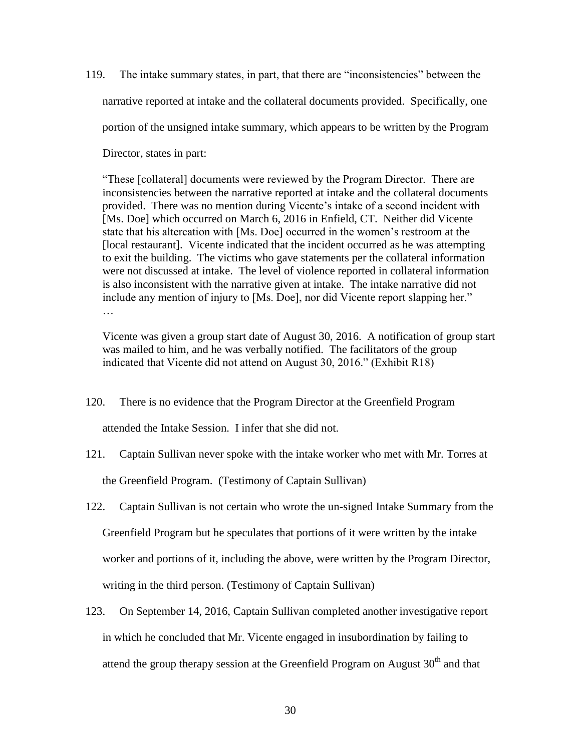119. The intake summary states, in part, that there are "inconsistencies" between the narrative reported at intake and the collateral documents provided. Specifically, one portion of the unsigned intake summary, which appears to be written by the Program Director, states in part:

> "These [collateral] documents were reviewed by the Program Director. There are inconsistencies between the narrative reported at intake and the collateral documents provided. There was no mention during Vicente's intake of a second incident with [Ms. Doe] which occurred on March 6, 2016 in Enfield, CT. Neither did Vicente state that his altercation with [Ms. Doe] occurred in the women's restroom at the [local restaurant]. Vicente indicated that the incident occurred as he was attempting to exit the building. The victims who gave statements per the collateral information were not discussed at intake. The level of violence reported in collateral information is also inconsistent with the narrative given at intake. The intake narrative did not include any mention of injury to [Ms. Doe], nor did Vicente report slapping her."
> …
>
> Vicente was given a group start date of August 30, 2016. A notification of group start was mailed to him, and he was verbally notified. The facilitators of the group indicated that Vicente did not attend on August 30, 2016." (Exhibit R18)

120. There is no evidence that the Program Director at the Greenfield Program attended the Intake Session. I infer that she did not.

121. Captain Sullivan never spoke with the intake worker who met with Mr. Torres at the Greenfield Program. (Testimony of Captain Sullivan)

122. Captain Sullivan is not certain who wrote the un-signed Intake Summary from the Greenfield Program but he speculates that portions of it were written by the intake worker and portions of it, including the above, were written by the Program Director, writing in the third person. (Testimony of Captain Sullivan)

123. On September 14, 2016, Captain Sullivan completed another investigative report in which he concluded that Mr. Vicente engaged in insubordination by failing to attend the group therapy session at the Greenfield Program on August 30th and that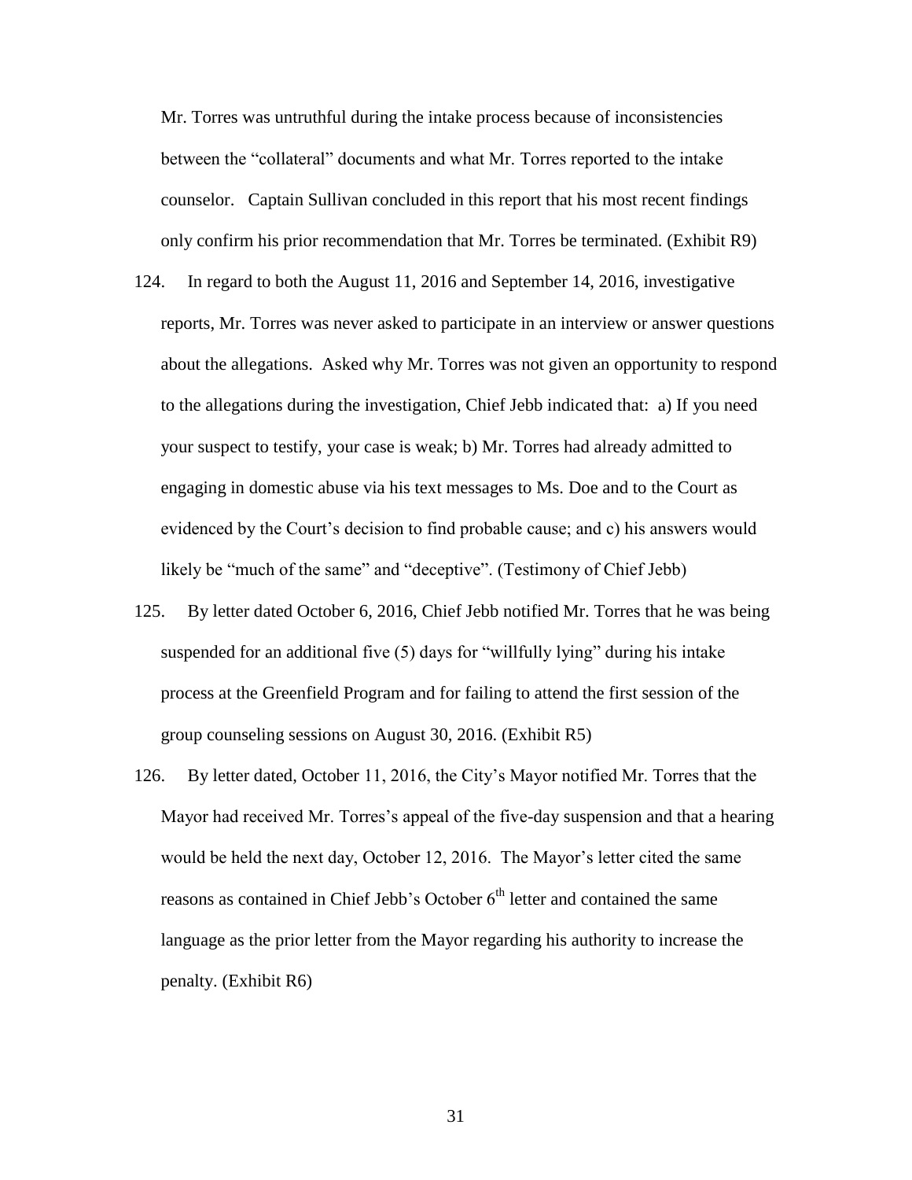Mr. Torres was untruthful during the intake process because of inconsistencies between the "collateral" documents and what Mr. Torres reported to the intake counselor. Captain Sullivan concluded in this report that his most recent findings only confirm his prior recommendation that Mr. Torres be terminated. (Exhibit R9)

124. In regard to both the August 11, 2016 and September 14, 2016, investigative reports, Mr. Torres was never asked to participate in an interview or answer questions about the allegations. Asked why Mr. Torres was not given an opportunity to respond to the allegations during the investigation, Chief Jebb indicated that: a) If you need your suspect to testify, your case is weak; b) Mr. Torres had already admitted to engaging in domestic abuse via his text messages to Ms. Doe and to the Court as evidenced by the Court's decision to find probable cause; and c) his answers would likely be "much of the same" and "deceptive". (Testimony of Chief Jebb)

125. By letter dated October 6, 2016, Chief Jebb notified Mr. Torres that he was being suspended for an additional five (5) days for "willfully lying" during his intake process at the Greenfield Program and for failing to attend the first session of the group counseling sessions on August 30, 2016. (Exhibit R5)

126. By letter dated, October 11, 2016, the City's Mayor notified Mr. Torres that the Mayor had received Mr. Torres's appeal of the five-day suspension and that a hearing would be held the next day, October 12, 2016. The Mayor's letter cited the same reasons as contained in Chief Jebb's October 6th letter and contained the same language as the prior letter from the Mayor regarding his authority to increase the penalty. (Exhibit R6)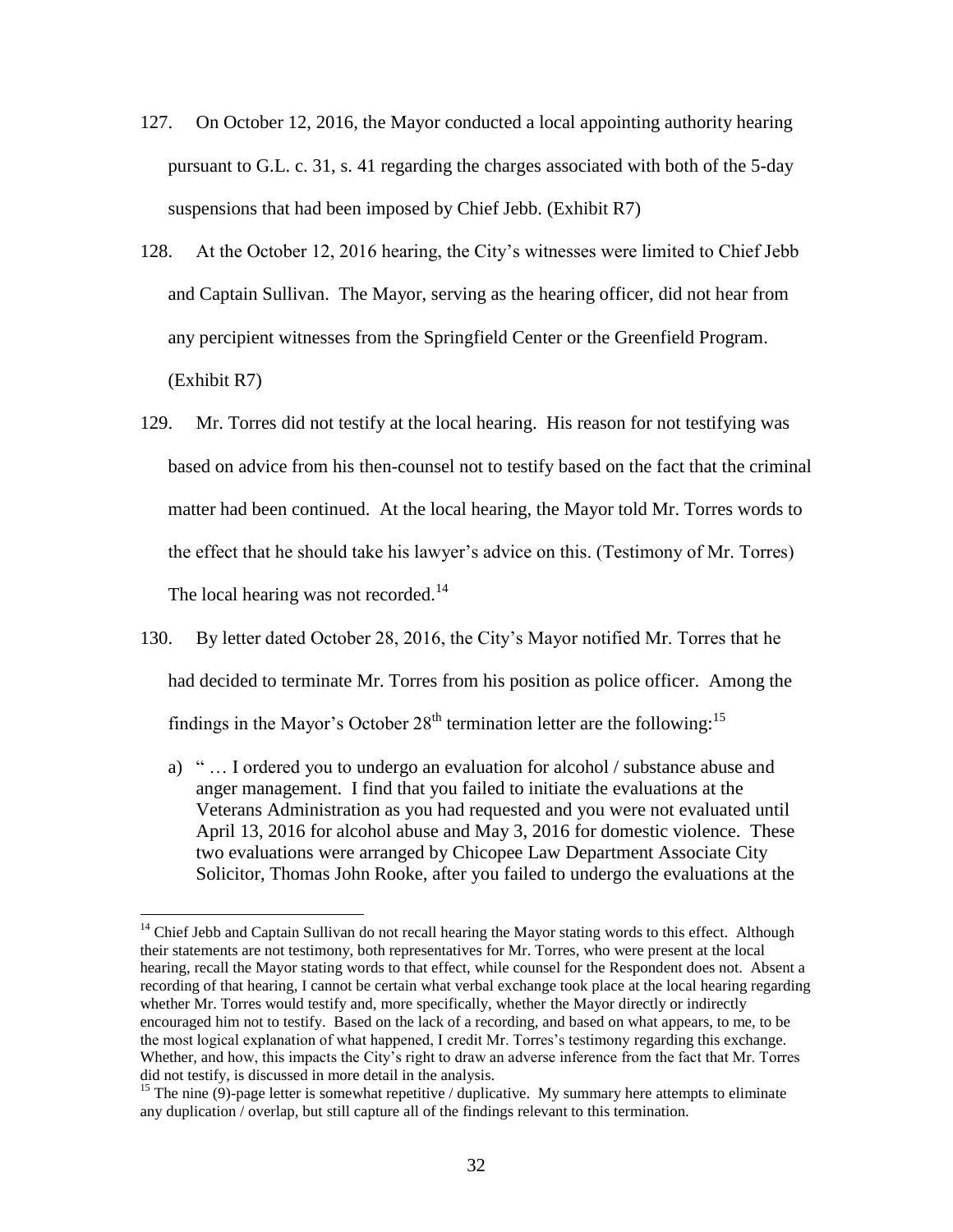127. On October 12, 2016, the Mayor conducted a local appointing authority hearing pursuant to G.L. c. 31, s. 41 regarding the charges associated with both of the 5-day suspensions that had been imposed by Chief Jebb. (Exhibit R7)

128. At the October 12, 2016 hearing, the City's witnesses were limited to Chief Jebb and Captain Sullivan. The Mayor, serving as the hearing officer, did not hear from any percipient witnesses from the Springfield Center or the Greenfield Program. (Exhibit R7)

129. Mr. Torres did not testify at the local hearing. His reason for not testifying was based on advice from his then-counsel not to testify based on the fact that the criminal matter had been continued. At the local hearing, the Mayor told Mr. Torres words to the effect that he should take his lawyer's advice on this. (Testimony of Mr. Torres) The local hearing was not recorded.[14]

130. By letter dated October 28, 2016, the City's Mayor notified Mr. Torres that he had decided to terminate Mr. Torres from his position as police officer. Among the findings in the Mayor's October 28th termination letter are the following:[15]

   a) " … I ordered you to undergo an evaluation for alcohol / substance abuse and anger management. I find that you failed to initiate the evaluations at the Veterans Administration as you had requested and you were not evaluated until April 13, 2016 for alcohol abuse and May 3, 2016 for domestic violence. These two evaluations were arranged by Chicopee Law Department Associate City Solicitor, Thomas John Rooke, after you failed to undergo the evaluations at the

---

[14] Chief Jebb and Captain Sullivan do not recall hearing the Mayor stating words to this effect. Although their statements are not testimony, both representatives for Mr. Torres, who were present at the local hearing, recall the Mayor stating words to that effect, while counsel for the Respondent does not. Absent a recording of that hearing, I cannot be certain what verbal exchange took place at the local hearing regarding whether Mr. Torres would testify and, more specifically, whether the Mayor directly or indirectly encouraged him not to testify. Based on the lack of a recording, and based on what appears, to me, to be the most logical explanation of what happened, I credit Mr. Torres's testimony regarding this exchange. Whether, and how, this impacts the City's right to draw an adverse inference from the fact that Mr. Torres did not testify, is discussed in more detail in the analysis.

[15] The nine (9)-page letter is somewhat repetitive / duplicative. My summary here attempts to eliminate any duplication / overlap, but still capture all of the findings relevant to this termination.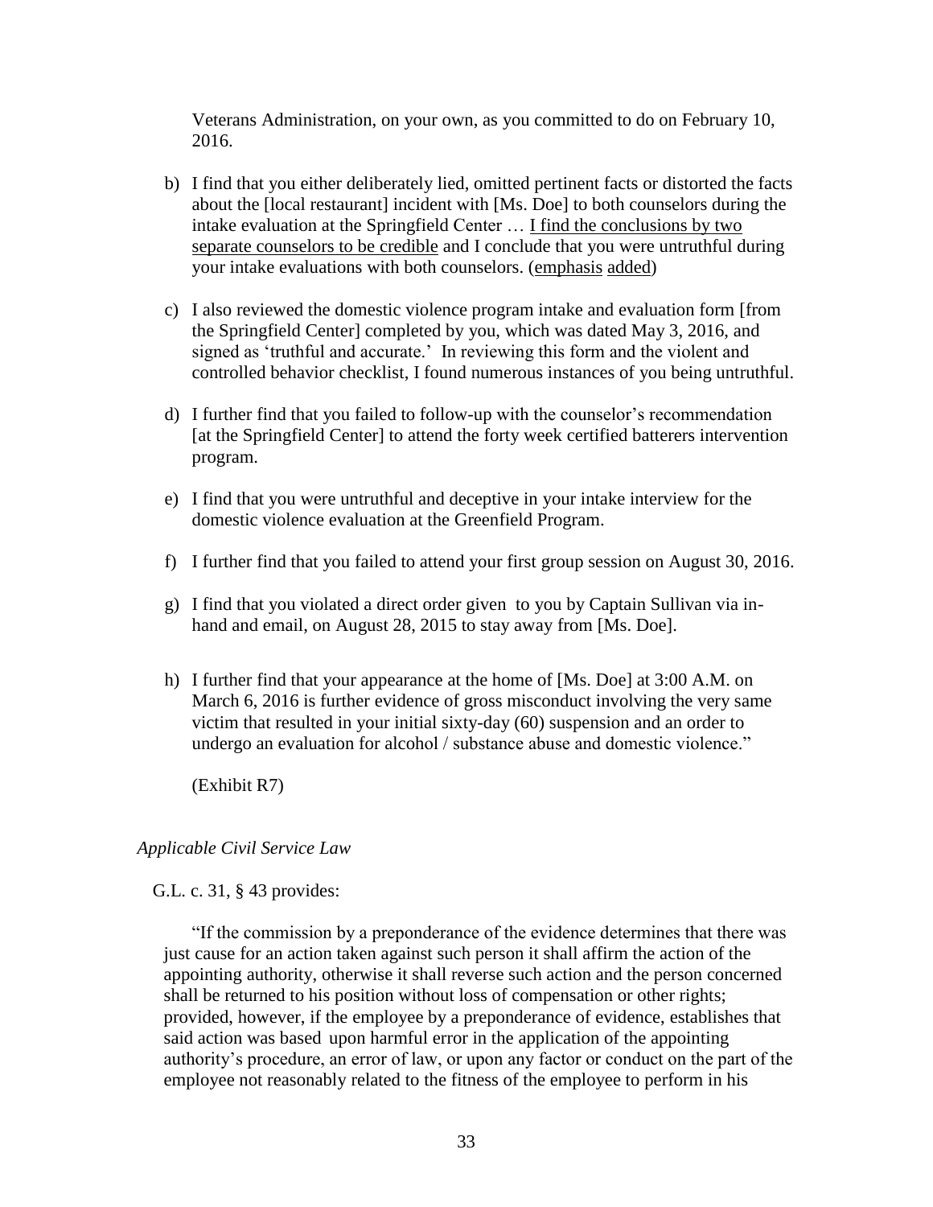Veterans Administration, on your own, as you committed to do on February 10, 2016.

b) I find that you either deliberately lied, omitted pertinent facts or distorted the facts about the [local restaurant] incident with [Ms. Doe] to both counselors during the intake evaluation at the Springfield Center … <u>I find the conclusions by two separate counselors to be credible</u> and I conclude that you were untruthful during your intake evaluations with both counselors. (<u>emphasis</u> <u>added</u>)

c) I also reviewed the domestic violence program intake and evaluation form [from the Springfield Center] completed by you, which was dated May 3, 2016, and signed as 'truthful and accurate.' In reviewing this form and the violent and controlled behavior checklist, I found numerous instances of you being untruthful.

d) I further find that you failed to follow-up with the counselor's recommendation [at the Springfield Center] to attend the forty week certified batterers intervention program.

e) I find that you were untruthful and deceptive in your intake interview for the domestic violence evaluation at the Greenfield Program.

f) I further find that you failed to attend your first group session on August 30, 2016.

g) I find that you violated a direct order given to you by Captain Sullivan via in-hand and email, on August 28, 2015 to stay away from [Ms. Doe].

h) I further find that your appearance at the home of [Ms. Doe] at 3:00 A.M. on March 6, 2016 is further evidence of gross misconduct involving the very same victim that resulted in your initial sixty-day (60) suspension and an order to undergo an evaluation for alcohol / substance abuse and domestic violence."

(Exhibit R7)

*Applicable Civil Service Law*

G.L. c. 31, § 43 provides:

"If the commission by a preponderance of the evidence determines that there was just cause for an action taken against such person it shall affirm the action of the appointing authority, otherwise it shall reverse such action and the person concerned shall be returned to his position without loss of compensation or other rights; provided, however, if the employee by a preponderance of evidence, establishes that said action was based upon harmful error in the application of the appointing authority's procedure, an error of law, or upon any factor or conduct on the part of the employee not reasonably related to the fitness of the employee to perform in his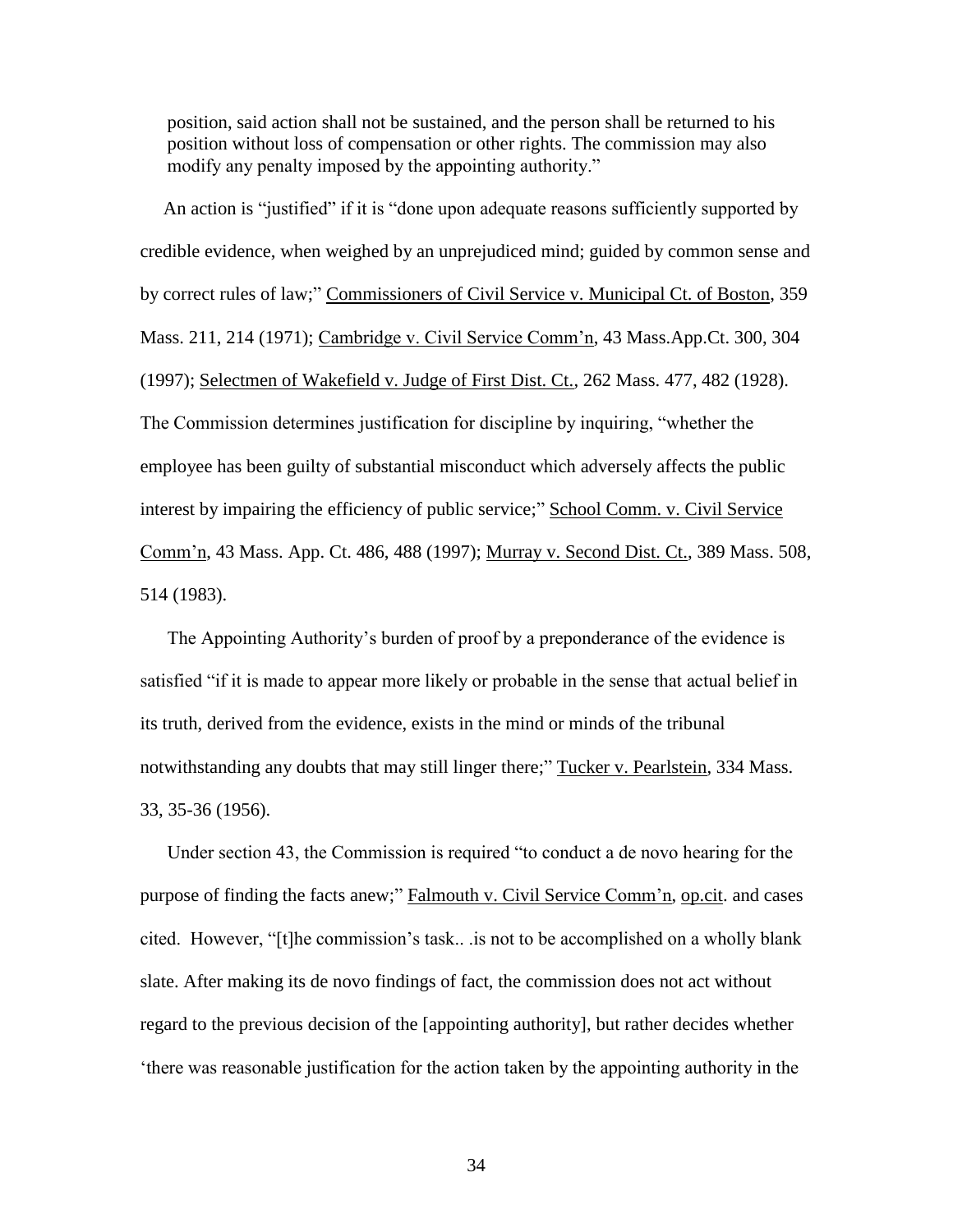> position, said action shall not be sustained, and the person shall be returned to his position without loss of compensation or other rights. The commission may also modify any penalty imposed by the appointing authority."

An action is "justified" if it is "done upon adequate reasons sufficiently supported by credible evidence, when weighed by an unprejudiced mind; guided by common sense and by correct rules of law;" Commissioners of Civil Service v. Municipal Ct. of Boston, 359 Mass. 211, 214 (1971); Cambridge v. Civil Service Comm'n, 43 Mass.App.Ct. 300, 304 (1997); Selectmen of Wakefield v. Judge of First Dist. Ct., 262 Mass. 477, 482 (1928). The Commission determines justification for discipline by inquiring, "whether the employee has been guilty of substantial misconduct which adversely affects the public interest by impairing the efficiency of public service;" School Comm. v. Civil Service Comm'n, 43 Mass. App. Ct. 486, 488 (1997); Murray v. Second Dist. Ct., 389 Mass. 508, 514 (1983).

The Appointing Authority's burden of proof by a preponderance of the evidence is satisfied "if it is made to appear more likely or probable in the sense that actual belief in its truth, derived from the evidence, exists in the mind or minds of the tribunal notwithstanding any doubts that may still linger there;" Tucker v. Pearlstein, 334 Mass. 33, 35-36 (1956).

Under section 43, the Commission is required "to conduct a de novo hearing for the purpose of finding the facts anew;" Falmouth v. Civil Service Comm'n, op.cit. and cases cited. However, "[t]he commission's task.. .is not to be accomplished on a wholly blank slate. After making its de novo findings of fact, the commission does not act without regard to the previous decision of the [appointing authority], but rather decides whether 'there was reasonable justification for the action taken by the appointing authority in the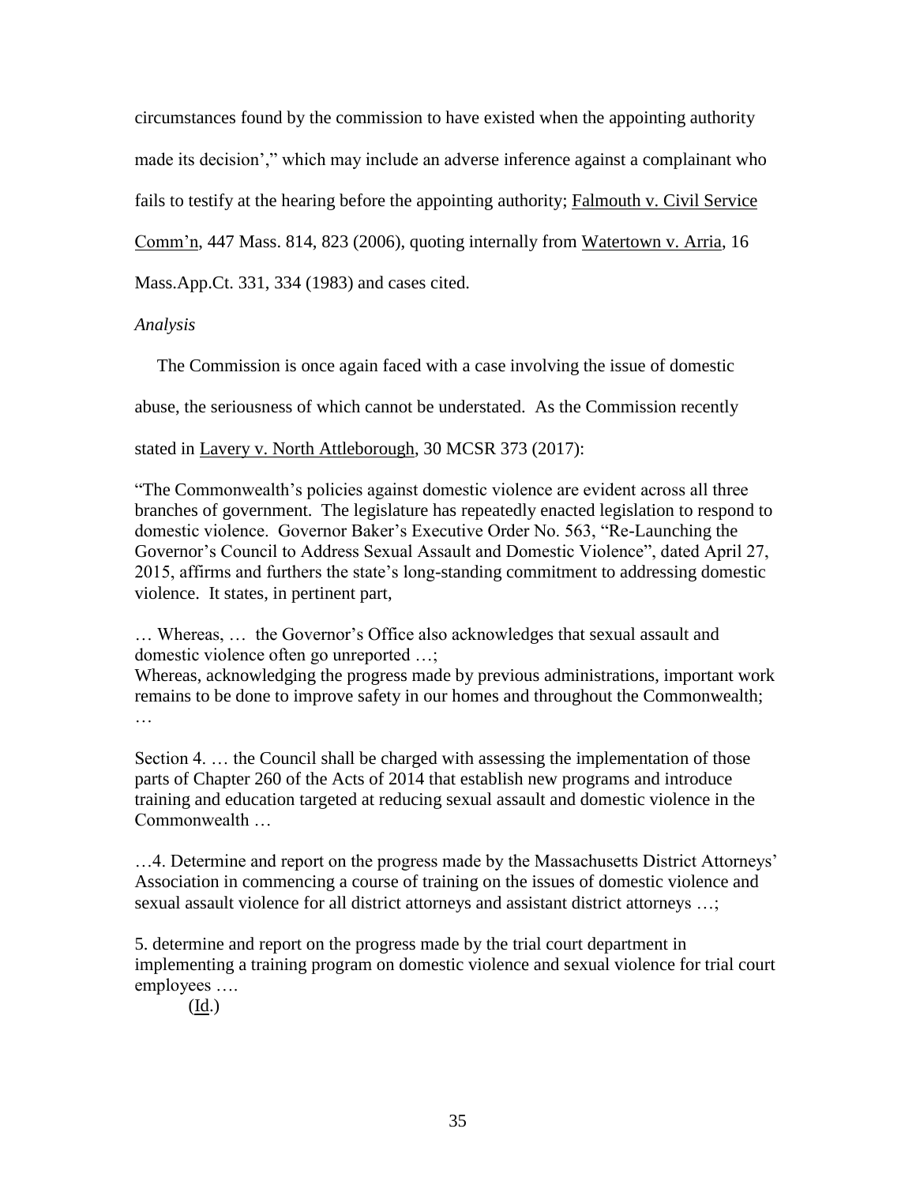circumstances found by the commission to have existed when the appointing authority made its decision'," which may include an adverse inference against a complainant who fails to testify at the hearing before the appointing authority; Falmouth v. Civil Service Comm'n, 447 Mass. 814, 823 (2006), quoting internally from Watertown v. Arria, 16 Mass.App.Ct. 331, 334 (1983) and cases cited.

*Analysis*

The Commission is once again faced with a case involving the issue of domestic abuse, the seriousness of which cannot be understated. As the Commission recently stated in Lavery v. North Attleborough, 30 MCSR 373 (2017):

> "The Commonwealth's policies against domestic violence are evident across all three branches of government. The legislature has repeatedly enacted legislation to respond to domestic violence. Governor Baker's Executive Order No. 563, "Re-Launching the Governor's Council to Address Sexual Assault and Domestic Violence", dated April 27, 2015, affirms and furthers the state's long-standing commitment to addressing domestic violence. It states, in pertinent part,
>
> … Whereas, … the Governor's Office also acknowledges that sexual assault and domestic violence often go unreported …;
> Whereas, acknowledging the progress made by previous administrations, important work remains to be done to improve safety in our homes and throughout the Commonwealth;
> …
>
> Section 4. … the Council shall be charged with assessing the implementation of those parts of Chapter 260 of the Acts of 2014 that establish new programs and introduce training and education targeted at reducing sexual assault and domestic violence in the Commonwealth …
>
> …4. Determine and report on the progress made by the Massachusetts District Attorneys' Association in commencing a course of training on the issues of domestic violence and sexual assault violence for all district attorneys and assistant district attorneys …;
>
> 5. determine and report on the progress made by the trial court department in implementing a training program on domestic violence and sexual violence for trial court employees ….
>
> (Id.)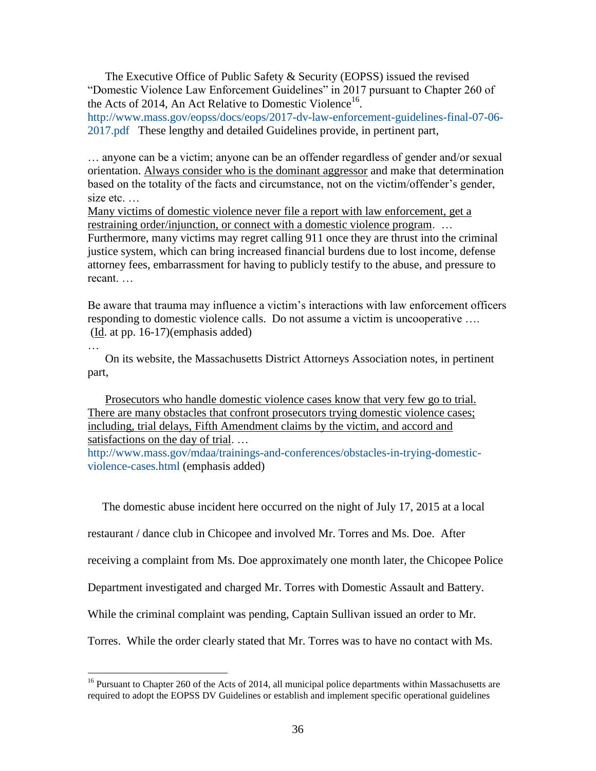The Executive Office of Public Safety & Security (EOPSS) issued the revised "Domestic Violence Law Enforcement Guidelines" in 2017 pursuant to Chapter 260 of the Acts of 2014, An Act Relative to Domestic Violence[16]. http://www.mass.gov/eopss/docs/eops/2017-dv-law-enforcement-guidelines-final-07-06-2017.pdf These lengthy and detailed Guidelines provide, in pertinent part,

> … anyone can be a victim; anyone can be an offender regardless of gender and/or sexual orientation. <u>Always consider who is the dominant aggressor</u> and make that determination based on the totality of the facts and circumstance, not on the victim/offender's gender, size etc. …
>
> <u>Many victims of domestic violence never file a report with law enforcement, get a restraining order/injunction, or connect with a domestic violence program</u>. … Furthermore, many victims may regret calling 911 once they are thrust into the criminal justice system, which can bring increased financial burdens due to lost income, defense attorney fees, embarrassment for having to publicly testify to the abuse, and pressure to recant. …
>
> Be aware that trauma may influence a victim's interactions with law enforcement officers responding to domestic violence calls. Do not assume a victim is uncooperative …. (<u>Id</u>. at pp. 16-17)(emphasis added)

…

On its website, the Massachusetts District Attorneys Association notes, in pertinent part,

> <u>Prosecutors who handle domestic violence cases know that very few go to trial. There are many obstacles that confront prosecutors trying domestic violence cases; including, trial delays, Fifth Amendment claims by the victim, and accord and satisfactions on the day of trial</u>. …
>
> http://www.mass.gov/mdaa/trainings-and-conferences/obstacles-in-trying-domestic-violence-cases.html (emphasis added)

The domestic abuse incident here occurred on the night of July 17, 2015 at a local restaurant / dance club in Chicopee and involved Mr. Torres and Ms. Doe. After receiving a complaint from Ms. Doe approximately one month later, the Chicopee Police Department investigated and charged Mr. Torres with Domestic Assault and Battery. While the criminal complaint was pending, Captain Sullivan issued an order to Mr. Torres. While the order clearly stated that Mr. Torres was to have no contact with Ms.

---

[16] Pursuant to Chapter 260 of the Acts of 2014, all municipal police departments within Massachusetts are required to adopt the EOPSS DV Guidelines or establish and implement specific operational guidelines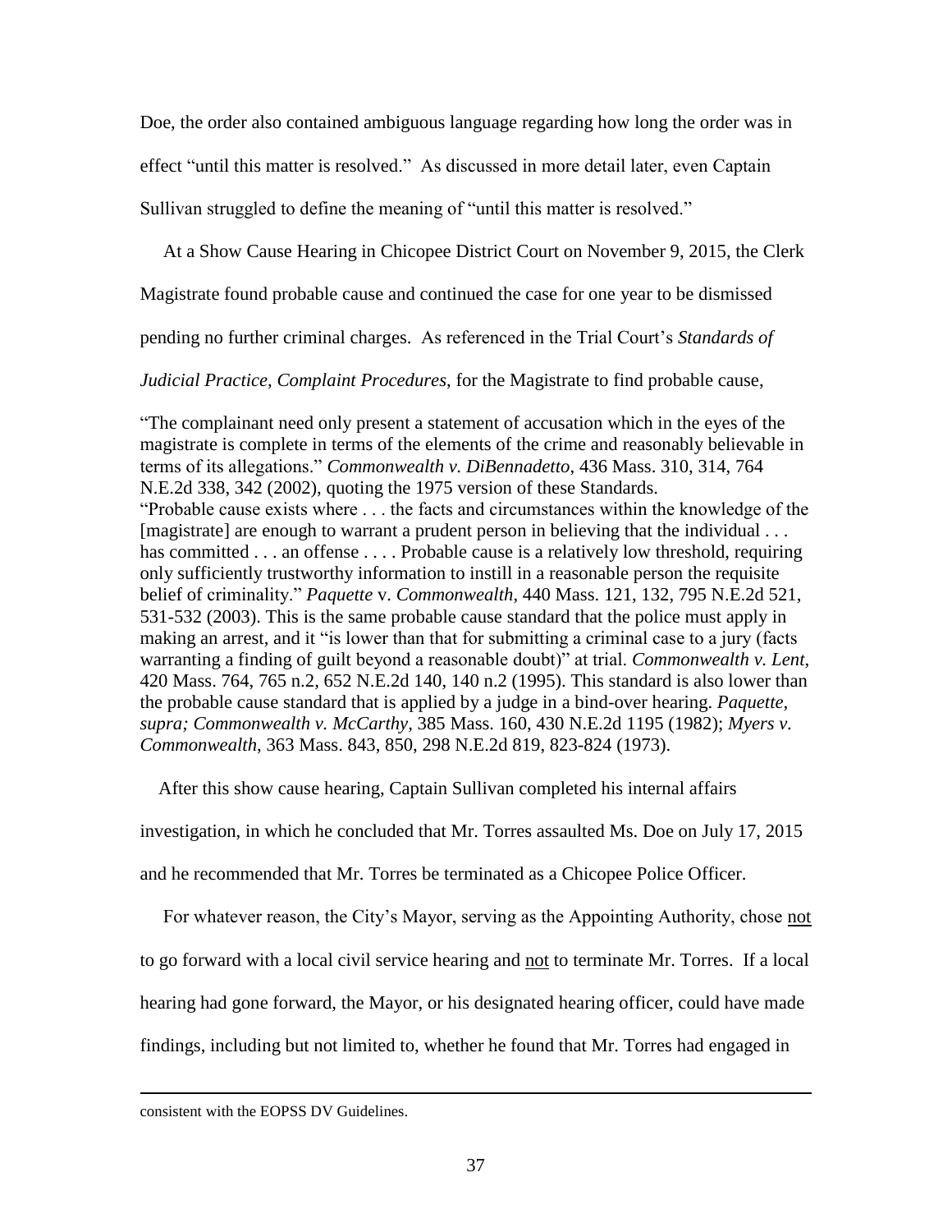Doe, the order also contained ambiguous language regarding how long the order was in effect "until this matter is resolved." As discussed in more detail later, even Captain Sullivan struggled to define the meaning of "until this matter is resolved."

At a Show Cause Hearing in Chicopee District Court on November 9, 2015, the Clerk Magistrate found probable cause and continued the case for one year to be dismissed pending no further criminal charges. As referenced in the Trial Court's *Standards of Judicial Practice, Complaint Procedures*, for the Magistrate to find probable cause,

> "The complainant need only present a statement of accusation which in the eyes of the magistrate is complete in terms of the elements of the crime and reasonably believable in terms of its allegations." *Commonwealth v. DiBennadetto*, 436 Mass. 310, 314, 764 N.E.2d 338, 342 (2002), quoting the 1975 version of these Standards. "Probable cause exists where . . . the facts and circumstances within the knowledge of the [magistrate] are enough to warrant a prudent person in believing that the individual . . . has committed . . . an offense . . . . Probable cause is a relatively low threshold, requiring only sufficiently trustworthy information to instill in a reasonable person the requisite belief of criminality." *Paquette* v. *Commonwealth*, 440 Mass. 121, 132, 795 N.E.2d 521, 531-532 (2003). This is the same probable cause standard that the police must apply in making an arrest, and it "is lower than that for submitting a criminal case to a jury (facts warranting a finding of guilt beyond a reasonable doubt)" at trial. *Commonwealth v. Lent*, 420 Mass. 764, 765 n.2, 652 N.E.2d 140, 140 n.2 (1995). This standard is also lower than the probable cause standard that is applied by a judge in a bind-over hearing. *Paquette, supra; Commonwealth v. McCarthy*, 385 Mass. 160, 430 N.E.2d 1195 (1982); *Myers v. Commonwealth*, 363 Mass. 843, 850, 298 N.E.2d 819, 823-824 (1973).

After this show cause hearing, Captain Sullivan completed his internal affairs investigation, in which he concluded that Mr. Torres assaulted Ms. Doe on July 17, 2015 and he recommended that Mr. Torres be terminated as a Chicopee Police Officer.

For whatever reason, the City's Mayor, serving as the Appointing Authority, chose <u>not</u> to go forward with a local civil service hearing and <u>not</u> to terminate Mr. Torres. If a local hearing had gone forward, the Mayor, or his designated hearing officer, could have made findings, including but not limited to, whether he found that Mr. Torres had engaged in

---

consistent with the EOPSS DV Guidelines.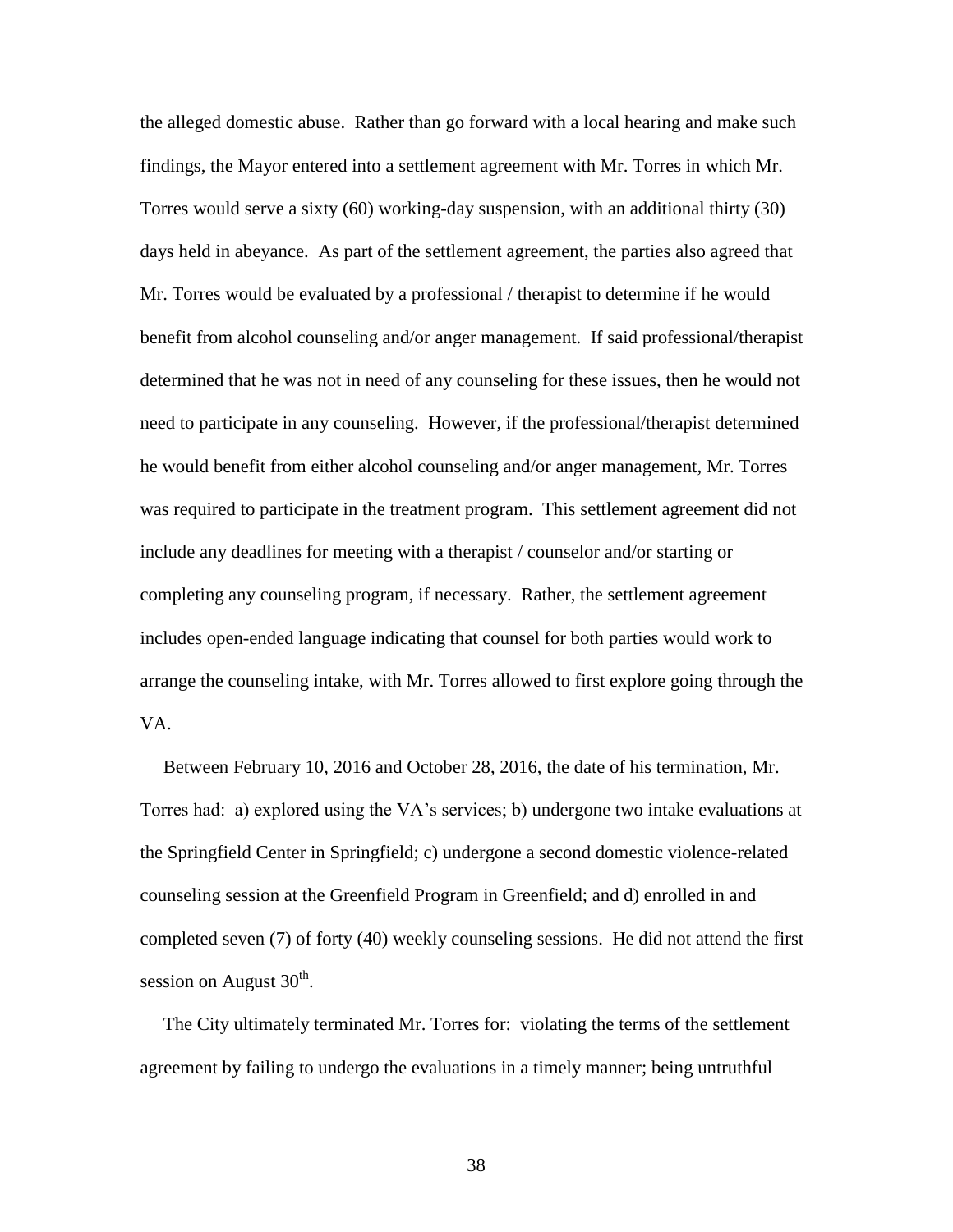the alleged domestic abuse. Rather than go forward with a local hearing and make such findings, the Mayor entered into a settlement agreement with Mr. Torres in which Mr. Torres would serve a sixty (60) working-day suspension, with an additional thirty (30) days held in abeyance. As part of the settlement agreement, the parties also agreed that Mr. Torres would be evaluated by a professional / therapist to determine if he would benefit from alcohol counseling and/or anger management. If said professional/therapist determined that he was not in need of any counseling for these issues, then he would not need to participate in any counseling. However, if the professional/therapist determined he would benefit from either alcohol counseling and/or anger management, Mr. Torres was required to participate in the treatment program. This settlement agreement did not include any deadlines for meeting with a therapist / counselor and/or starting or completing any counseling program, if necessary. Rather, the settlement agreement includes open-ended language indicating that counsel for both parties would work to arrange the counseling intake, with Mr. Torres allowed to first explore going through the VA.

Between February 10, 2016 and October 28, 2016, the date of his termination, Mr. Torres had: a) explored using the VA's services; b) undergone two intake evaluations at the Springfield Center in Springfield; c) undergone a second domestic violence-related counseling session at the Greenfield Program in Greenfield; and d) enrolled in and completed seven (7) of forty (40) weekly counseling sessions. He did not attend the first session on August 30th.

The City ultimately terminated Mr. Torres for: violating the terms of the settlement agreement by failing to undergo the evaluations in a timely manner; being untruthful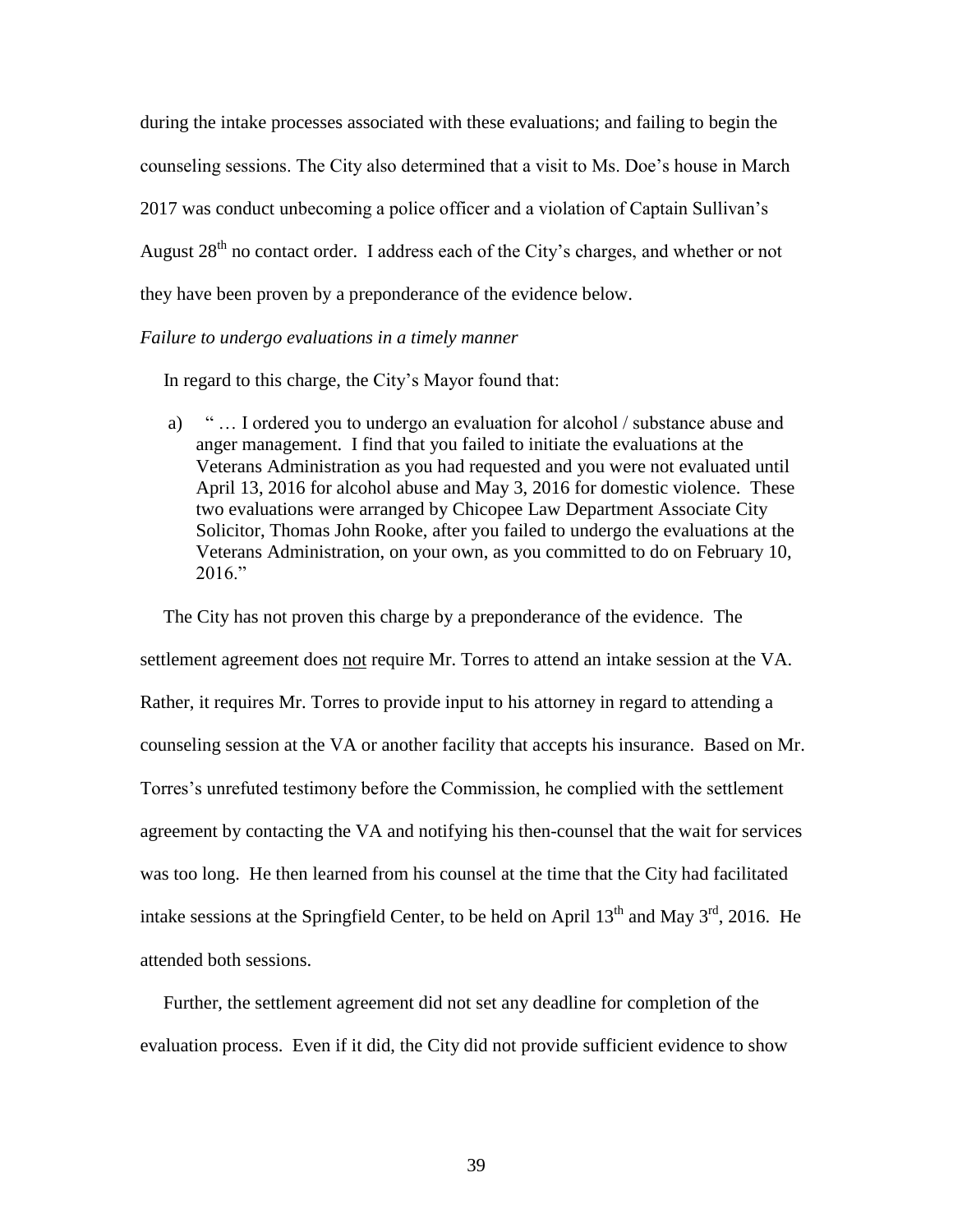during the intake processes associated with these evaluations; and failing to begin the counseling sessions. The City also determined that a visit to Ms. Doe's house in March 2017 was conduct unbecoming a police officer and a violation of Captain Sullivan's August 28th no contact order. I address each of the City's charges, and whether or not they have been proven by a preponderance of the evidence below.

*Failure to undergo evaluations in a timely manner*

In regard to this charge, the City's Mayor found that:

a) " … I ordered you to undergo an evaluation for alcohol / substance abuse and anger management. I find that you failed to initiate the evaluations at the Veterans Administration as you had requested and you were not evaluated until April 13, 2016 for alcohol abuse and May 3, 2016 for domestic violence. These two evaluations were arranged by Chicopee Law Department Associate City Solicitor, Thomas John Rooke, after you failed to undergo the evaluations at the Veterans Administration, on your own, as you committed to do on February 10, 2016."

The City has not proven this charge by a preponderance of the evidence. The settlement agreement does not require Mr. Torres to attend an intake session at the VA. Rather, it requires Mr. Torres to provide input to his attorney in regard to attending a counseling session at the VA or another facility that accepts his insurance. Based on Mr. Torres's unrefuted testimony before the Commission, he complied with the settlement agreement by contacting the VA and notifying his then-counsel that the wait for services was too long. He then learned from his counsel at the time that the City had facilitated intake sessions at the Springfield Center, to be held on April 13th and May 3rd, 2016. He attended both sessions.

Further, the settlement agreement did not set any deadline for completion of the evaluation process. Even if it did, the City did not provide sufficient evidence to show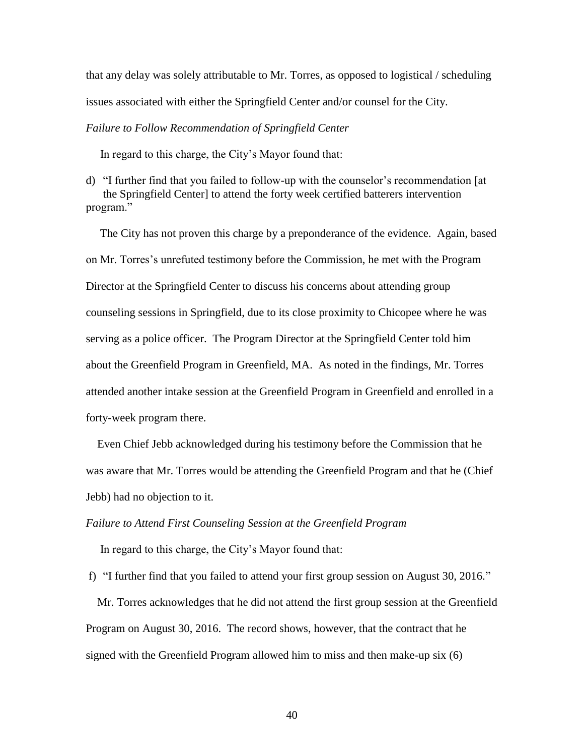that any delay was solely attributable to Mr. Torres, as opposed to logistical / scheduling issues associated with either the Springfield Center and/or counsel for the City.

*Failure to Follow Recommendation of Springfield Center*

In regard to this charge, the City's Mayor found that:

d) "I further find that you failed to follow-up with the counselor's recommendation [at the Springfield Center] to attend the forty week certified batterers intervention program."

The City has not proven this charge by a preponderance of the evidence. Again, based on Mr. Torres's unrefuted testimony before the Commission, he met with the Program Director at the Springfield Center to discuss his concerns about attending group counseling sessions in Springfield, due to its close proximity to Chicopee where he was serving as a police officer. The Program Director at the Springfield Center told him about the Greenfield Program in Greenfield, MA. As noted in the findings, Mr. Torres attended another intake session at the Greenfield Program in Greenfield and enrolled in a forty-week program there.

Even Chief Jebb acknowledged during his testimony before the Commission that he was aware that Mr. Torres would be attending the Greenfield Program and that he (Chief Jebb) had no objection to it.

*Failure to Attend First Counseling Session at the Greenfield Program*

In regard to this charge, the City's Mayor found that:

f) "I further find that you failed to attend your first group session on August 30, 2016."

Mr. Torres acknowledges that he did not attend the first group session at the Greenfield Program on August 30, 2016. The record shows, however, that the contract that he signed with the Greenfield Program allowed him to miss and then make-up six (6)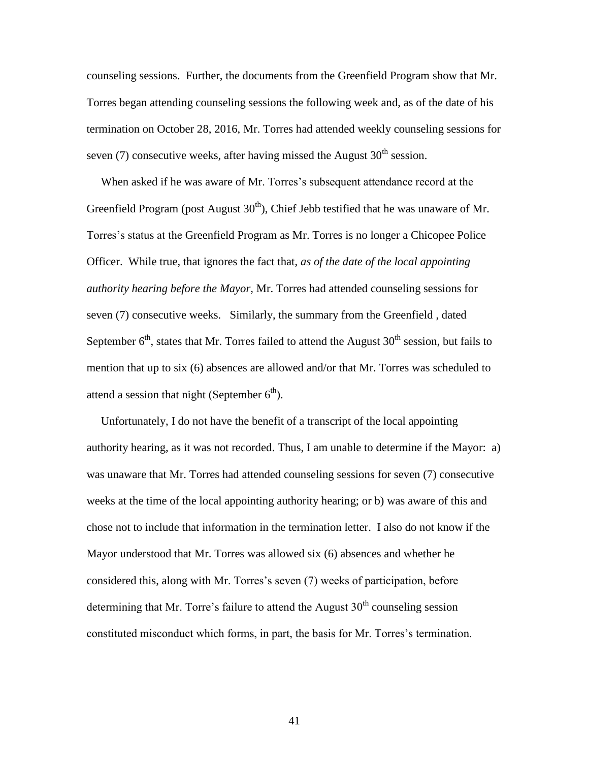counseling sessions. Further, the documents from the Greenfield Program show that Mr. Torres began attending counseling sessions the following week and, as of the date of his termination on October 28, 2016, Mr. Torres had attended weekly counseling sessions for seven (7) consecutive weeks, after having missed the August 30th session.

When asked if he was aware of Mr. Torres's subsequent attendance record at the Greenfield Program (post August 30th), Chief Jebb testified that he was unaware of Mr. Torres's status at the Greenfield Program as Mr. Torres is no longer a Chicopee Police Officer. While true, that ignores the fact that, *as of the date of the local appointing authority hearing before the Mayor,* Mr. Torres had attended counseling sessions for seven (7) consecutive weeks. Similarly, the summary from the Greenfield , dated September 6th, states that Mr. Torres failed to attend the August 30th session, but fails to mention that up to six (6) absences are allowed and/or that Mr. Torres was scheduled to attend a session that night (September 6th).

Unfortunately, I do not have the benefit of a transcript of the local appointing authority hearing, as it was not recorded. Thus, I am unable to determine if the Mayor: a) was unaware that Mr. Torres had attended counseling sessions for seven (7) consecutive weeks at the time of the local appointing authority hearing; or b) was aware of this and chose not to include that information in the termination letter. I also do not know if the Mayor understood that Mr. Torres was allowed six (6) absences and whether he considered this, along with Mr. Torres's seven (7) weeks of participation, before determining that Mr. Torre's failure to attend the August 30th counseling session constituted misconduct which forms, in part, the basis for Mr. Torres's termination.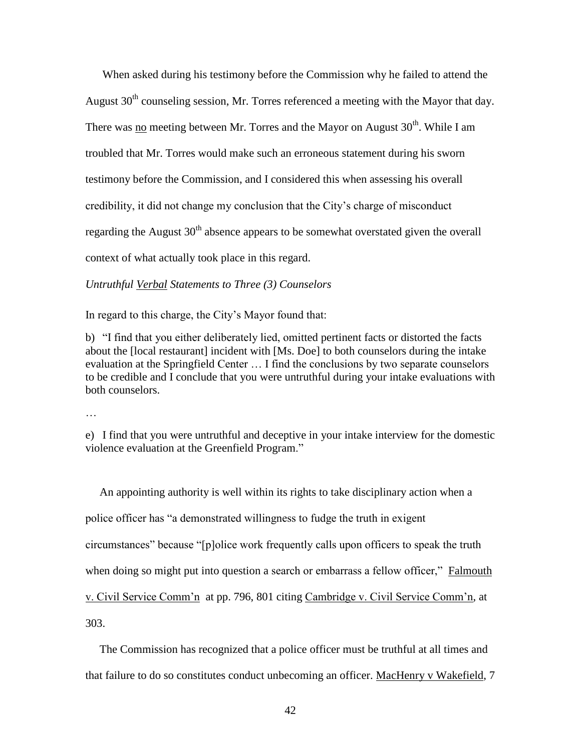When asked during his testimony before the Commission why he failed to attend the August 30th counseling session, Mr. Torres referenced a meeting with the Mayor that day. There was no meeting between Mr. Torres and the Mayor on August 30th. While I am troubled that Mr. Torres would make such an erroneous statement during his sworn testimony before the Commission, and I considered this when assessing his overall credibility, it did not change my conclusion that the City's charge of misconduct regarding the August 30th absence appears to be somewhat overstated given the overall context of what actually took place in this regard.

*Untruthful Verbal Statements to Three (3) Counselors*

In regard to this charge, the City's Mayor found that:

b) "I find that you either deliberately lied, omitted pertinent facts or distorted the facts about the [local restaurant] incident with [Ms. Doe] to both counselors during the intake evaluation at the Springfield Center … I find the conclusions by two separate counselors to be credible and I conclude that you were untruthful during your intake evaluations with both counselors.

…

e) I find that you were untruthful and deceptive in your intake interview for the domestic violence evaluation at the Greenfield Program."

An appointing authority is well within its rights to take disciplinary action when a police officer has "a demonstrated willingness to fudge the truth in exigent circumstances" because "[p]olice work frequently calls upon officers to speak the truth when doing so might put into question a search or embarrass a fellow officer," Falmouth v. Civil Service Comm'n at pp. 796, 801 citing Cambridge v. Civil Service Comm'n, at 303.

The Commission has recognized that a police officer must be truthful at all times and that failure to do so constitutes conduct unbecoming an officer. MacHenry v Wakefield, 7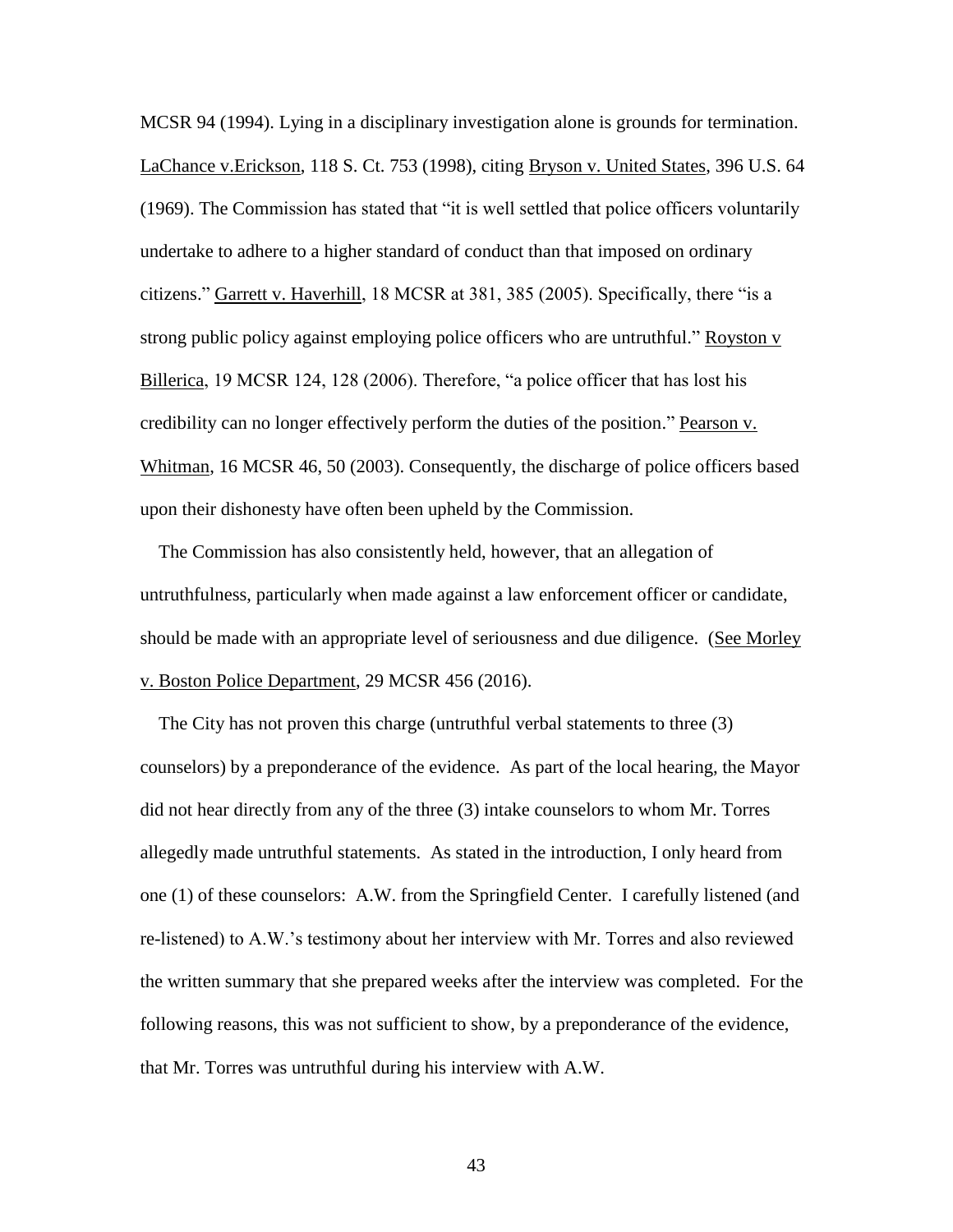MCSR 94 (1994). Lying in a disciplinary investigation alone is grounds for termination. LaChance v.Erickson, 118 S. Ct. 753 (1998), citing Bryson v. United States, 396 U.S. 64 (1969). The Commission has stated that "it is well settled that police officers voluntarily undertake to adhere to a higher standard of conduct than that imposed on ordinary citizens." Garrett v. Haverhill, 18 MCSR at 381, 385 (2005). Specifically, there "is a strong public policy against employing police officers who are untruthful." Royston v Billerica, 19 MCSR 124, 128 (2006). Therefore, "a police officer that has lost his credibility can no longer effectively perform the duties of the position." Pearson v. Whitman, 16 MCSR 46, 50 (2003). Consequently, the discharge of police officers based upon their dishonesty have often been upheld by the Commission.

The Commission has also consistently held, however, that an allegation of untruthfulness, particularly when made against a law enforcement officer or candidate, should be made with an appropriate level of seriousness and due diligence. (See Morley v. Boston Police Department, 29 MCSR 456 (2016).

The City has not proven this charge (untruthful verbal statements to three (3) counselors) by a preponderance of the evidence. As part of the local hearing, the Mayor did not hear directly from any of the three (3) intake counselors to whom Mr. Torres allegedly made untruthful statements. As stated in the introduction, I only heard from one (1) of these counselors: A.W. from the Springfield Center. I carefully listened (and re-listened) to A.W.'s testimony about her interview with Mr. Torres and also reviewed the written summary that she prepared weeks after the interview was completed. For the following reasons, this was not sufficient to show, by a preponderance of the evidence, that Mr. Torres was untruthful during his interview with A.W.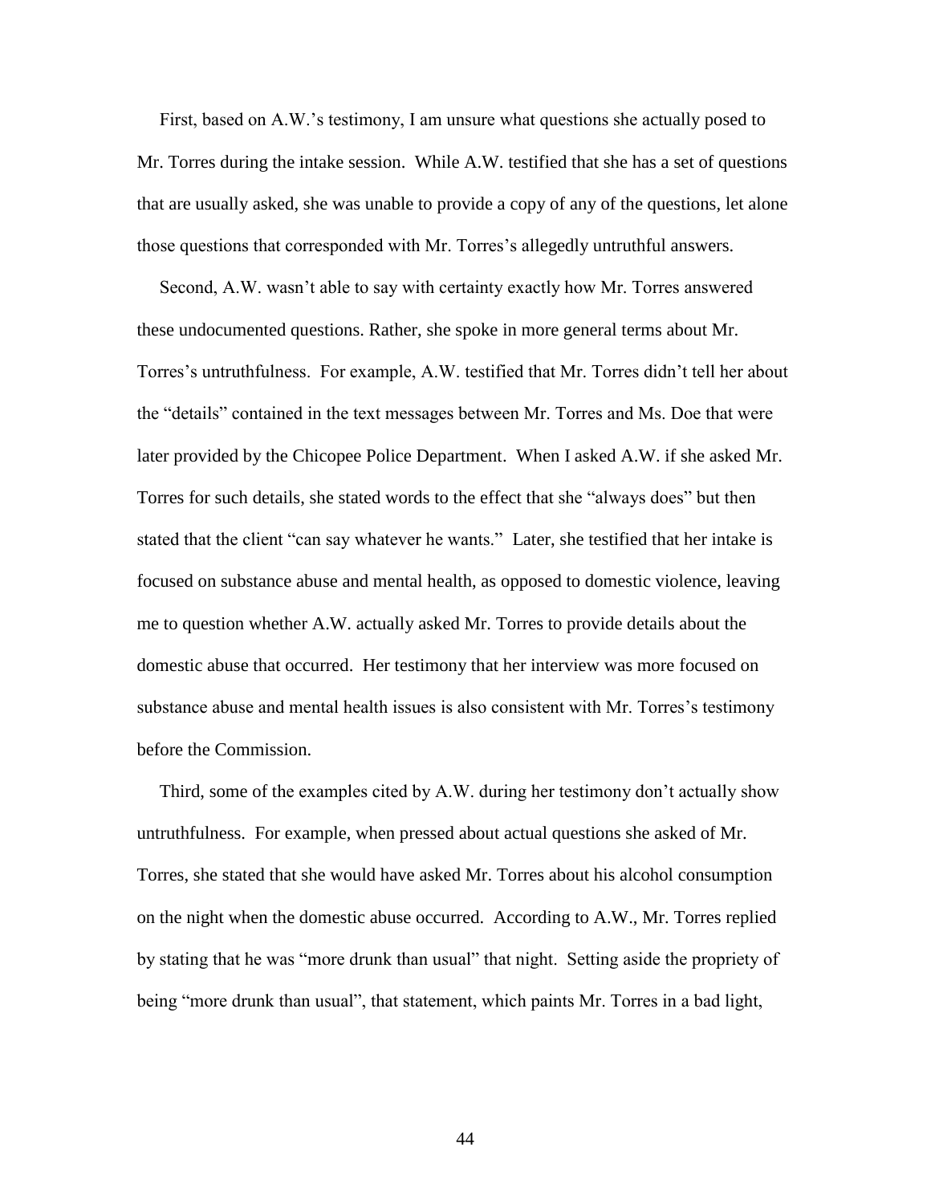First, based on A.W.'s testimony, I am unsure what questions she actually posed to Mr. Torres during the intake session. While A.W. testified that she has a set of questions that are usually asked, she was unable to provide a copy of any of the questions, let alone those questions that corresponded with Mr. Torres's allegedly untruthful answers.

Second, A.W. wasn't able to say with certainty exactly how Mr. Torres answered these undocumented questions. Rather, she spoke in more general terms about Mr. Torres's untruthfulness. For example, A.W. testified that Mr. Torres didn't tell her about the "details" contained in the text messages between Mr. Torres and Ms. Doe that were later provided by the Chicopee Police Department. When I asked A.W. if she asked Mr. Torres for such details, she stated words to the effect that she "always does" but then stated that the client "can say whatever he wants." Later, she testified that her intake is focused on substance abuse and mental health, as opposed to domestic violence, leaving me to question whether A.W. actually asked Mr. Torres to provide details about the domestic abuse that occurred. Her testimony that her interview was more focused on substance abuse and mental health issues is also consistent with Mr. Torres's testimony before the Commission.

Third, some of the examples cited by A.W. during her testimony don't actually show untruthfulness. For example, when pressed about actual questions she asked of Mr. Torres, she stated that she would have asked Mr. Torres about his alcohol consumption on the night when the domestic abuse occurred. According to A.W., Mr. Torres replied by stating that he was "more drunk than usual" that night. Setting aside the propriety of being "more drunk than usual", that statement, which paints Mr. Torres in a bad light,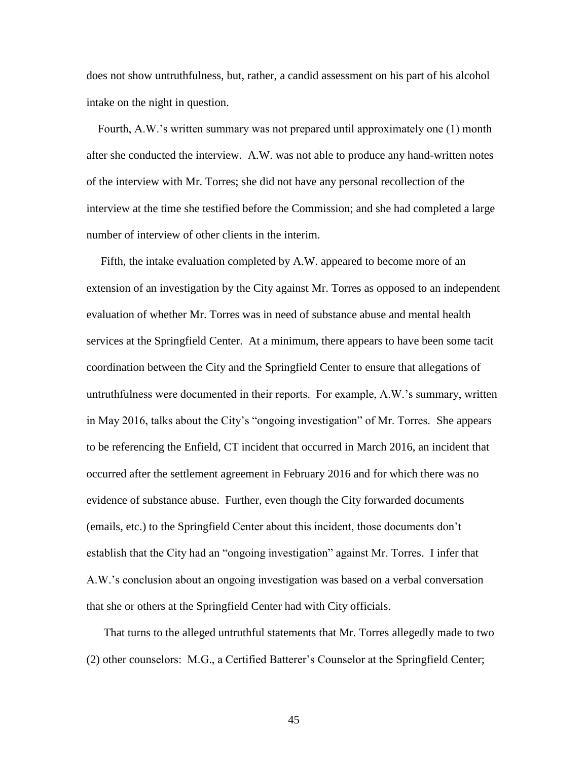does not show untruthfulness, but, rather, a candid assessment on his part of his alcohol intake on the night in question.

Fourth, A.W.'s written summary was not prepared until approximately one (1) month after she conducted the interview. A.W. was not able to produce any hand-written notes of the interview with Mr. Torres; she did not have any personal recollection of the interview at the time she testified before the Commission; and she had completed a large number of interview of other clients in the interim.

Fifth, the intake evaluation completed by A.W. appeared to become more of an extension of an investigation by the City against Mr. Torres as opposed to an independent evaluation of whether Mr. Torres was in need of substance abuse and mental health services at the Springfield Center. At a minimum, there appears to have been some tacit coordination between the City and the Springfield Center to ensure that allegations of untruthfulness were documented in their reports. For example, A.W.'s summary, written in May 2016, talks about the City's "ongoing investigation" of Mr. Torres. She appears to be referencing the Enfield, CT incident that occurred in March 2016, an incident that occurred after the settlement agreement in February 2016 and for which there was no evidence of substance abuse. Further, even though the City forwarded documents (emails, etc.) to the Springfield Center about this incident, those documents don't establish that the City had an "ongoing investigation" against Mr. Torres. I infer that A.W.'s conclusion about an ongoing investigation was based on a verbal conversation that she or others at the Springfield Center had with City officials.

That turns to the alleged untruthful statements that Mr. Torres allegedly made to two (2) other counselors: M.G., a Certified Batterer's Counselor at the Springfield Center;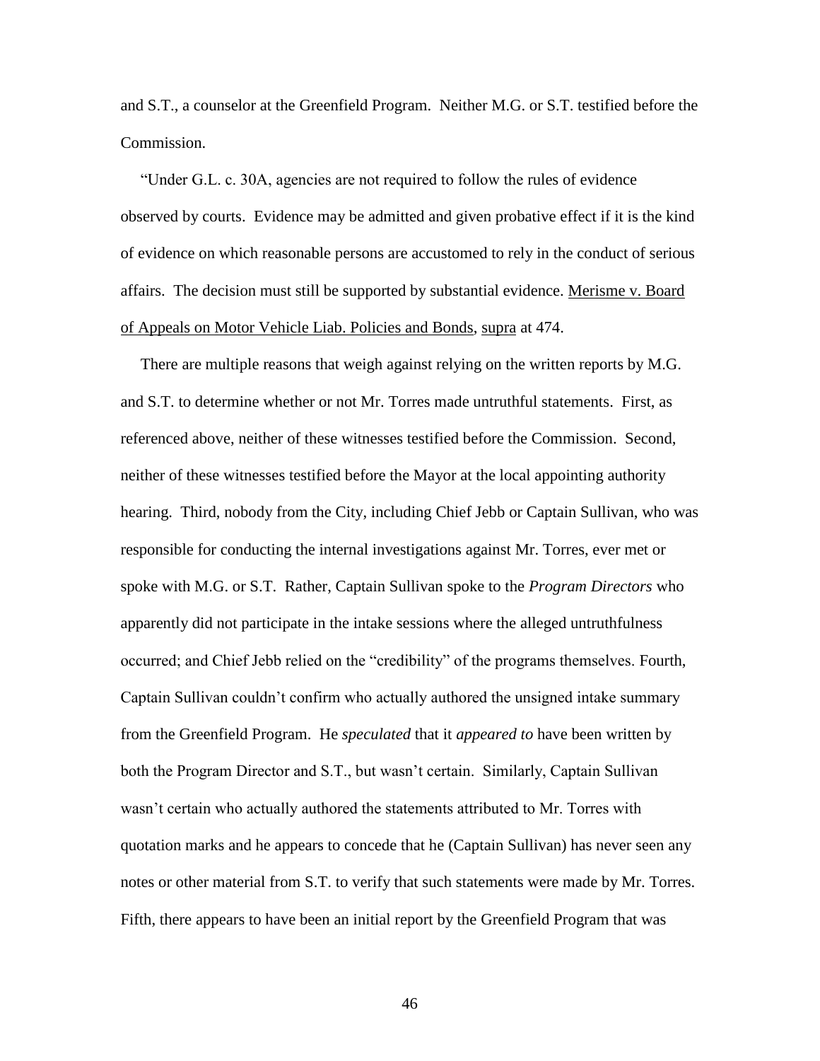and S.T., a counselor at the Greenfield Program. Neither M.G. or S.T. testified before the Commission.

"Under G.L. c. 30A, agencies are not required to follow the rules of evidence observed by courts. Evidence may be admitted and given probative effect if it is the kind of evidence on which reasonable persons are accustomed to rely in the conduct of serious affairs. The decision must still be supported by substantial evidence. Merisme v. Board of Appeals on Motor Vehicle Liab. Policies and Bonds, supra at 474.

There are multiple reasons that weigh against relying on the written reports by M.G. and S.T. to determine whether or not Mr. Torres made untruthful statements. First, as referenced above, neither of these witnesses testified before the Commission. Second, neither of these witnesses testified before the Mayor at the local appointing authority hearing. Third, nobody from the City, including Chief Jebb or Captain Sullivan, who was responsible for conducting the internal investigations against Mr. Torres, ever met or spoke with M.G. or S.T. Rather, Captain Sullivan spoke to the *Program Directors* who apparently did not participate in the intake sessions where the alleged untruthfulness occurred; and Chief Jebb relied on the "credibility" of the programs themselves. Fourth, Captain Sullivan couldn't confirm who actually authored the unsigned intake summary from the Greenfield Program. He *speculated* that it *appeared to* have been written by both the Program Director and S.T., but wasn't certain. Similarly, Captain Sullivan wasn't certain who actually authored the statements attributed to Mr. Torres with quotation marks and he appears to concede that he (Captain Sullivan) has never seen any notes or other material from S.T. to verify that such statements were made by Mr. Torres. Fifth, there appears to have been an initial report by the Greenfield Program that was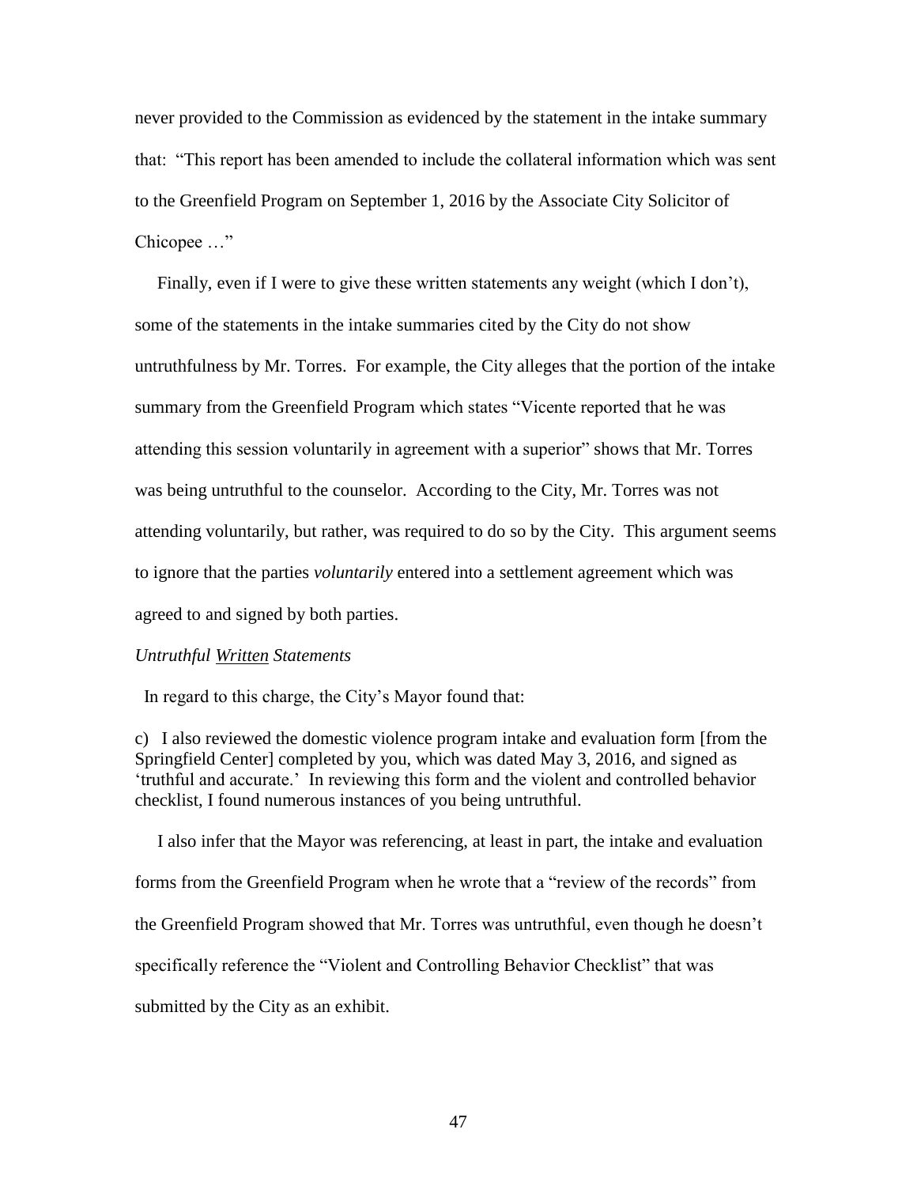never provided to the Commission as evidenced by the statement in the intake summary that: "This report has been amended to include the collateral information which was sent to the Greenfield Program on September 1, 2016 by the Associate City Solicitor of Chicopee …"

Finally, even if I were to give these written statements any weight (which I don't), some of the statements in the intake summaries cited by the City do not show untruthfulness by Mr. Torres. For example, the City alleges that the portion of the intake summary from the Greenfield Program which states "Vicente reported that he was attending this session voluntarily in agreement with a superior" shows that Mr. Torres was being untruthful to the counselor. According to the City, Mr. Torres was not attending voluntarily, but rather, was required to do so by the City. This argument seems to ignore that the parties *voluntarily* entered into a settlement agreement which was agreed to and signed by both parties.

*Untruthful Written Statements*

In regard to this charge, the City's Mayor found that:

> c) I also reviewed the domestic violence program intake and evaluation form [from the Springfield Center] completed by you, which was dated May 3, 2016, and signed as 'truthful and accurate.' In reviewing this form and the violent and controlled behavior checklist, I found numerous instances of you being untruthful.

I also infer that the Mayor was referencing, at least in part, the intake and evaluation forms from the Greenfield Program when he wrote that a "review of the records" from the Greenfield Program showed that Mr. Torres was untruthful, even though he doesn't specifically reference the "Violent and Controlling Behavior Checklist" that was submitted by the City as an exhibit.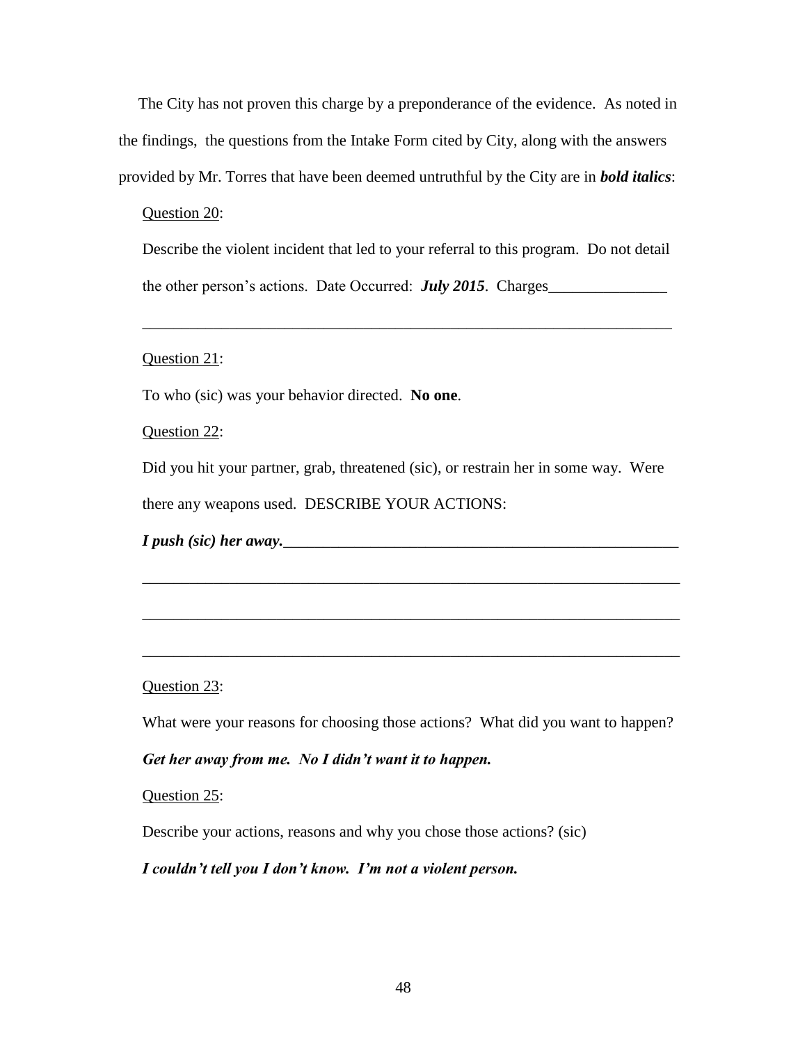The City has not proven this charge by a preponderance of the evidence. As noted in the findings, the questions from the Intake Form cited by City, along with the answers provided by Mr. Torres that have been deemed untruthful by the City are in ***bold italics***:

<u>Question 20</u>:

Describe the violent incident that led to your referral to this program. Do not detail the other person's actions. Date Occurred: ***July 2015***. Charges_______________

_____________________________________________________________________

<u>Question 21</u>:

To who (sic) was your behavior directed. **No one**.

<u>Question 22</u>:

Did you hit your partner, grab, threatened (sic), or restrain her in some way. Were there any weapons used. DESCRIBE YOUR ACTIONS:

***I push (sic) her away.***_____________________________________________________

_____________________________________________________________________

_____________________________________________________________________

_____________________________________________________________________

<u>Question 23</u>:

What were your reasons for choosing those actions? What did you want to happen?

***Get her away from me. No I didn't want it to happen.***

<u>Question 25</u>:

Describe your actions, reasons and why you chose those actions? (sic)

***I couldn't tell you I don't know. I'm not a violent person.***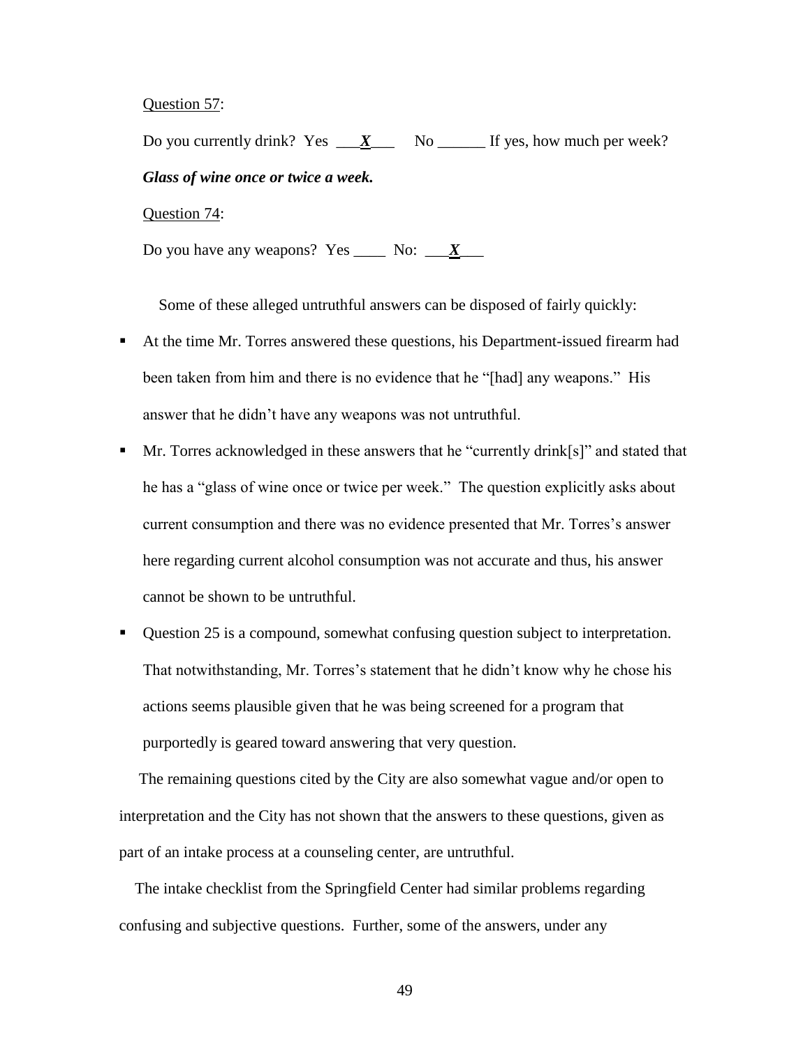Question 57:

Do you currently drink? Yes ___***X***___ No ______ If yes, how much per week?

***Glass of wine once or twice a week.***

Question 74:

Do you have any weapons? Yes ____ No: ___***X***___

Some of these alleged untruthful answers can be disposed of fairly quickly:

- At the time Mr. Torres answered these questions, his Department-issued firearm had been taken from him and there is no evidence that he "[had] any weapons." His answer that he didn't have any weapons was not untruthful.
- Mr. Torres acknowledged in these answers that he "currently drink[s]" and stated that he has a "glass of wine once or twice per week." The question explicitly asks about current consumption and there was no evidence presented that Mr. Torres's answer here regarding current alcohol consumption was not accurate and thus, his answer cannot be shown to be untruthful.
- Question 25 is a compound, somewhat confusing question subject to interpretation. That notwithstanding, Mr. Torres's statement that he didn't know why he chose his actions seems plausible given that he was being screened for a program that purportedly is geared toward answering that very question.

The remaining questions cited by the City are also somewhat vague and/or open to interpretation and the City has not shown that the answers to these questions, given as part of an intake process at a counseling center, are untruthful.

The intake checklist from the Springfield Center had similar problems regarding confusing and subjective questions. Further, some of the answers, under any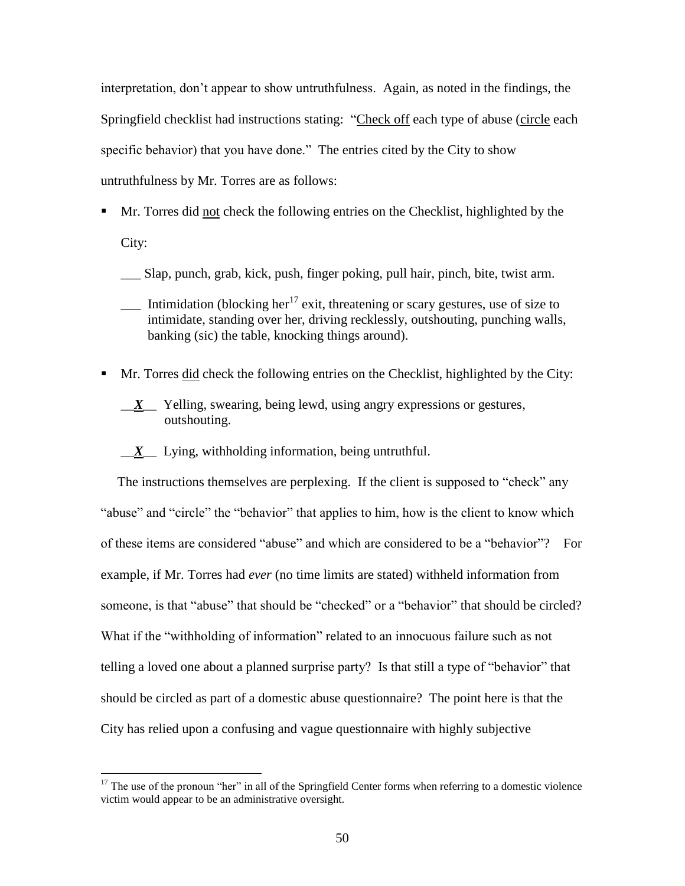interpretation, don't appear to show untruthfulness. Again, as noted in the findings, the Springfield checklist had instructions stating: "Check off each type of abuse (circle each specific behavior) that you have done." The entries cited by the City to show untruthfulness by Mr. Torres are as follows:

- Mr. Torres did not check the following entries on the Checklist, highlighted by the City:

  ___ Slap, punch, grab, kick, push, finger poking, pull hair, pinch, bite, twist arm.

  ___ Intimidation (blocking her[17] exit, threatening or scary gestures, use of size to intimidate, standing over her, driving recklessly, outshouting, punching walls, banking (sic) the table, knocking things around).

- Mr. Torres did check the following entries on the Checklist, highlighted by the City:

  __***X***__ Yelling, swearing, being lewd, using angry expressions or gestures, outshouting.

  __***X***__ Lying, withholding information, being untruthful.

The instructions themselves are perplexing. If the client is supposed to "check" any "abuse" and "circle" the "behavior" that applies to him, how is the client to know which of these items are considered "abuse" and which are considered to be a "behavior"? For example, if Mr. Torres had *ever* (no time limits are stated) withheld information from someone, is that "abuse" that should be "checked" or a "behavior" that should be circled? What if the "withholding of information" related to an innocuous failure such as not telling a loved one about a planned surprise party? Is that still a type of "behavior" that should be circled as part of a domestic abuse questionnaire? The point here is that the City has relied upon a confusing and vague questionnaire with highly subjective

[17] The use of the pronoun "her" in all of the Springfield Center forms when referring to a domestic violence victim would appear to be an administrative oversight.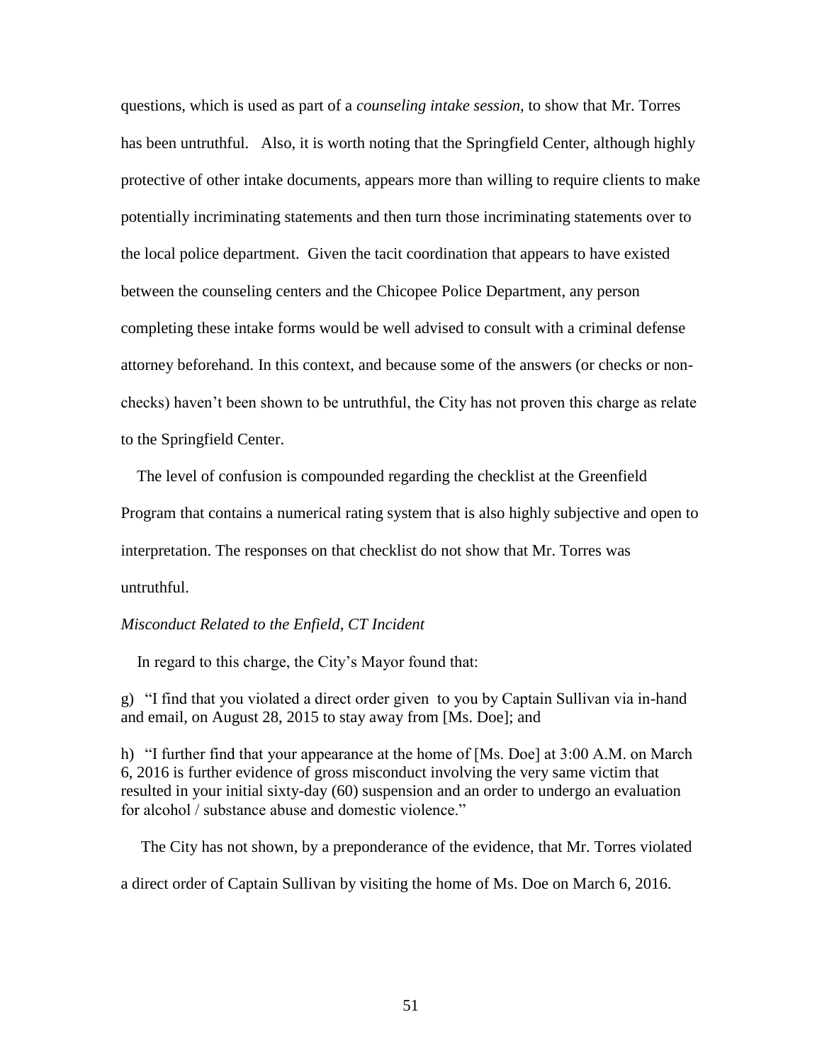questions, which is used as part of a *counseling intake session*, to show that Mr. Torres has been untruthful. Also, it is worth noting that the Springfield Center, although highly protective of other intake documents, appears more than willing to require clients to make potentially incriminating statements and then turn those incriminating statements over to the local police department. Given the tacit coordination that appears to have existed between the counseling centers and the Chicopee Police Department, any person completing these intake forms would be well advised to consult with a criminal defense attorney beforehand. In this context, and because some of the answers (or checks or non-checks) haven't been shown to be untruthful, the City has not proven this charge as relate to the Springfield Center.

The level of confusion is compounded regarding the checklist at the Greenfield Program that contains a numerical rating system that is also highly subjective and open to interpretation. The responses on that checklist do not show that Mr. Torres was untruthful.

*Misconduct Related to the Enfield, CT Incident*

In regard to this charge, the City's Mayor found that:

g) "I find that you violated a direct order given to you by Captain Sullivan via in-hand and email, on August 28, 2015 to stay away from [Ms. Doe]; and

h) "I further find that your appearance at the home of [Ms. Doe] at 3:00 A.M. on March 6, 2016 is further evidence of gross misconduct involving the very same victim that resulted in your initial sixty-day (60) suspension and an order to undergo an evaluation for alcohol / substance abuse and domestic violence."

The City has not shown, by a preponderance of the evidence, that Mr. Torres violated a direct order of Captain Sullivan by visiting the home of Ms. Doe on March 6, 2016.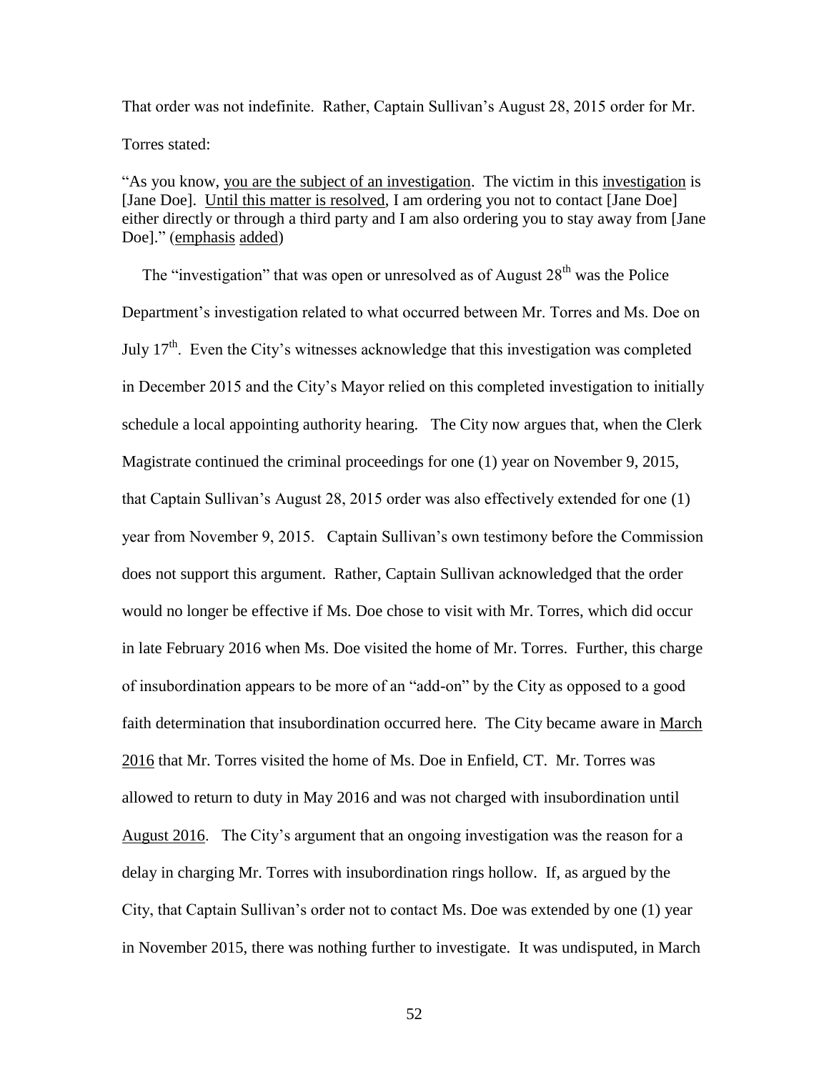That order was not indefinite. Rather, Captain Sullivan's August 28, 2015 order for Mr. Torres stated:

"As you know, <u>you are the subject of an investigation</u>. The victim in this <u>investigation</u> is [Jane Doe]. <u>Until this matter is resolved</u>, I am ordering you not to contact [Jane Doe] either directly or through a third party and I am also ordering you to stay away from [Jane Doe]." (<u>emphasis</u> <u>added</u>)

The "investigation" that was open or unresolved as of August 28th was the Police Department's investigation related to what occurred between Mr. Torres and Ms. Doe on July 17th. Even the City's witnesses acknowledge that this investigation was completed in December 2015 and the City's Mayor relied on this completed investigation to initially schedule a local appointing authority hearing. The City now argues that, when the Clerk Magistrate continued the criminal proceedings for one (1) year on November 9, 2015, that Captain Sullivan's August 28, 2015 order was also effectively extended for one (1) year from November 9, 2015. Captain Sullivan's own testimony before the Commission does not support this argument. Rather, Captain Sullivan acknowledged that the order would no longer be effective if Ms. Doe chose to visit with Mr. Torres, which did occur in late February 2016 when Ms. Doe visited the home of Mr. Torres. Further, this charge of insubordination appears to be more of an "add-on" by the City as opposed to a good faith determination that insubordination occurred here. The City became aware in <u>March 2016</u> that Mr. Torres visited the home of Ms. Doe in Enfield, CT. Mr. Torres was allowed to return to duty in May 2016 and was not charged with insubordination until <u>August 2016</u>. The City's argument that an ongoing investigation was the reason for a delay in charging Mr. Torres with insubordination rings hollow. If, as argued by the City, that Captain Sullivan's order not to contact Ms. Doe was extended by one (1) year in November 2015, there was nothing further to investigate. It was undisputed, in March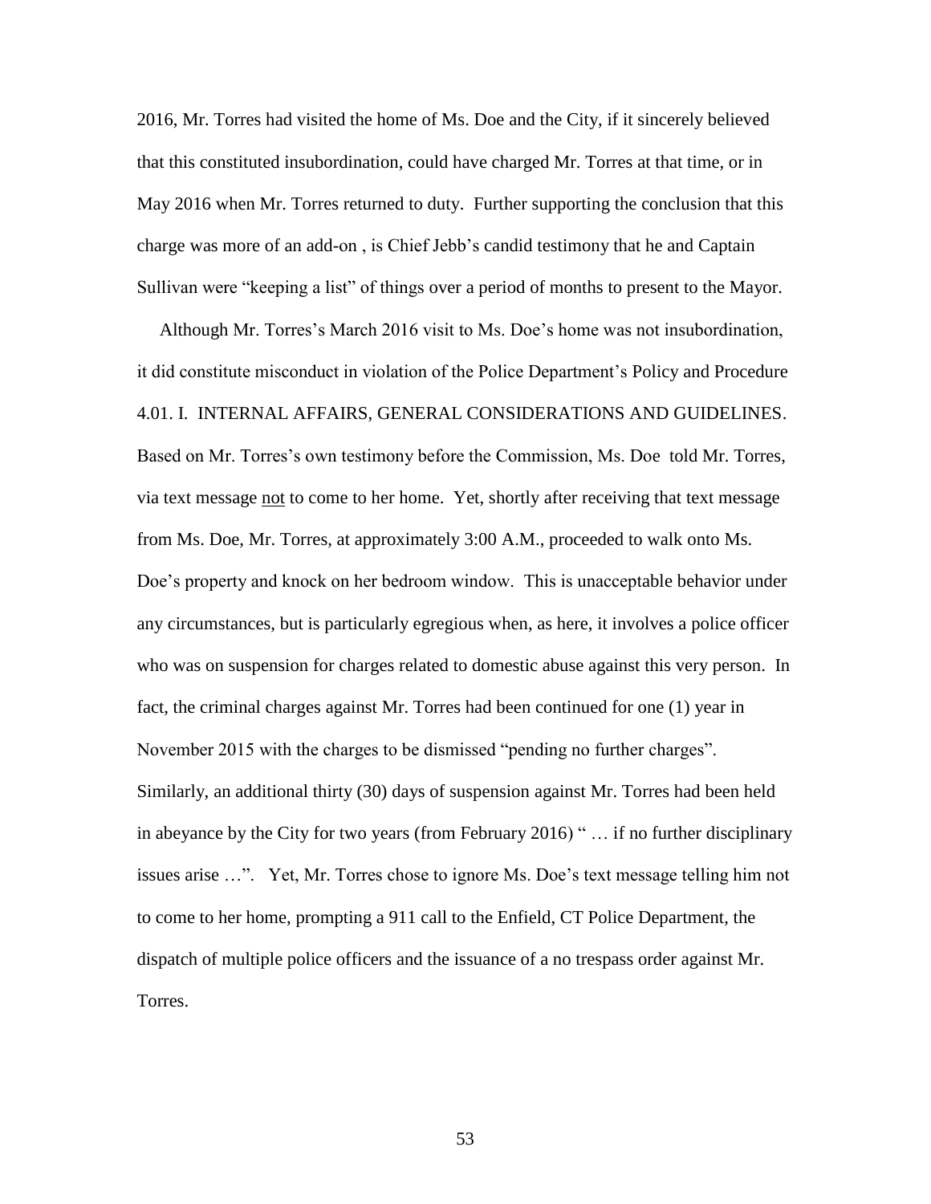2016, Mr. Torres had visited the home of Ms. Doe and the City, if it sincerely believed that this constituted insubordination, could have charged Mr. Torres at that time, or in May 2016 when Mr. Torres returned to duty. Further supporting the conclusion that this charge was more of an add-on , is Chief Jebb's candid testimony that he and Captain Sullivan were "keeping a list" of things over a period of months to present to the Mayor.

Although Mr. Torres's March 2016 visit to Ms. Doe's home was not insubordination, it did constitute misconduct in violation of the Police Department's Policy and Procedure 4.01. I. INTERNAL AFFAIRS, GENERAL CONSIDERATIONS AND GUIDELINES. Based on Mr. Torres's own testimony before the Commission, Ms. Doe told Mr. Torres, via text message <u>not</u> to come to her home. Yet, shortly after receiving that text message from Ms. Doe, Mr. Torres, at approximately 3:00 A.M., proceeded to walk onto Ms. Doe's property and knock on her bedroom window. This is unacceptable behavior under any circumstances, but is particularly egregious when, as here, it involves a police officer who was on suspension for charges related to domestic abuse against this very person. In fact, the criminal charges against Mr. Torres had been continued for one (1) year in November 2015 with the charges to be dismissed "pending no further charges". Similarly, an additional thirty (30) days of suspension against Mr. Torres had been held in abeyance by the City for two years (from February 2016) " … if no further disciplinary issues arise …". Yet, Mr. Torres chose to ignore Ms. Doe's text message telling him not to come to her home, prompting a 911 call to the Enfield, CT Police Department, the dispatch of multiple police officers and the issuance of a no trespass order against Mr. Torres.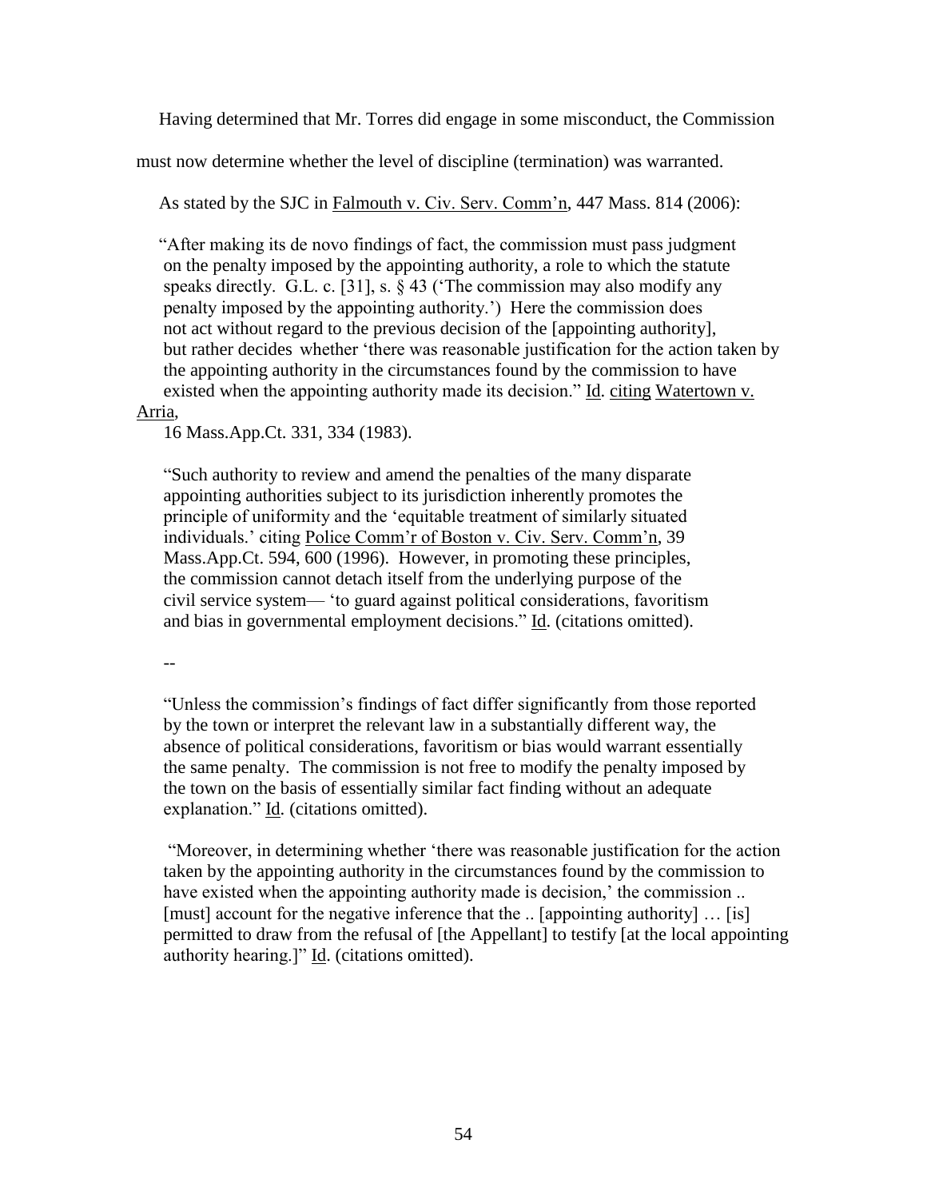Having determined that Mr. Torres did engage in some misconduct, the Commission must now determine whether the level of discipline (termination) was warranted.

As stated by the SJC in Falmouth v. Civ. Serv. Comm'n, 447 Mass. 814 (2006):

> "After making its de novo findings of fact, the commission must pass judgment on the penalty imposed by the appointing authority, a role to which the statute speaks directly. G.L. c. [31], s. § 43 ('The commission may also modify any penalty imposed by the appointing authority.') Here the commission does not act without regard to the previous decision of the [appointing authority], but rather decides whether 'there was reasonable justification for the action taken by the appointing authority in the circumstances found by the commission to have existed when the appointing authority made its decision." Id. citing Watertown v. Arria, 16 Mass.App.Ct. 331, 334 (1983).
>
> "Such authority to review and amend the penalties of the many disparate appointing authorities subject to its jurisdiction inherently promotes the principle of uniformity and the 'equitable treatment of similarly situated individuals.' citing Police Comm'r of Boston v. Civ. Serv. Comm'n, 39 Mass.App.Ct. 594, 600 (1996). However, in promoting these principles, the commission cannot detach itself from the underlying purpose of the civil service system— 'to guard against political considerations, favoritism and bias in governmental employment decisions." Id. (citations omitted).
>
> --
>
> "Unless the commission's findings of fact differ significantly from those reported by the town or interpret the relevant law in a substantially different way, the absence of political considerations, favoritism or bias would warrant essentially the same penalty. The commission is not free to modify the penalty imposed by the town on the basis of essentially similar fact finding without an adequate explanation." Id. (citations omitted).
>
> "Moreover, in determining whether 'there was reasonable justification for the action taken by the appointing authority in the circumstances found by the commission to have existed when the appointing authority made is decision,' the commission .. [must] account for the negative inference that the .. [appointing authority] … [is] permitted to draw from the refusal of [the Appellant] to testify [at the local appointing authority hearing.]" Id. (citations omitted).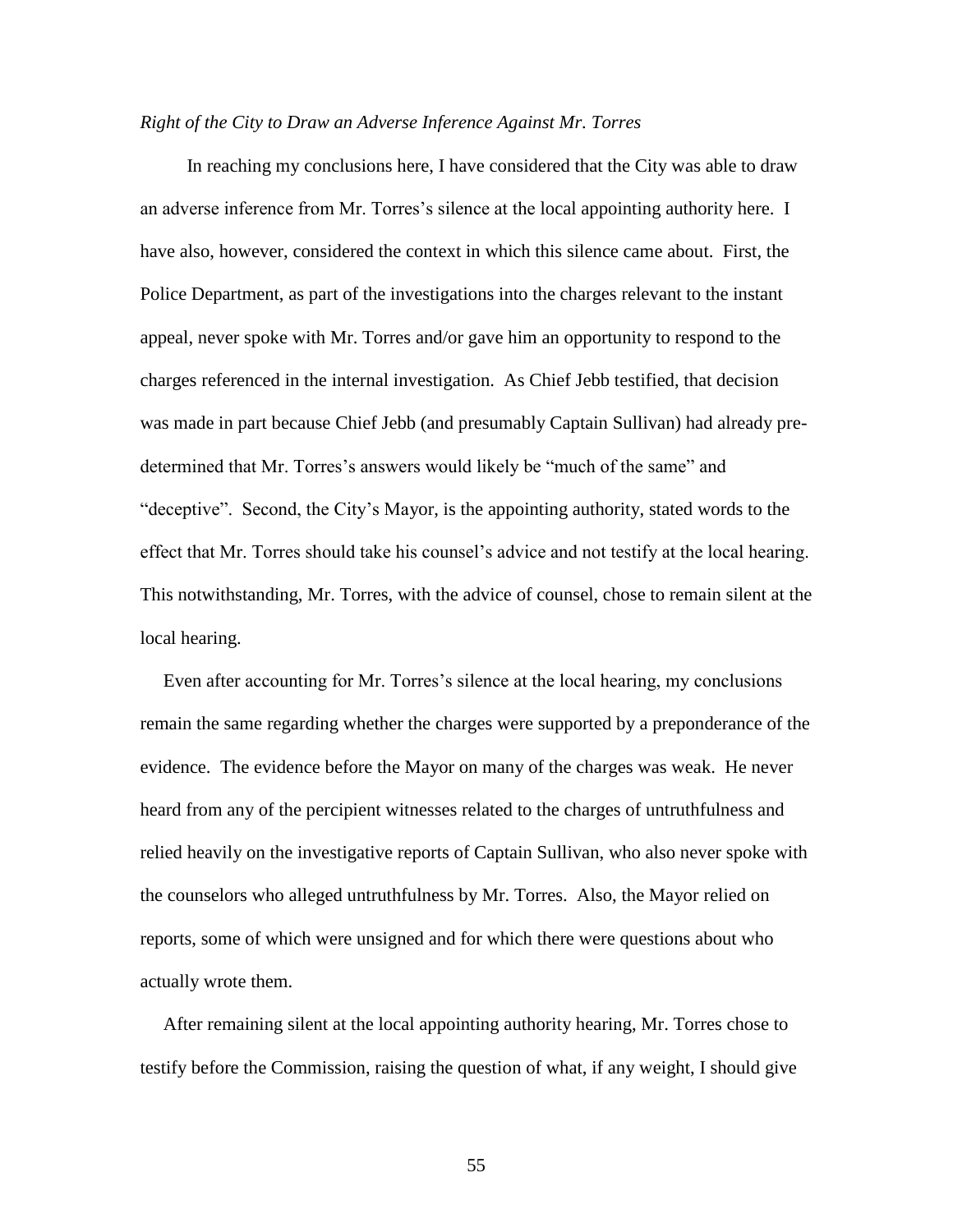*Right of the City to Draw an Adverse Inference Against Mr. Torres*

In reaching my conclusions here, I have considered that the City was able to draw an adverse inference from Mr. Torres's silence at the local appointing authority here. I have also, however, considered the context in which this silence came about. First, the Police Department, as part of the investigations into the charges relevant to the instant appeal, never spoke with Mr. Torres and/or gave him an opportunity to respond to the charges referenced in the internal investigation. As Chief Jebb testified, that decision was made in part because Chief Jebb (and presumably Captain Sullivan) had already pre-determined that Mr. Torres's answers would likely be "much of the same" and "deceptive". Second, the City's Mayor, is the appointing authority, stated words to the effect that Mr. Torres should take his counsel's advice and not testify at the local hearing. This notwithstanding, Mr. Torres, with the advice of counsel, chose to remain silent at the local hearing.

Even after accounting for Mr. Torres's silence at the local hearing, my conclusions remain the same regarding whether the charges were supported by a preponderance of the evidence. The evidence before the Mayor on many of the charges was weak. He never heard from any of the percipient witnesses related to the charges of untruthfulness and relied heavily on the investigative reports of Captain Sullivan, who also never spoke with the counselors who alleged untruthfulness by Mr. Torres. Also, the Mayor relied on reports, some of which were unsigned and for which there were questions about who actually wrote them.

After remaining silent at the local appointing authority hearing, Mr. Torres chose to testify before the Commission, raising the question of what, if any weight, I should give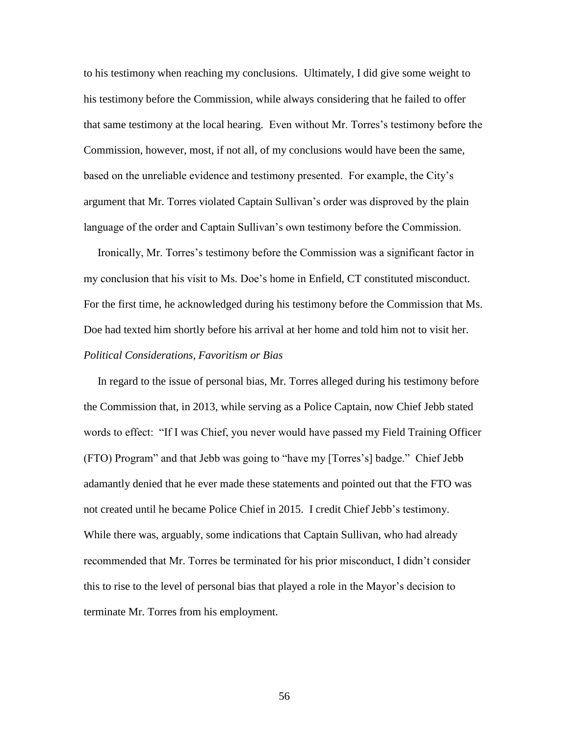to his testimony when reaching my conclusions. Ultimately, I did give some weight to his testimony before the Commission, while always considering that he failed to offer that same testimony at the local hearing. Even without Mr. Torres's testimony before the Commission, however, most, if not all, of my conclusions would have been the same, based on the unreliable evidence and testimony presented. For example, the City's argument that Mr. Torres violated Captain Sullivan's order was disproved by the plain language of the order and Captain Sullivan's own testimony before the Commission.

Ironically, Mr. Torres's testimony before the Commission was a significant factor in my conclusion that his visit to Ms. Doe's home in Enfield, CT constituted misconduct. For the first time, he acknowledged during his testimony before the Commission that Ms. Doe had texted him shortly before his arrival at her home and told him not to visit her.

*Political Considerations, Favoritism or Bias*

In regard to the issue of personal bias, Mr. Torres alleged during his testimony before the Commission that, in 2013, while serving as a Police Captain, now Chief Jebb stated words to effect: "If I was Chief, you never would have passed my Field Training Officer (FTO) Program" and that Jebb was going to "have my [Torres's] badge." Chief Jebb adamantly denied that he ever made these statements and pointed out that the FTO was not created until he became Police Chief in 2015. I credit Chief Jebb's testimony. While there was, arguably, some indications that Captain Sullivan, who had already recommended that Mr. Torres be terminated for his prior misconduct, I didn't consider this to rise to the level of personal bias that played a role in the Mayor's decision to terminate Mr. Torres from his employment.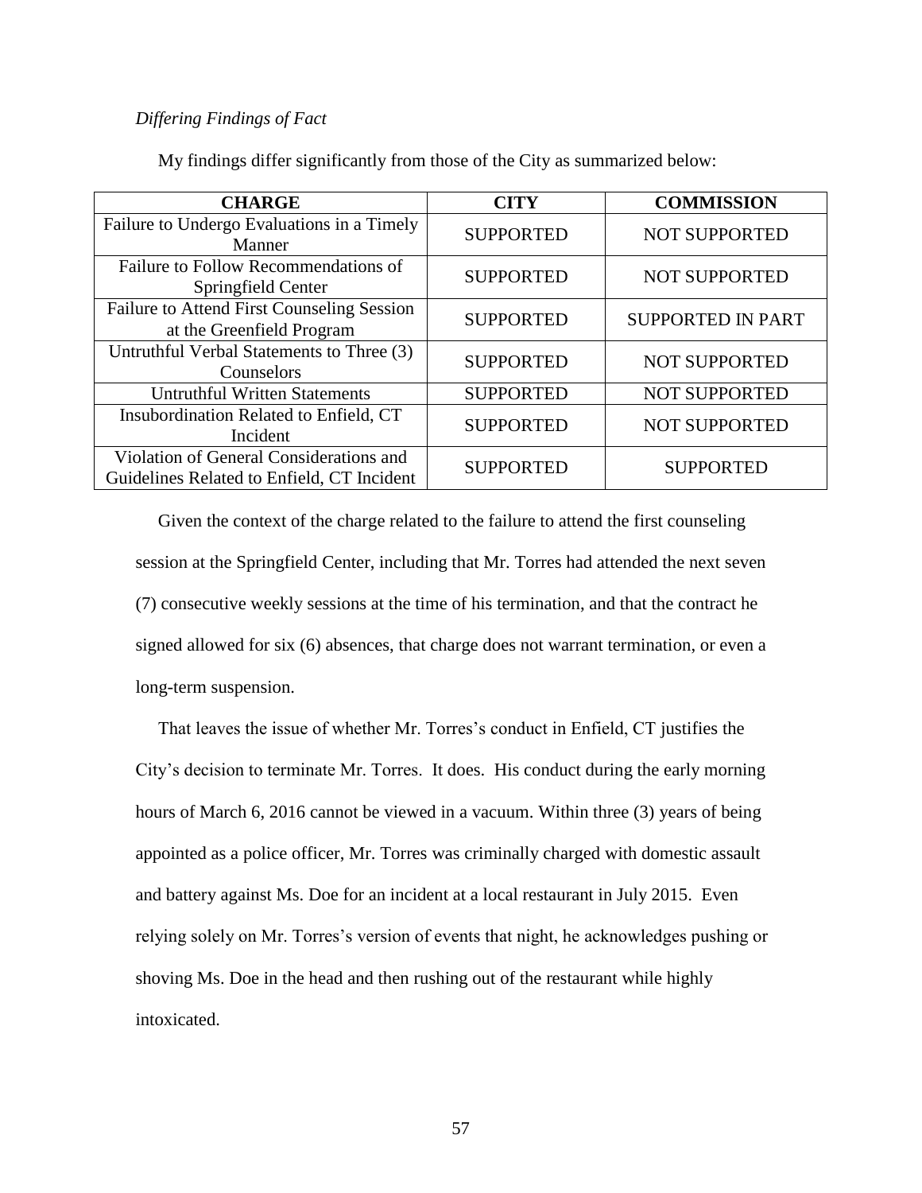*Differing Findings of Fact*

My findings differ significantly from those of the City as summarized below:

| CHARGE | CITY | COMMISSION |
|---|---|---|
| Failure to Undergo Evaluations in a Timely Manner | SUPPORTED | NOT SUPPORTED |
| Failure to Follow Recommendations of Springfield Center | SUPPORTED | NOT SUPPORTED |
| Failure to Attend First Counseling Session at the Greenfield Program | SUPPORTED | SUPPORTED IN PART |
| Untruthful Verbal Statements to Three (3) Counselors | SUPPORTED | NOT SUPPORTED |
| Untruthful Written Statements | SUPPORTED | NOT SUPPORTED |
| Insubordination Related to Enfield, CT Incident | SUPPORTED | NOT SUPPORTED |
| Violation of General Considerations and Guidelines Related to Enfield, CT Incident | SUPPORTED | SUPPORTED |

Given the context of the charge related to the failure to attend the first counseling session at the Springfield Center, including that Mr. Torres had attended the next seven (7) consecutive weekly sessions at the time of his termination, and that the contract he signed allowed for six (6) absences, that charge does not warrant termination, or even a long-term suspension.

That leaves the issue of whether Mr. Torres's conduct in Enfield, CT justifies the City's decision to terminate Mr. Torres. It does. His conduct during the early morning hours of March 6, 2016 cannot be viewed in a vacuum. Within three (3) years of being appointed as a police officer, Mr. Torres was criminally charged with domestic assault and battery against Ms. Doe for an incident at a local restaurant in July 2015. Even relying solely on Mr. Torres's version of events that night, he acknowledges pushing or shoving Ms. Doe in the head and then rushing out of the restaurant while highly intoxicated.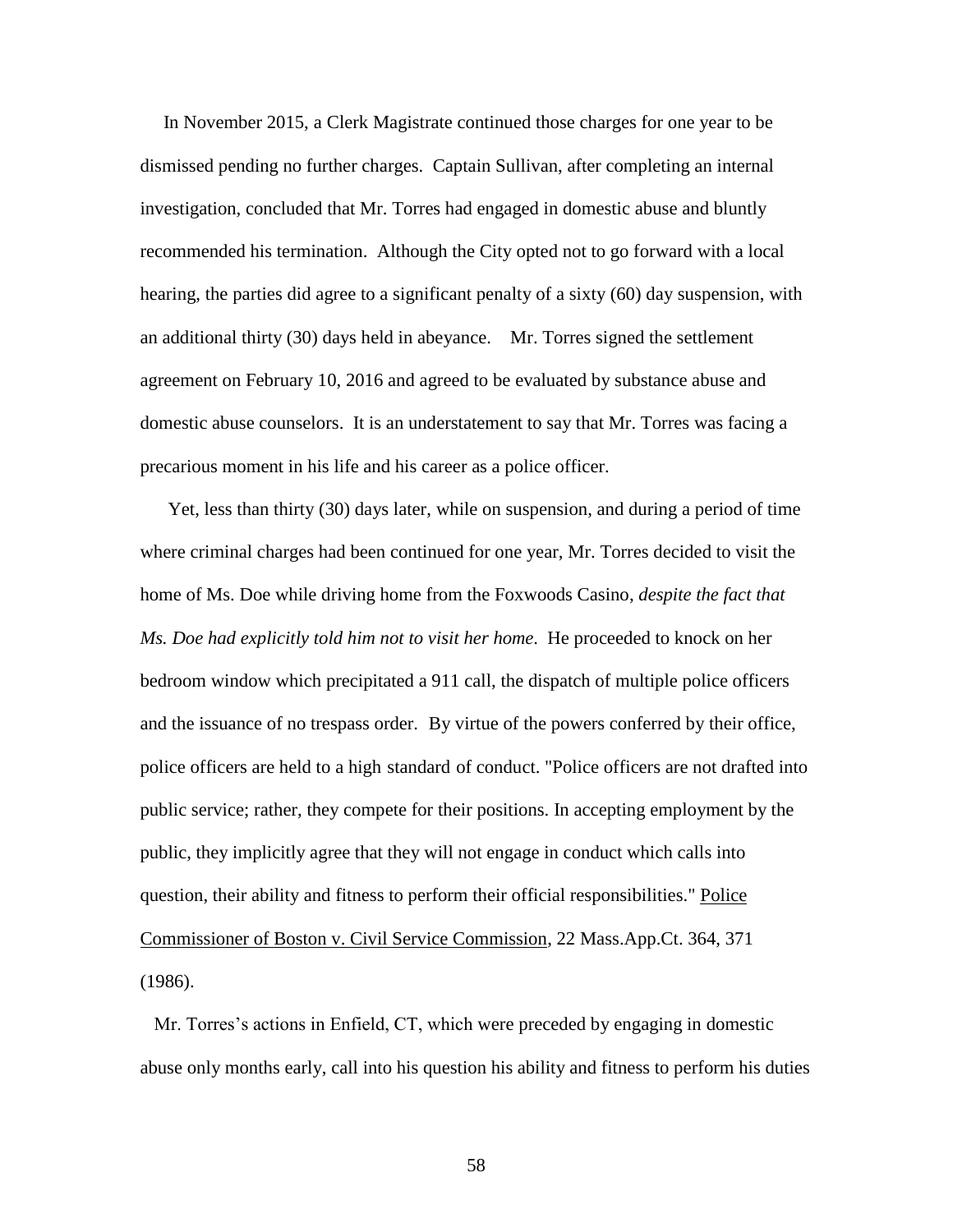In November 2015, a Clerk Magistrate continued those charges for one year to be dismissed pending no further charges. Captain Sullivan, after completing an internal investigation, concluded that Mr. Torres had engaged in domestic abuse and bluntly recommended his termination. Although the City opted not to go forward with a local hearing, the parties did agree to a significant penalty of a sixty (60) day suspension, with an additional thirty (30) days held in abeyance. Mr. Torres signed the settlement agreement on February 10, 2016 and agreed to be evaluated by substance abuse and domestic abuse counselors. It is an understatement to say that Mr. Torres was facing a precarious moment in his life and his career as a police officer.

Yet, less than thirty (30) days later, while on suspension, and during a period of time where criminal charges had been continued for one year, Mr. Torres decided to visit the home of Ms. Doe while driving home from the Foxwoods Casino, *despite the fact that Ms. Doe had explicitly told him not to visit her home*. He proceeded to knock on her bedroom window which precipitated a 911 call, the dispatch of multiple police officers and the issuance of no trespass order. By virtue of the powers conferred by their office, police officers are held to a high standard of conduct. "Police officers are not drafted into public service; rather, they compete for their positions. In accepting employment by the public, they implicitly agree that they will not engage in conduct which calls into question, their ability and fitness to perform their official responsibilities." Police Commissioner of Boston v. Civil Service Commission, 22 Mass.App.Ct. 364, 371 (1986).

Mr. Torres's actions in Enfield, CT, which were preceded by engaging in domestic abuse only months early, call into his question his ability and fitness to perform his duties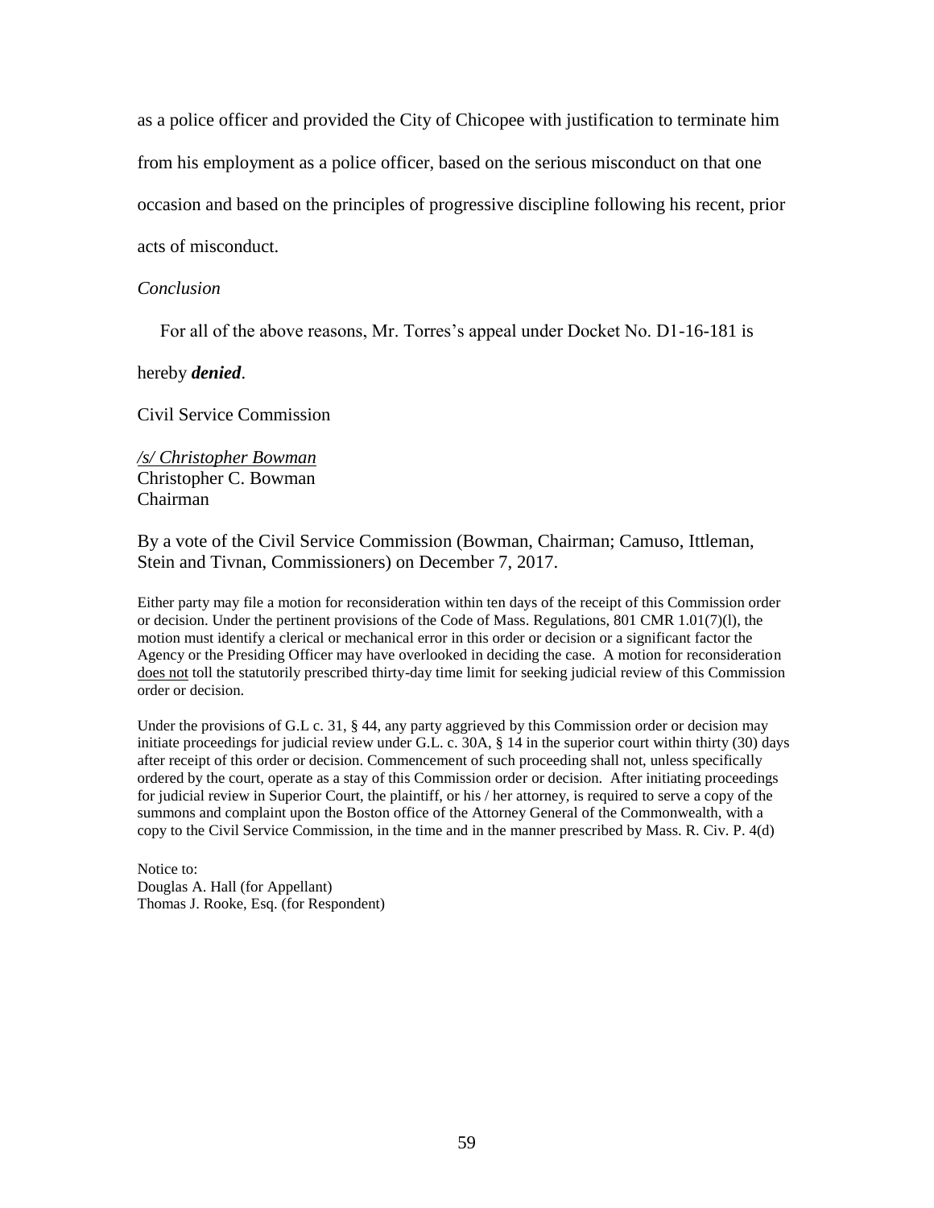as a police officer and provided the City of Chicopee with justification to terminate him from his employment as a police officer, based on the serious misconduct on that one occasion and based on the principles of progressive discipline following his recent, prior acts of misconduct.

*Conclusion*

For all of the above reasons, Mr. Torres's appeal under Docket No. D1-16-181 is hereby ***denied***.

Civil Service Commission

*/s/ Christopher Bowman*
Christopher C. Bowman
Chairman

By a vote of the Civil Service Commission (Bowman, Chairman; Camuso, Ittleman, Stein and Tivnan, Commissioners) on December 7, 2017.

Either party may file a motion for reconsideration within ten days of the receipt of this Commission order or decision. Under the pertinent provisions of the Code of Mass. Regulations, 801 CMR 1.01(7)(l), the motion must identify a clerical or mechanical error in this order or decision or a significant factor the Agency or the Presiding Officer may have overlooked in deciding the case. A motion for reconsideration does not toll the statutorily prescribed thirty-day time limit for seeking judicial review of this Commission order or decision.

Under the provisions of G.L c. 31, § 44, any party aggrieved by this Commission order or decision may initiate proceedings for judicial review under G.L. c. 30A, § 14 in the superior court within thirty (30) days after receipt of this order or decision. Commencement of such proceeding shall not, unless specifically ordered by the court, operate as a stay of this Commission order or decision. After initiating proceedings for judicial review in Superior Court, the plaintiff, or his / her attorney, is required to serve a copy of the summons and complaint upon the Boston office of the Attorney General of the Commonwealth, with a copy to the Civil Service Commission, in the time and in the manner prescribed by Mass. R. Civ. P. 4(d)

Notice to:
Douglas A. Hall (for Appellant)
Thomas J. Rooke, Esq. (for Respondent)